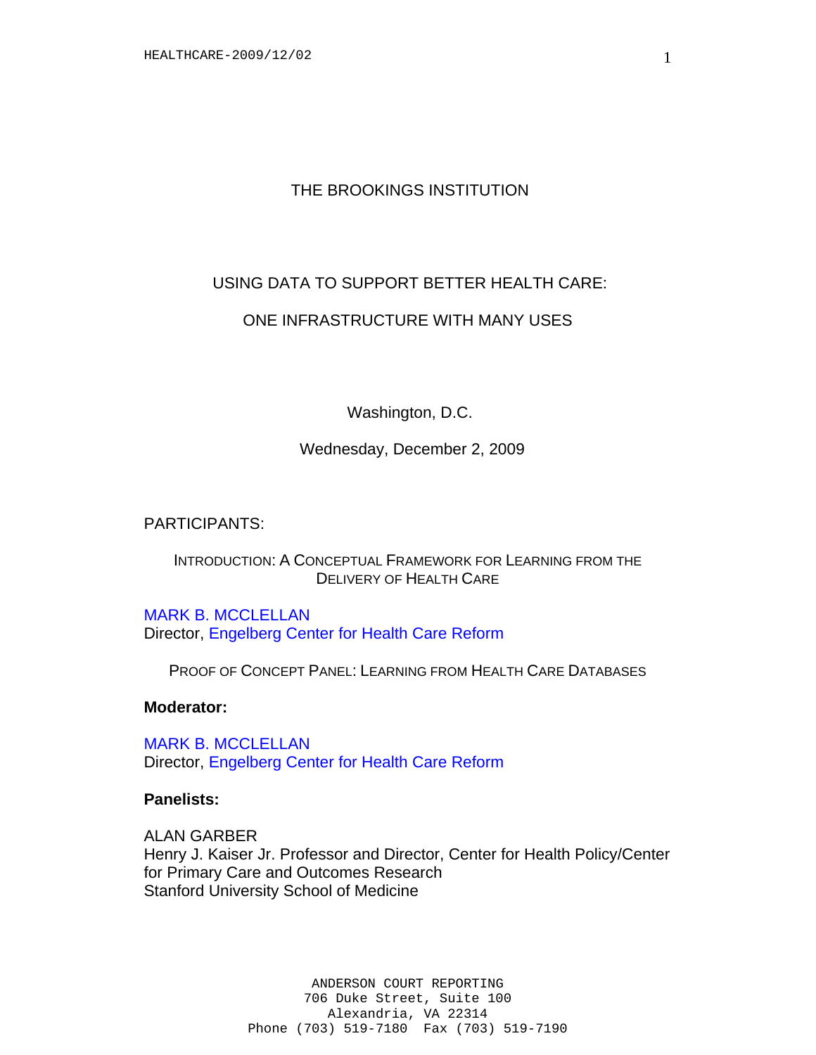# THE BROOKINGS INSTITUTION

## USING DATA TO SUPPORT BETTER HEALTH CARE:

## ONE INFRASTRUCTURE WITH MANY USES

Washington, D.C.

Wednesday, December 2, 2009

PARTICIPANTS:

INTRODUCTION: A CONCEPTUAL FRAMEWORK FOR LEARNING FROM THE DELIVERY OF HEALTH CARE

MARK B. MCCLELLAN
Director, Engelberg Center for Health Care Reform

PROOF OF CONCEPT PANEL: LEARNING FROM HEALTH CARE DATABASES

**Moderator:**

MARK B. MCCLELLAN
Director, Engelberg Center for Health Care Reform

**Panelists:**

ALAN GARBER
Henry J. Kaiser Jr. Professor and Director, Center for Health Policy/Center for Primary Care and Outcomes Research
Stanford University School of Medicine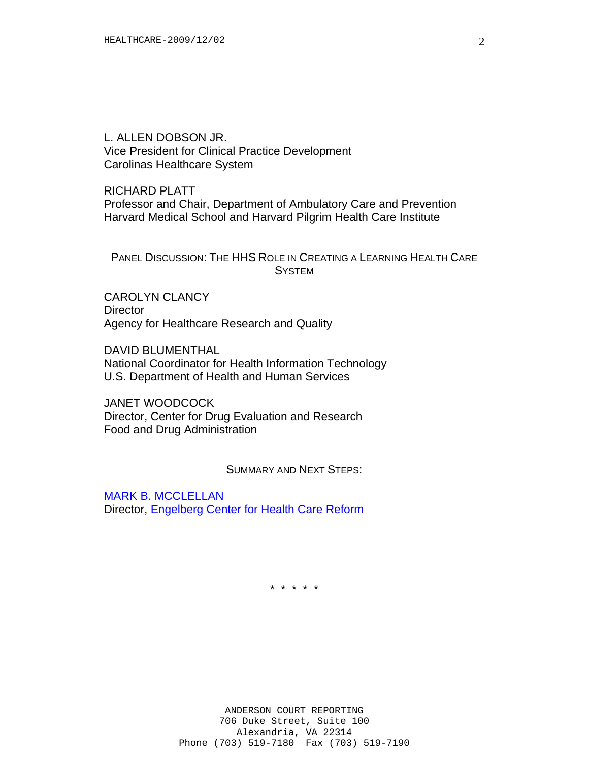L. ALLEN DOBSON JR.
Vice President for Clinical Practice Development
Carolinas Healthcare System

RICHARD PLATT
Professor and Chair, Department of Ambulatory Care and Prevention
Harvard Medical School and Harvard Pilgrim Health Care Institute

## PANEL DISCUSSION: THE HHS ROLE IN CREATING A LEARNING HEALTH CARE SYSTEM

CAROLYN CLANCY
Director
Agency for Healthcare Research and Quality

DAVID BLUMENTHAL
National Coordinator for Health Information Technology
U.S. Department of Health and Human Services

JANET WOODCOCK
Director, Center for Drug Evaluation and Research
Food and Drug Administration

## SUMMARY AND NEXT STEPS:

MARK B. MCCLELLAN
Director, Engelberg Center for Health Care Reform

* * * * *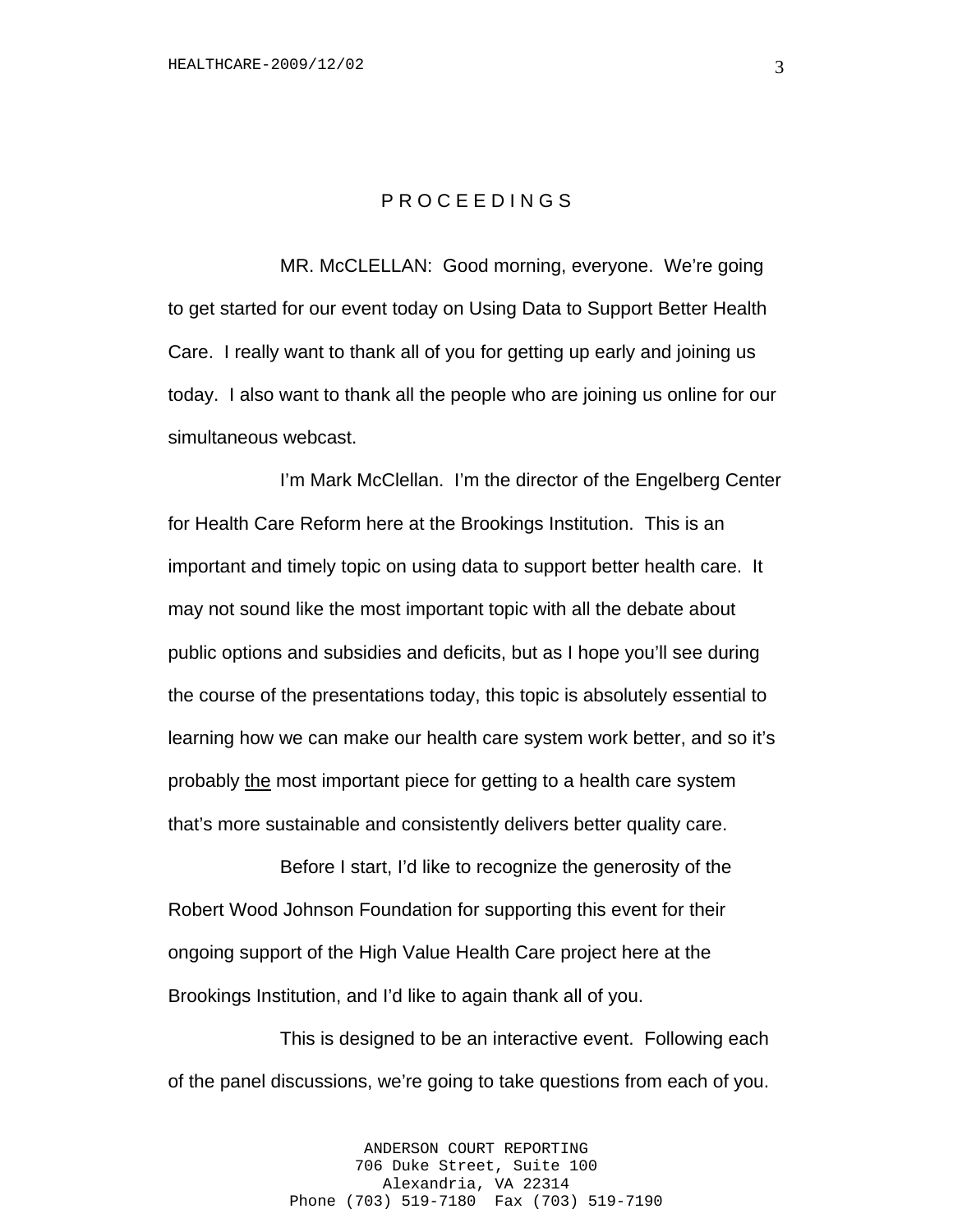# P R O C E E D I N G S

MR. McCLELLAN: Good morning, everyone. We're going to get started for our event today on Using Data to Support Better Health Care. I really want to thank all of you for getting up early and joining us today. I also want to thank all the people who are joining us online for our simultaneous webcast.

I'm Mark McClellan. I'm the director of the Engelberg Center for Health Care Reform here at the Brookings Institution. This is an important and timely topic on using data to support better health care. It may not sound like the most important topic with all the debate about public options and subsidies and deficits, but as I hope you'll see during the course of the presentations today, this topic is absolutely essential to learning how we can make our health care system work better, and so it's probably <u>the</u> most important piece for getting to a health care system that's more sustainable and consistently delivers better quality care.

Before I start, I'd like to recognize the generosity of the Robert Wood Johnson Foundation for supporting this event for their ongoing support of the High Value Health Care project here at the Brookings Institution, and I'd like to again thank all of you.

This is designed to be an interactive event. Following each of the panel discussions, we're going to take questions from each of you.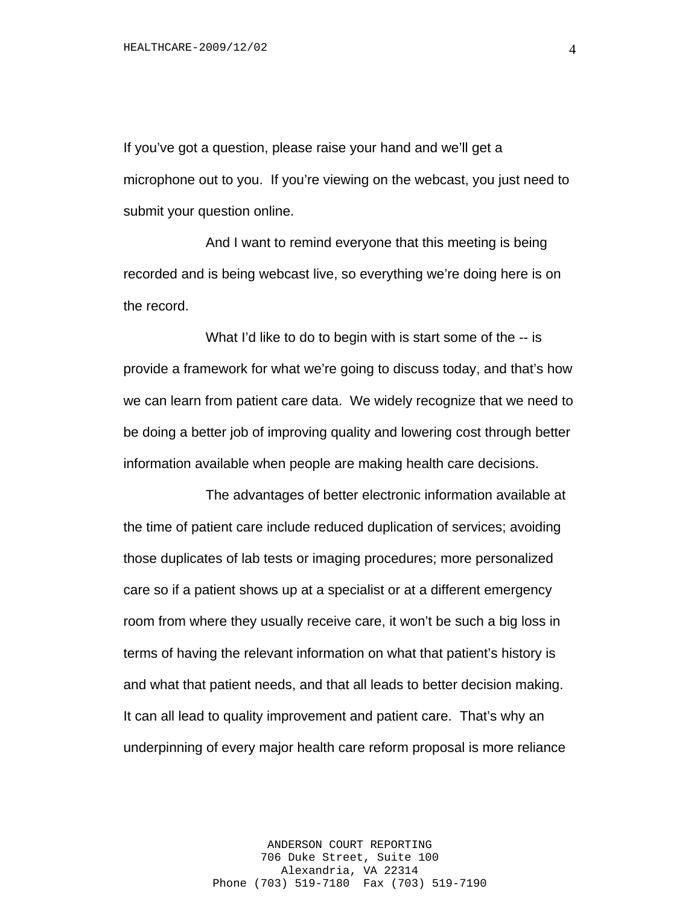If you've got a question, please raise your hand and we'll get a microphone out to you. If you're viewing on the webcast, you just need to submit your question online.

And I want to remind everyone that this meeting is being recorded and is being webcast live, so everything we're doing here is on the record.

What I'd like to do to begin with is start some of the -- is provide a framework for what we're going to discuss today, and that's how we can learn from patient care data. We widely recognize that we need to be doing a better job of improving quality and lowering cost through better information available when people are making health care decisions.

The advantages of better electronic information available at the time of patient care include reduced duplication of services; avoiding those duplicates of lab tests or imaging procedures; more personalized care so if a patient shows up at a specialist or at a different emergency room from where they usually receive care, it won't be such a big loss in terms of having the relevant information on what that patient's history is and what that patient needs, and that all leads to better decision making. It can all lead to quality improvement and patient care. That's why an underpinning of every major health care reform proposal is more reliance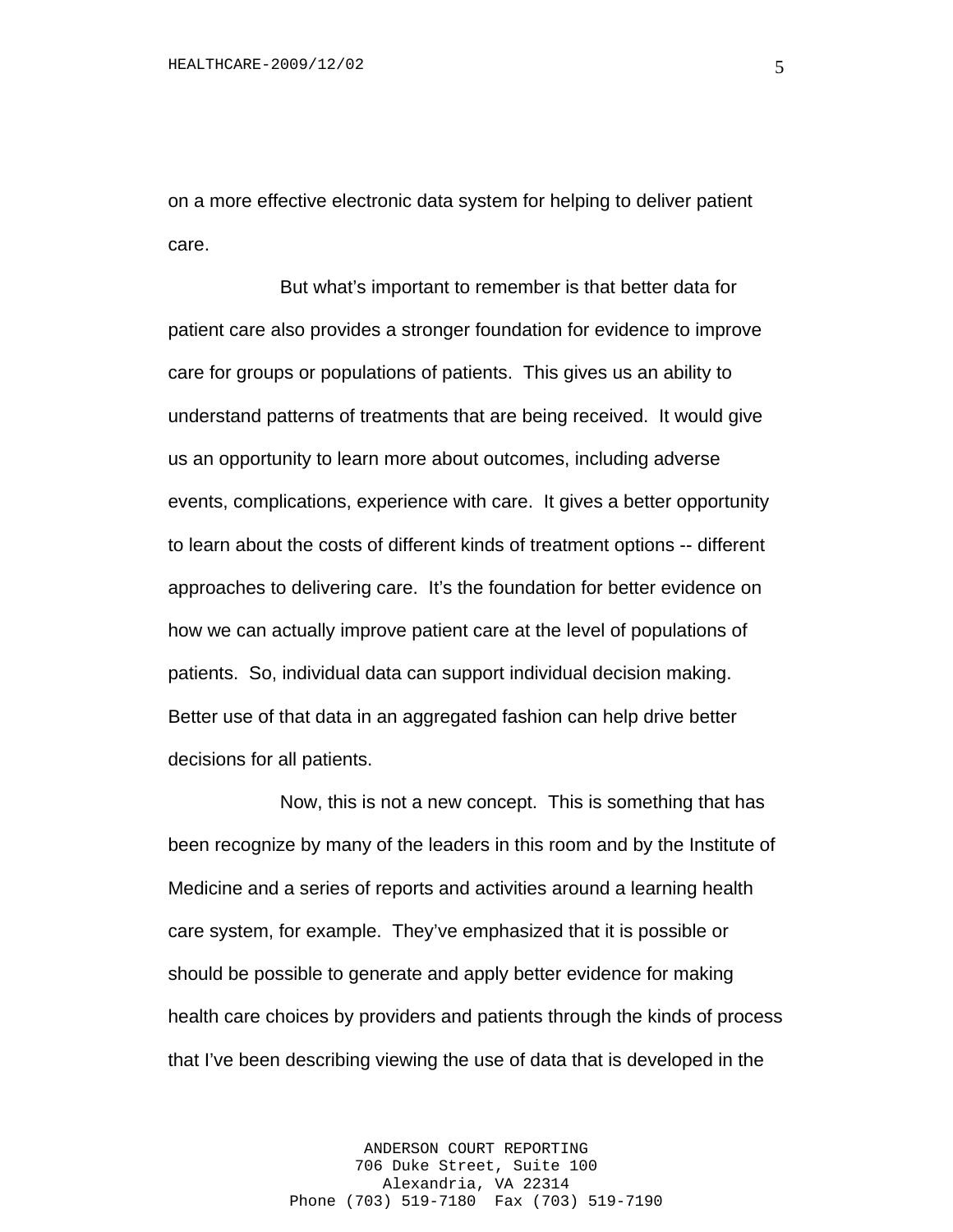on a more effective electronic data system for helping to deliver patient care.

But what's important to remember is that better data for patient care also provides a stronger foundation for evidence to improve care for groups or populations of patients. This gives us an ability to understand patterns of treatments that are being received. It would give us an opportunity to learn more about outcomes, including adverse events, complications, experience with care. It gives a better opportunity to learn about the costs of different kinds of treatment options -- different approaches to delivering care. It's the foundation for better evidence on how we can actually improve patient care at the level of populations of patients. So, individual data can support individual decision making. Better use of that data in an aggregated fashion can help drive better decisions for all patients.

Now, this is not a new concept. This is something that has been recognize by many of the leaders in this room and by the Institute of Medicine and a series of reports and activities around a learning health care system, for example. They've emphasized that it is possible or should be possible to generate and apply better evidence for making health care choices by providers and patients through the kinds of process that I've been describing viewing the use of data that is developed in the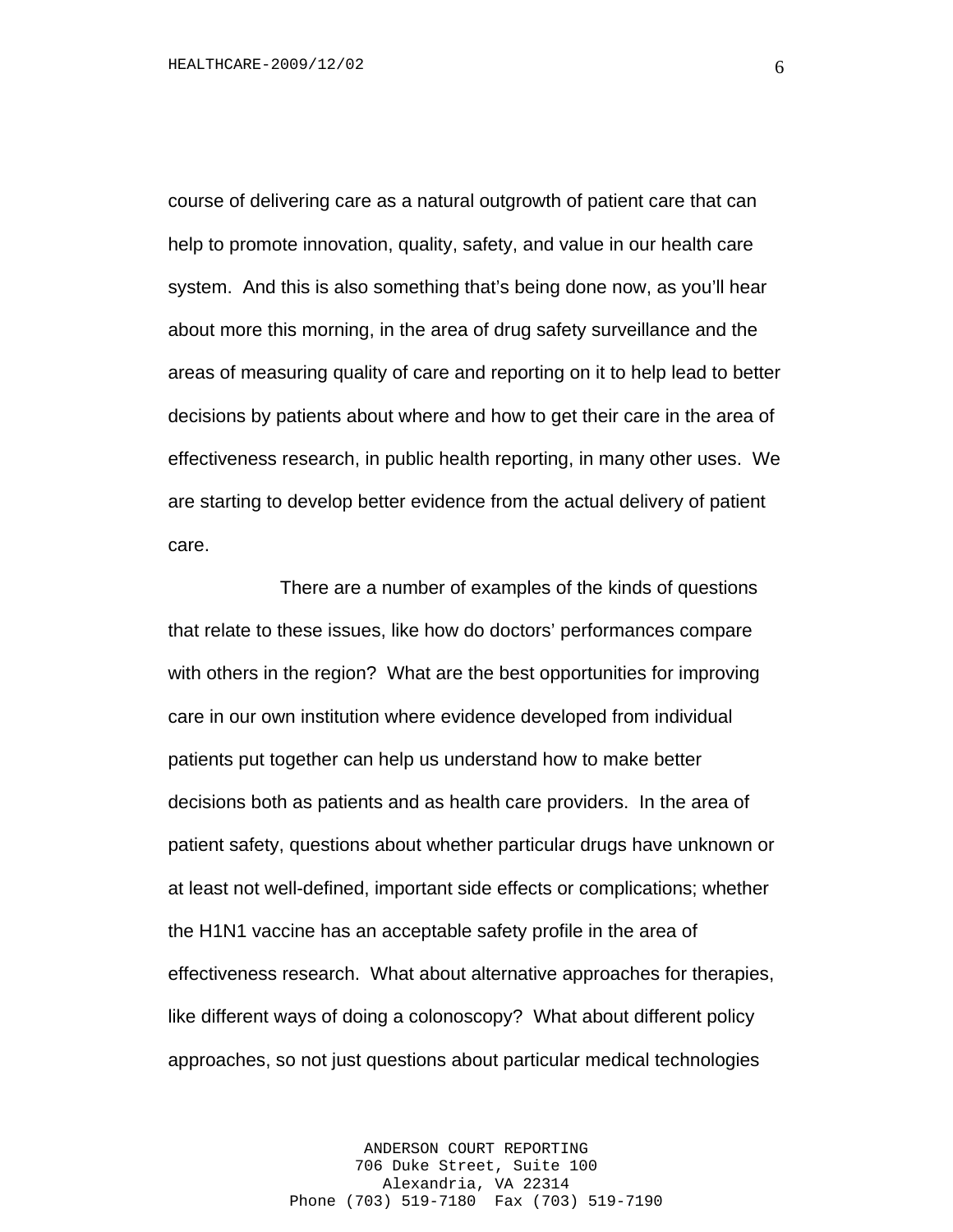course of delivering care as a natural outgrowth of patient care that can help to promote innovation, quality, safety, and value in our health care system. And this is also something that's being done now, as you'll hear about more this morning, in the area of drug safety surveillance and the areas of measuring quality of care and reporting on it to help lead to better decisions by patients about where and how to get their care in the area of effectiveness research, in public health reporting, in many other uses. We are starting to develop better evidence from the actual delivery of patient care.

There are a number of examples of the kinds of questions that relate to these issues, like how do doctors' performances compare with others in the region? What are the best opportunities for improving care in our own institution where evidence developed from individual patients put together can help us understand how to make better decisions both as patients and as health care providers. In the area of patient safety, questions about whether particular drugs have unknown or at least not well-defined, important side effects or complications; whether the H1N1 vaccine has an acceptable safety profile in the area of effectiveness research. What about alternative approaches for therapies, like different ways of doing a colonoscopy? What about different policy approaches, so not just questions about particular medical technologies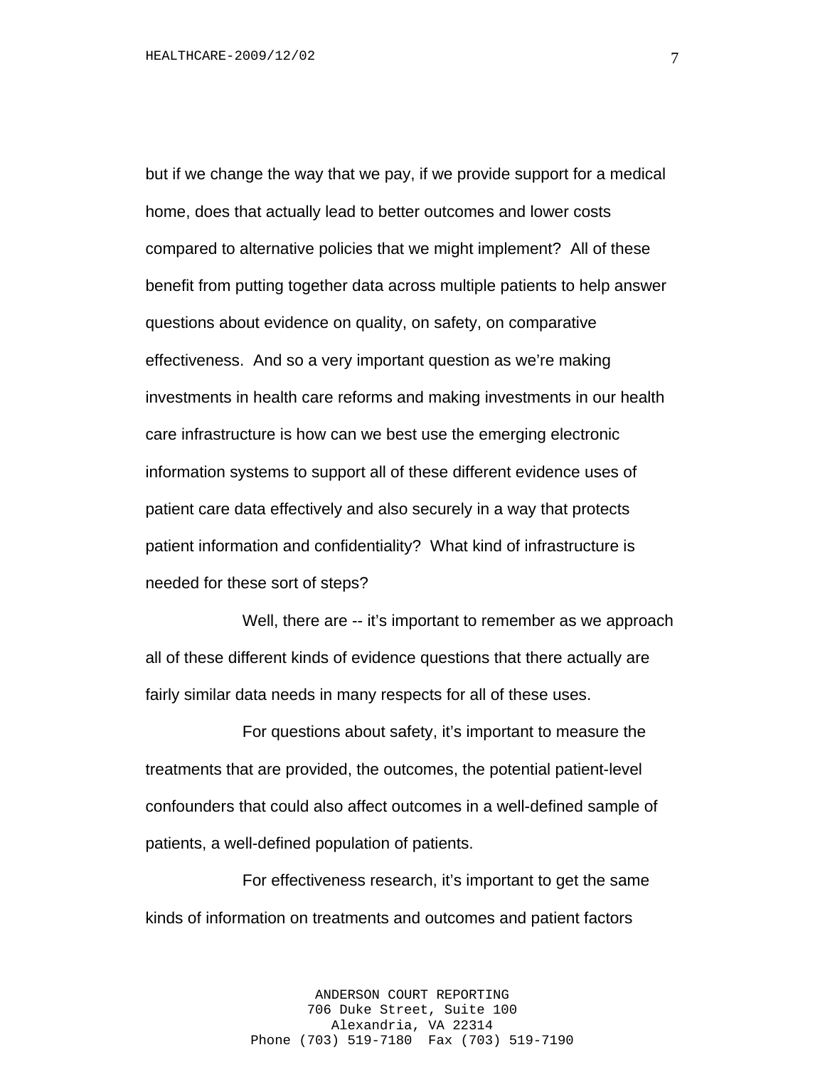but if we change the way that we pay, if we provide support for a medical home, does that actually lead to better outcomes and lower costs compared to alternative policies that we might implement? All of these benefit from putting together data across multiple patients to help answer questions about evidence on quality, on safety, on comparative effectiveness. And so a very important question as we're making investments in health care reforms and making investments in our health care infrastructure is how can we best use the emerging electronic information systems to support all of these different evidence uses of patient care data effectively and also securely in a way that protects patient information and confidentiality? What kind of infrastructure is needed for these sort of steps?

Well, there are -- it's important to remember as we approach all of these different kinds of evidence questions that there actually are fairly similar data needs in many respects for all of these uses.

For questions about safety, it's important to measure the treatments that are provided, the outcomes, the potential patient-level confounders that could also affect outcomes in a well-defined sample of patients, a well-defined population of patients.

For effectiveness research, it's important to get the same kinds of information on treatments and outcomes and patient factors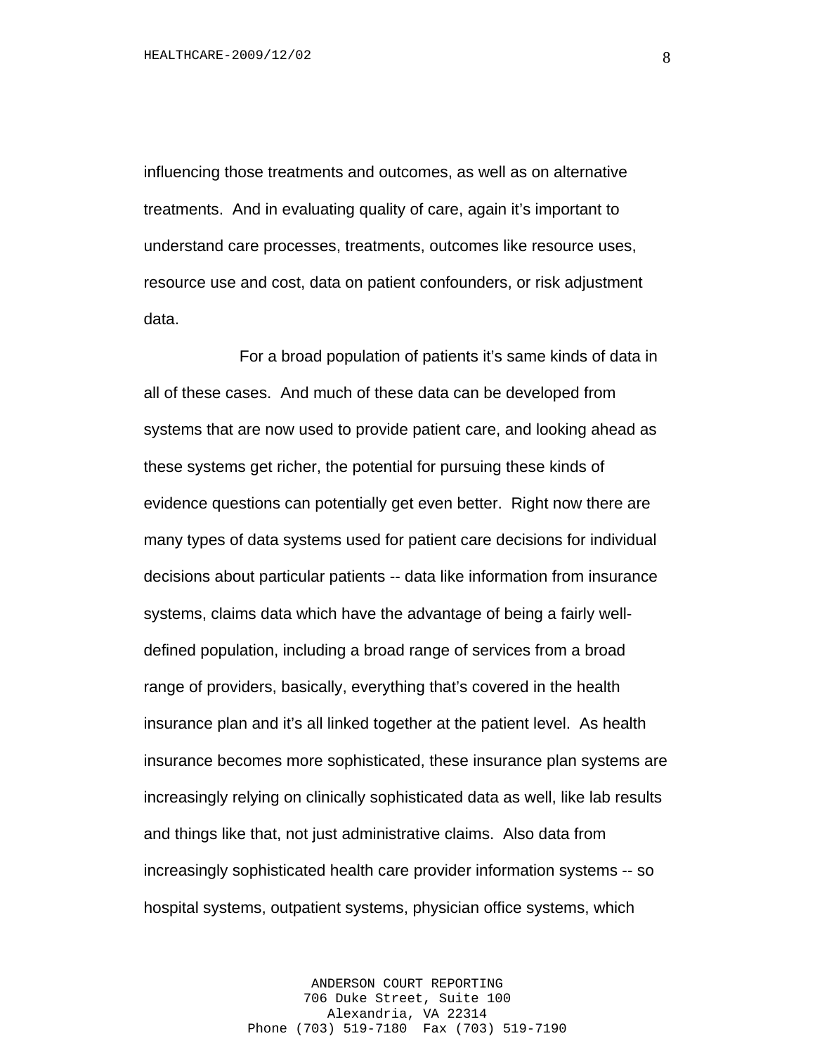influencing those treatments and outcomes, as well as on alternative treatments. And in evaluating quality of care, again it's important to understand care processes, treatments, outcomes like resource uses, resource use and cost, data on patient confounders, or risk adjustment data.

For a broad population of patients it's same kinds of data in all of these cases. And much of these data can be developed from systems that are now used to provide patient care, and looking ahead as these systems get richer, the potential for pursuing these kinds of evidence questions can potentially get even better. Right now there are many types of data systems used for patient care decisions for individual decisions about particular patients -- data like information from insurance systems, claims data which have the advantage of being a fairly well-defined population, including a broad range of services from a broad range of providers, basically, everything that's covered in the health insurance plan and it's all linked together at the patient level. As health insurance becomes more sophisticated, these insurance plan systems are increasingly relying on clinically sophisticated data as well, like lab results and things like that, not just administrative claims. Also data from increasingly sophisticated health care provider information systems -- so hospital systems, outpatient systems, physician office systems, which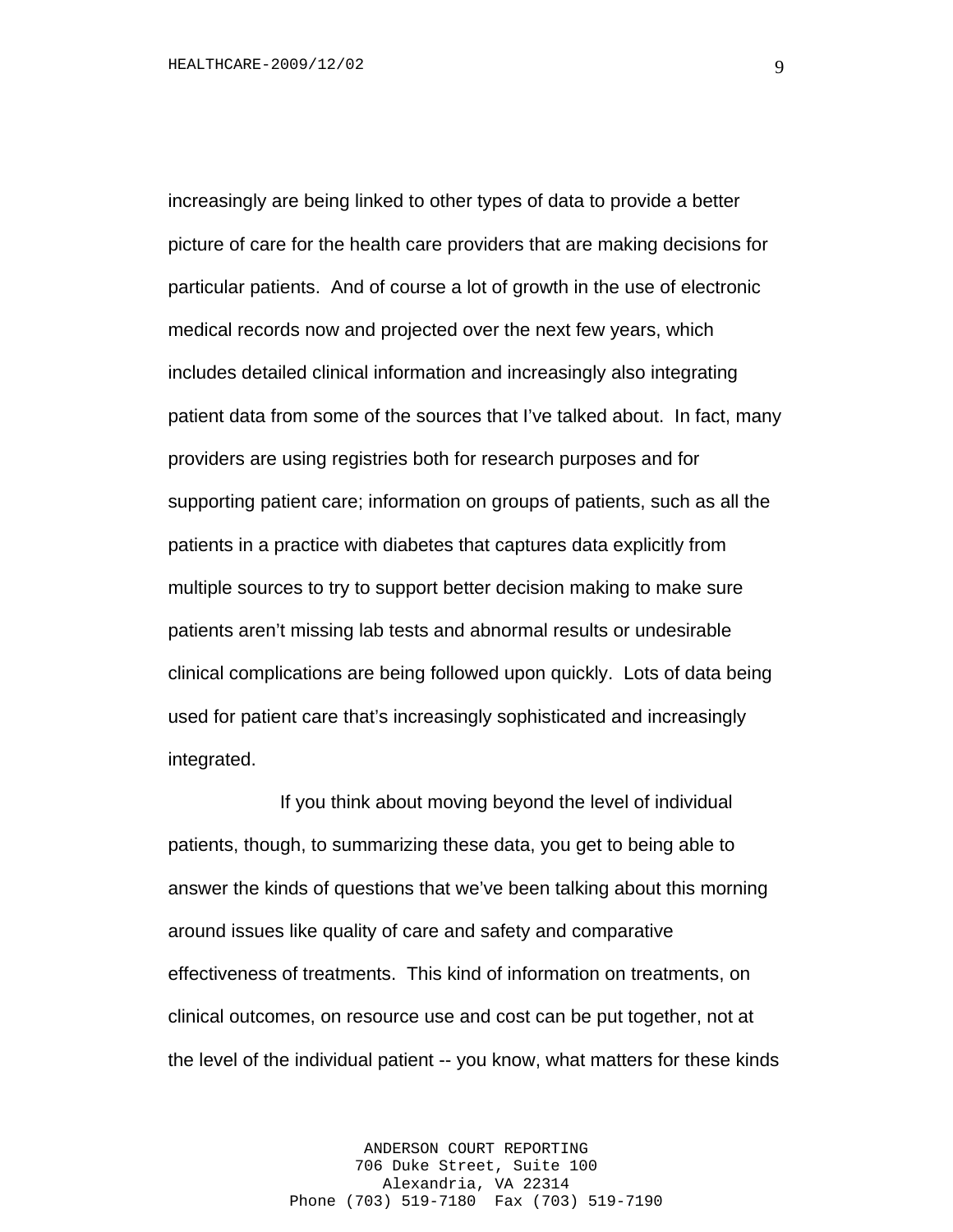increasingly are being linked to other types of data to provide a better picture of care for the health care providers that are making decisions for particular patients. And of course a lot of growth in the use of electronic medical records now and projected over the next few years, which includes detailed clinical information and increasingly also integrating patient data from some of the sources that I've talked about. In fact, many providers are using registries both for research purposes and for supporting patient care; information on groups of patients, such as all the patients in a practice with diabetes that captures data explicitly from multiple sources to try to support better decision making to make sure patients aren't missing lab tests and abnormal results or undesirable clinical complications are being followed upon quickly. Lots of data being used for patient care that's increasingly sophisticated and increasingly integrated.

If you think about moving beyond the level of individual patients, though, to summarizing these data, you get to being able to answer the kinds of questions that we've been talking about this morning around issues like quality of care and safety and comparative effectiveness of treatments. This kind of information on treatments, on clinical outcomes, on resource use and cost can be put together, not at the level of the individual patient -- you know, what matters for these kinds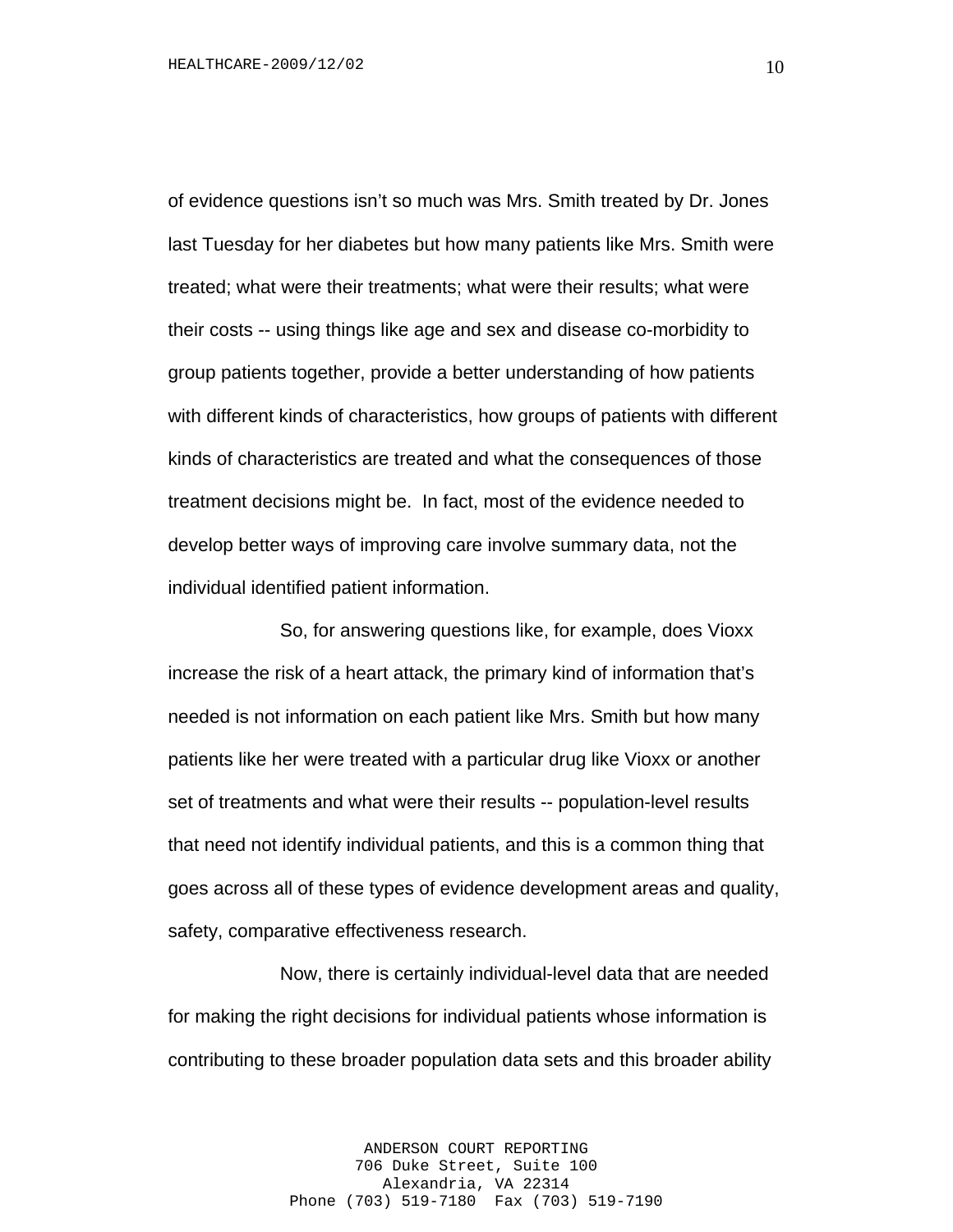of evidence questions isn't so much was Mrs. Smith treated by Dr. Jones last Tuesday for her diabetes but how many patients like Mrs. Smith were treated; what were their treatments; what were their results; what were their costs -- using things like age and sex and disease co-morbidity to group patients together, provide a better understanding of how patients with different kinds of characteristics, how groups of patients with different kinds of characteristics are treated and what the consequences of those treatment decisions might be. In fact, most of the evidence needed to develop better ways of improving care involve summary data, not the individual identified patient information.

So, for answering questions like, for example, does Vioxx increase the risk of a heart attack, the primary kind of information that's needed is not information on each patient like Mrs. Smith but how many patients like her were treated with a particular drug like Vioxx or another set of treatments and what were their results -- population-level results that need not identify individual patients, and this is a common thing that goes across all of these types of evidence development areas and quality, safety, comparative effectiveness research.

Now, there is certainly individual-level data that are needed for making the right decisions for individual patients whose information is contributing to these broader population data sets and this broader ability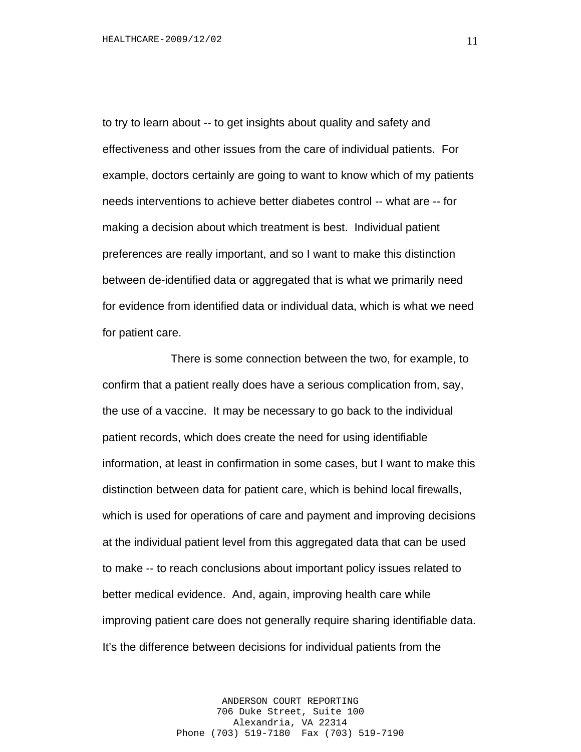to try to learn about -- to get insights about quality and safety and effectiveness and other issues from the care of individual patients. For example, doctors certainly are going to want to know which of my patients needs interventions to achieve better diabetes control -- what are -- for making a decision about which treatment is best. Individual patient preferences are really important, and so I want to make this distinction between de-identified data or aggregated that is what we primarily need for evidence from identified data or individual data, which is what we need for patient care.

There is some connection between the two, for example, to confirm that a patient really does have a serious complication from, say, the use of a vaccine. It may be necessary to go back to the individual patient records, which does create the need for using identifiable information, at least in confirmation in some cases, but I want to make this distinction between data for patient care, which is behind local firewalls, which is used for operations of care and payment and improving decisions at the individual patient level from this aggregated data that can be used to make -- to reach conclusions about important policy issues related to better medical evidence. And, again, improving health care while improving patient care does not generally require sharing identifiable data. It's the difference between decisions for individual patients from the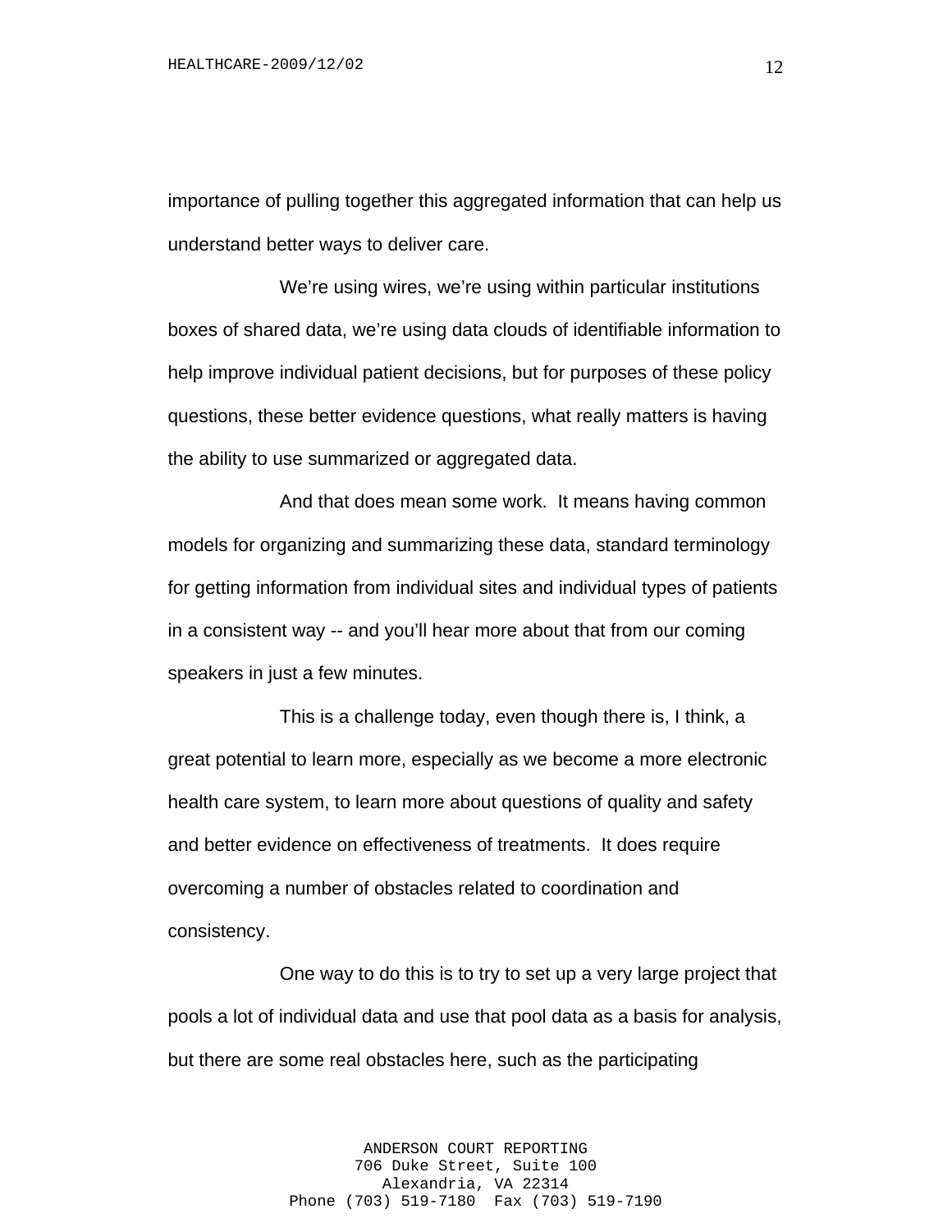importance of pulling together this aggregated information that can help us understand better ways to deliver care.

We're using wires, we're using within particular institutions boxes of shared data, we're using data clouds of identifiable information to help improve individual patient decisions, but for purposes of these policy questions, these better evidence questions, what really matters is having the ability to use summarized or aggregated data.

And that does mean some work. It means having common models for organizing and summarizing these data, standard terminology for getting information from individual sites and individual types of patients in a consistent way -- and you'll hear more about that from our coming speakers in just a few minutes.

This is a challenge today, even though there is, I think, a great potential to learn more, especially as we become a more electronic health care system, to learn more about questions of quality and safety and better evidence on effectiveness of treatments. It does require overcoming a number of obstacles related to coordination and consistency.

One way to do this is to try to set up a very large project that pools a lot of individual data and use that pool data as a basis for analysis, but there are some real obstacles here, such as the participating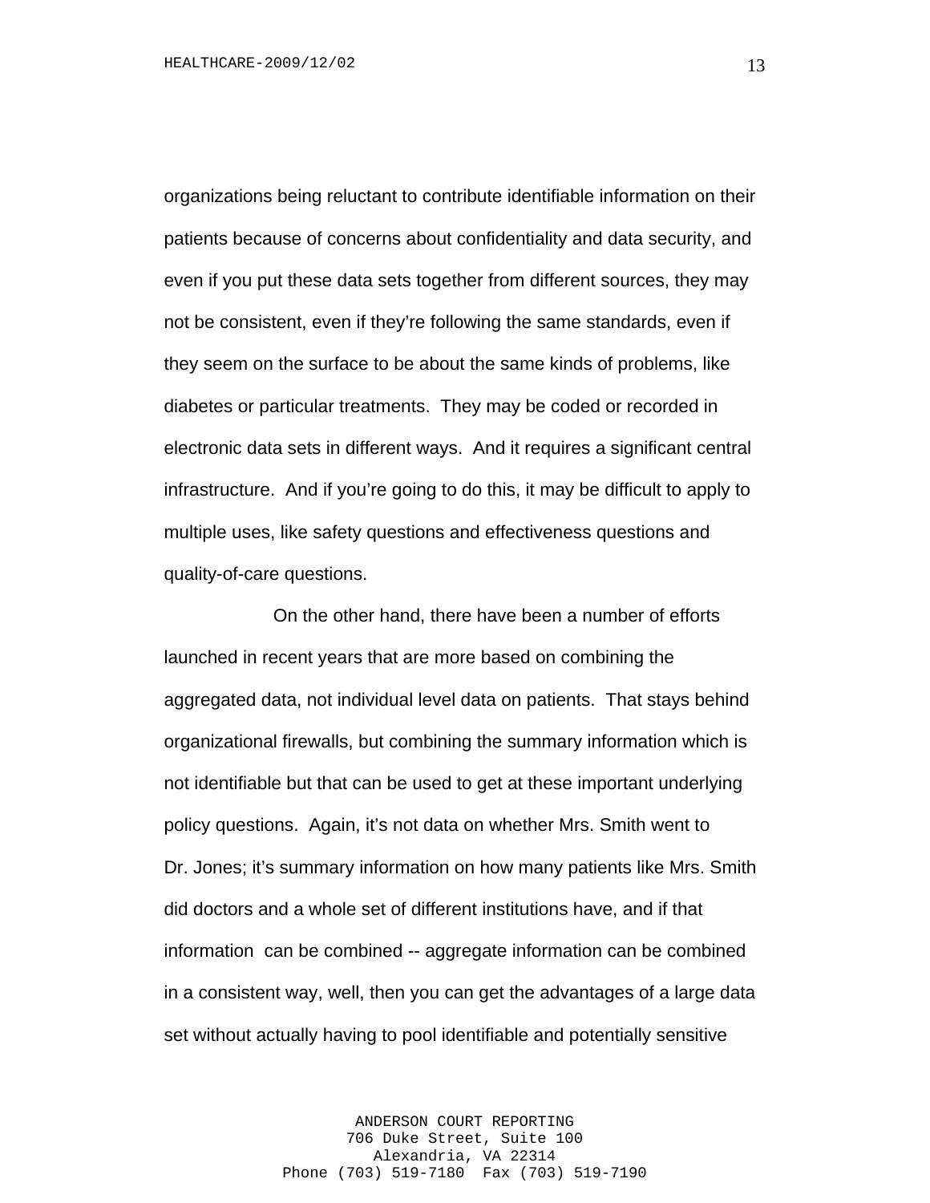organizations being reluctant to contribute identifiable information on their patients because of concerns about confidentiality and data security, and even if you put these data sets together from different sources, they may not be consistent, even if they're following the same standards, even if they seem on the surface to be about the same kinds of problems, like diabetes or particular treatments. They may be coded or recorded in electronic data sets in different ways. And it requires a significant central infrastructure. And if you're going to do this, it may be difficult to apply to multiple uses, like safety questions and effectiveness questions and quality-of-care questions.

On the other hand, there have been a number of efforts launched in recent years that are more based on combining the aggregated data, not individual level data on patients. That stays behind organizational firewalls, but combining the summary information which is not identifiable but that can be used to get at these important underlying policy questions. Again, it's not data on whether Mrs. Smith went to Dr. Jones; it's summary information on how many patients like Mrs. Smith did doctors and a whole set of different institutions have, and if that information can be combined -- aggregate information can be combined in a consistent way, well, then you can get the advantages of a large data set without actually having to pool identifiable and potentially sensitive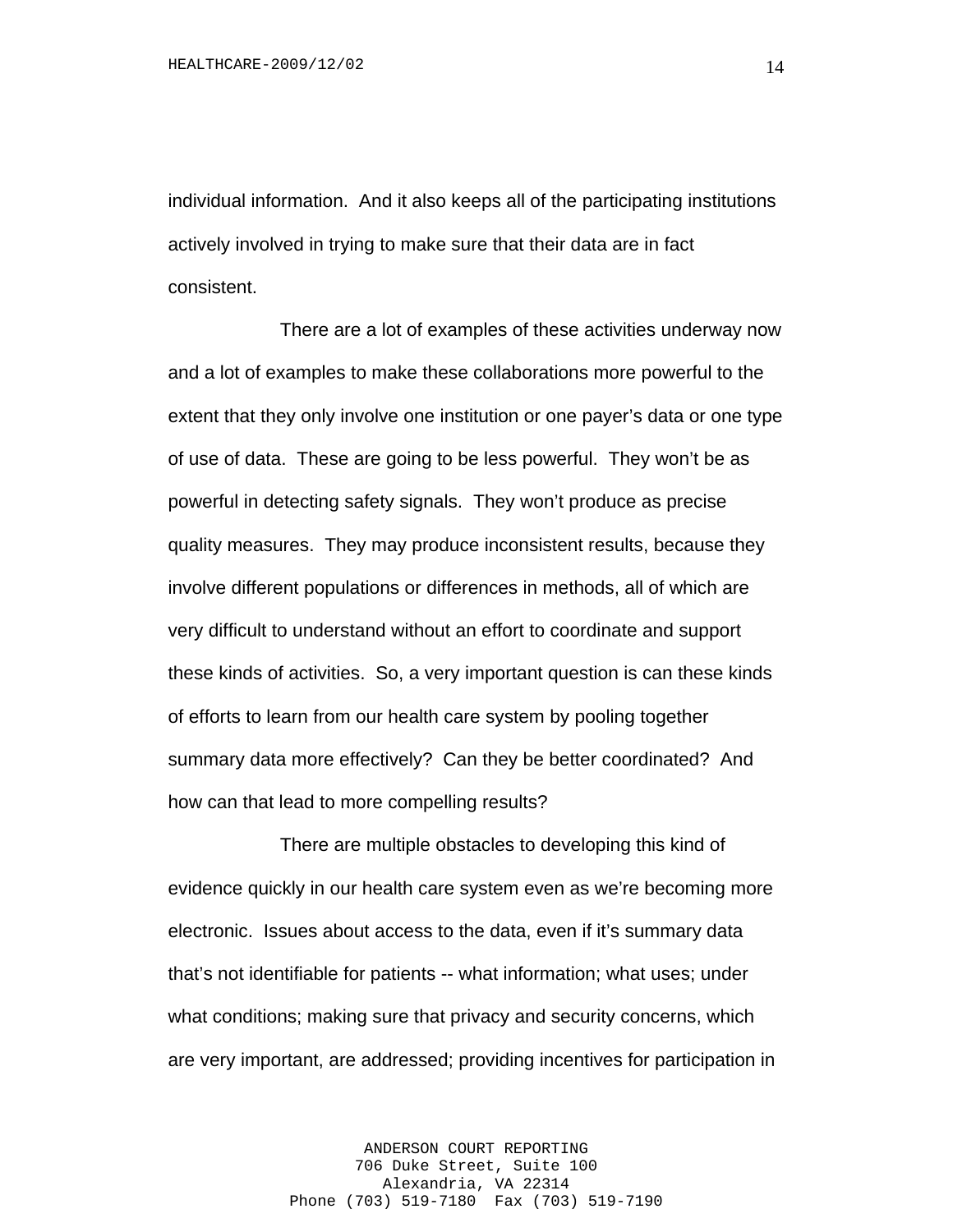individual information. And it also keeps all of the participating institutions actively involved in trying to make sure that their data are in fact consistent.

There are a lot of examples of these activities underway now and a lot of examples to make these collaborations more powerful to the extent that they only involve one institution or one payer's data or one type of use of data. These are going to be less powerful. They won't be as powerful in detecting safety signals. They won't produce as precise quality measures. They may produce inconsistent results, because they involve different populations or differences in methods, all of which are very difficult to understand without an effort to coordinate and support these kinds of activities. So, a very important question is can these kinds of efforts to learn from our health care system by pooling together summary data more effectively? Can they be better coordinated? And how can that lead to more compelling results?

There are multiple obstacles to developing this kind of evidence quickly in our health care system even as we're becoming more electronic. Issues about access to the data, even if it's summary data that's not identifiable for patients -- what information; what uses; under what conditions; making sure that privacy and security concerns, which are very important, are addressed; providing incentives for participation in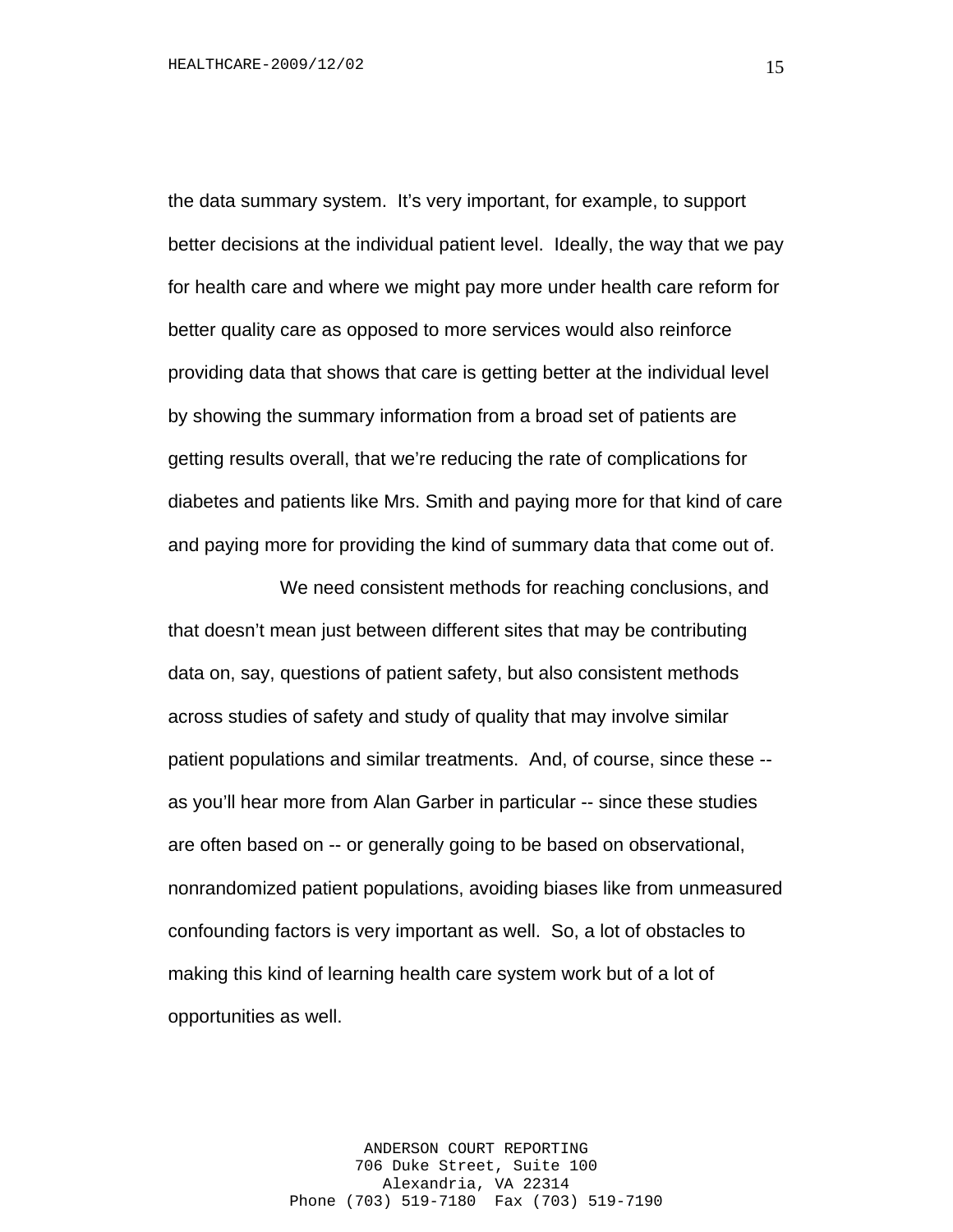the data summary system. It’s very important, for example, to support better decisions at the individual patient level. Ideally, the way that we pay for health care and where we might pay more under health care reform for better quality care as opposed to more services would also reinforce providing data that shows that care is getting better at the individual level by showing the summary information from a broad set of patients are getting results overall, that we’re reducing the rate of complications for diabetes and patients like Mrs. Smith and paying more for that kind of care and paying more for providing the kind of summary data that come out of.

We need consistent methods for reaching conclusions, and that doesn’t mean just between different sites that may be contributing data on, say, questions of patient safety, but also consistent methods across studies of safety and study of quality that may involve similar patient populations and similar treatments. And, of course, since these -- as you’ll hear more from Alan Garber in particular -- since these studies are often based on -- or generally going to be based on observational, nonrandomized patient populations, avoiding biases like from unmeasured confounding factors is very important as well. So, a lot of obstacles to making this kind of learning health care system work but of a lot of opportunities as well.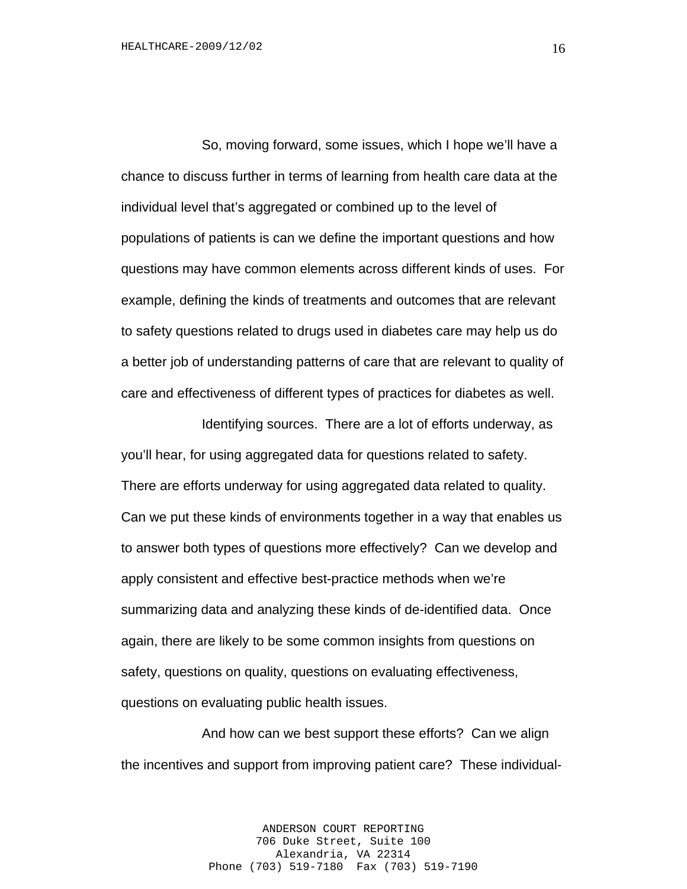So, moving forward, some issues, which I hope we'll have a chance to discuss further in terms of learning from health care data at the individual level that's aggregated or combined up to the level of populations of patients is can we define the important questions and how questions may have common elements across different kinds of uses. For example, defining the kinds of treatments and outcomes that are relevant to safety questions related to drugs used in diabetes care may help us do a better job of understanding patterns of care that are relevant to quality of care and effectiveness of different types of practices for diabetes as well.

Identifying sources. There are a lot of efforts underway, as you'll hear, for using aggregated data for questions related to safety. There are efforts underway for using aggregated data related to quality. Can we put these kinds of environments together in a way that enables us to answer both types of questions more effectively? Can we develop and apply consistent and effective best-practice methods when we're summarizing data and analyzing these kinds of de-identified data. Once again, there are likely to be some common insights from questions on safety, questions on quality, questions on evaluating effectiveness, questions on evaluating public health issues.

And how can we best support these efforts? Can we align the incentives and support from improving patient care? These individual-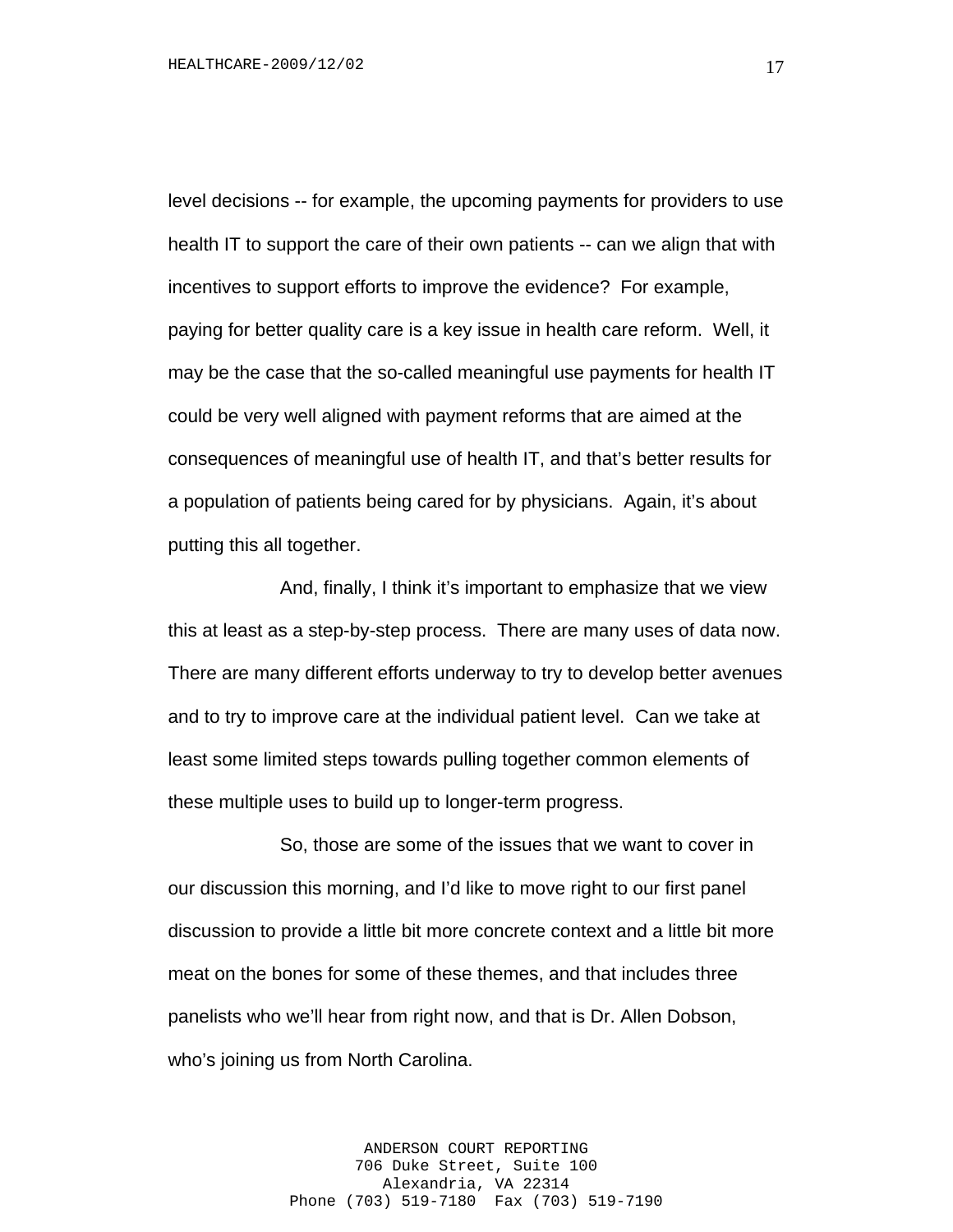level decisions -- for example, the upcoming payments for providers to use health IT to support the care of their own patients -- can we align that with incentives to support efforts to improve the evidence? For example, paying for better quality care is a key issue in health care reform. Well, it may be the case that the so-called meaningful use payments for health IT could be very well aligned with payment reforms that are aimed at the consequences of meaningful use of health IT, and that's better results for a population of patients being cared for by physicians. Again, it's about putting this all together.

And, finally, I think it's important to emphasize that we view this at least as a step-by-step process. There are many uses of data now. There are many different efforts underway to try to develop better avenues and to try to improve care at the individual patient level. Can we take at least some limited steps towards pulling together common elements of these multiple uses to build up to longer-term progress.

So, those are some of the issues that we want to cover in our discussion this morning, and I'd like to move right to our first panel discussion to provide a little bit more concrete context and a little bit more meat on the bones for some of these themes, and that includes three panelists who we'll hear from right now, and that is Dr. Allen Dobson, who's joining us from North Carolina.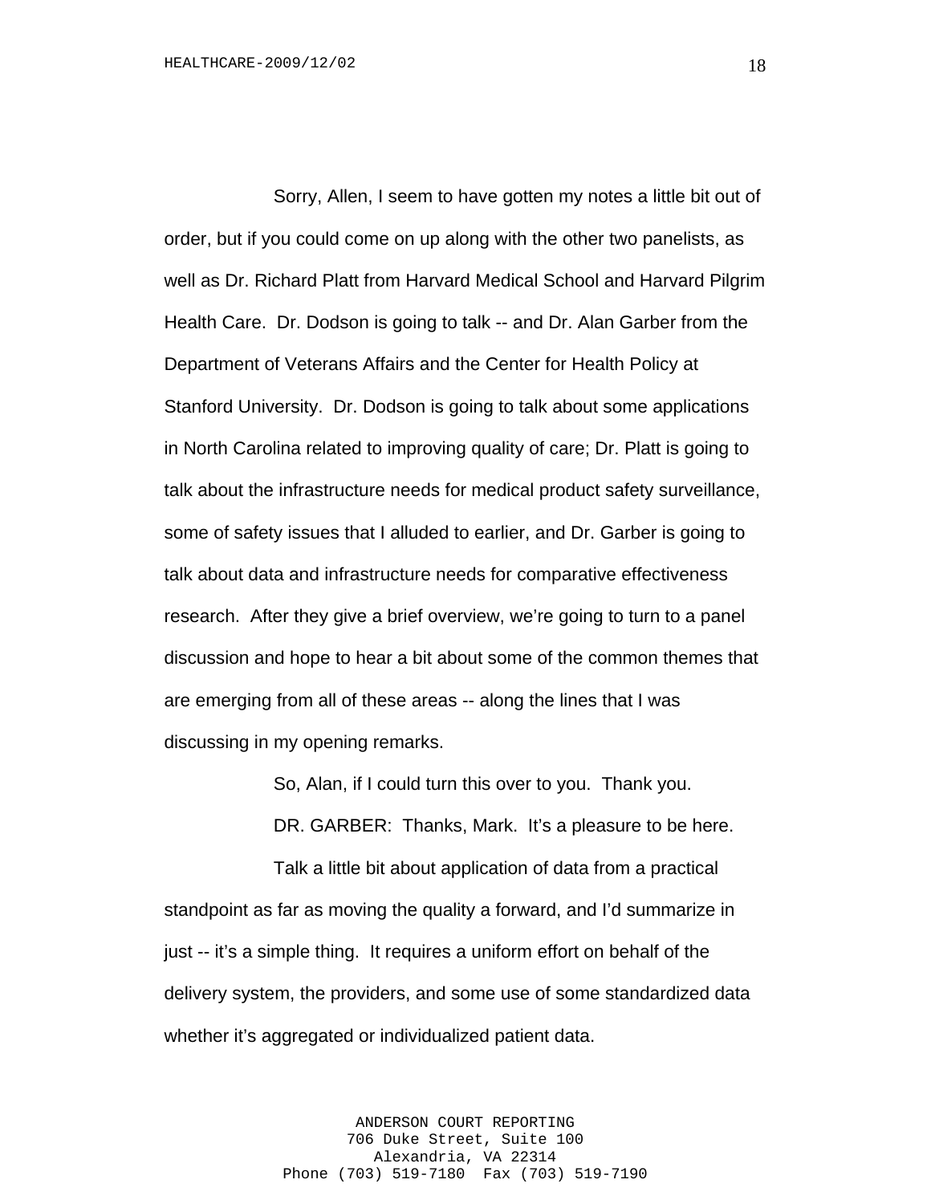Sorry, Allen, I seem to have gotten my notes a little bit out of order, but if you could come on up along with the other two panelists, as well as Dr. Richard Platt from Harvard Medical School and Harvard Pilgrim Health Care. Dr. Dodson is going to talk -- and Dr. Alan Garber from the Department of Veterans Affairs and the Center for Health Policy at Stanford University. Dr. Dodson is going to talk about some applications in North Carolina related to improving quality of care; Dr. Platt is going to talk about the infrastructure needs for medical product safety surveillance, some of safety issues that I alluded to earlier, and Dr. Garber is going to talk about data and infrastructure needs for comparative effectiveness research. After they give a brief overview, we're going to turn to a panel discussion and hope to hear a bit about some of the common themes that are emerging from all of these areas -- along the lines that I was discussing in my opening remarks.

So, Alan, if I could turn this over to you. Thank you.

DR. GARBER: Thanks, Mark. It's a pleasure to be here.

Talk a little bit about application of data from a practical standpoint as far as moving the quality a forward, and I'd summarize in just -- it's a simple thing. It requires a uniform effort on behalf of the delivery system, the providers, and some use of some standardized data whether it's aggregated or individualized patient data.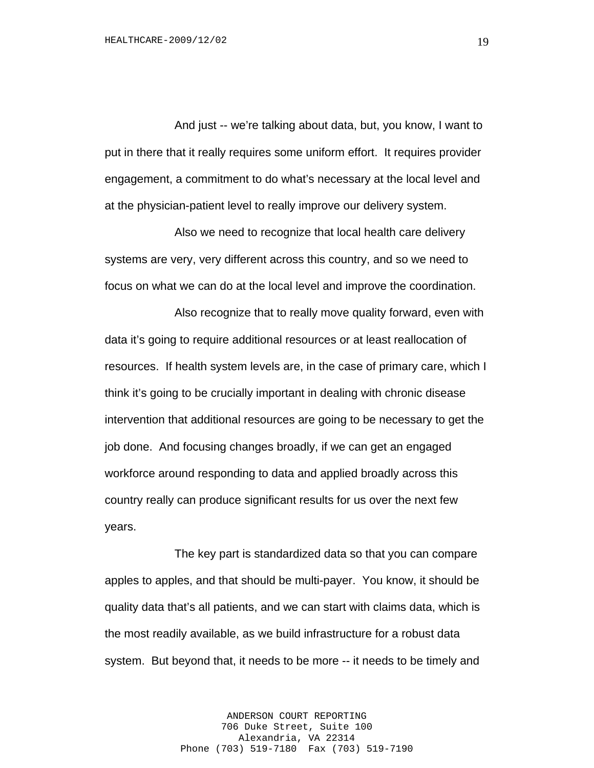And just -- we're talking about data, but, you know, I want to put in there that it really requires some uniform effort. It requires provider engagement, a commitment to do what's necessary at the local level and at the physician-patient level to really improve our delivery system.

Also we need to recognize that local health care delivery systems are very, very different across this country, and so we need to focus on what we can do at the local level and improve the coordination.

Also recognize that to really move quality forward, even with data it's going to require additional resources or at least reallocation of resources. If health system levels are, in the case of primary care, which I think it's going to be crucially important in dealing with chronic disease intervention that additional resources are going to be necessary to get the job done. And focusing changes broadly, if we can get an engaged workforce around responding to data and applied broadly across this country really can produce significant results for us over the next few years.

The key part is standardized data so that you can compare apples to apples, and that should be multi-payer. You know, it should be quality data that's all patients, and we can start with claims data, which is the most readily available, as we build infrastructure for a robust data system. But beyond that, it needs to be more -- it needs to be timely and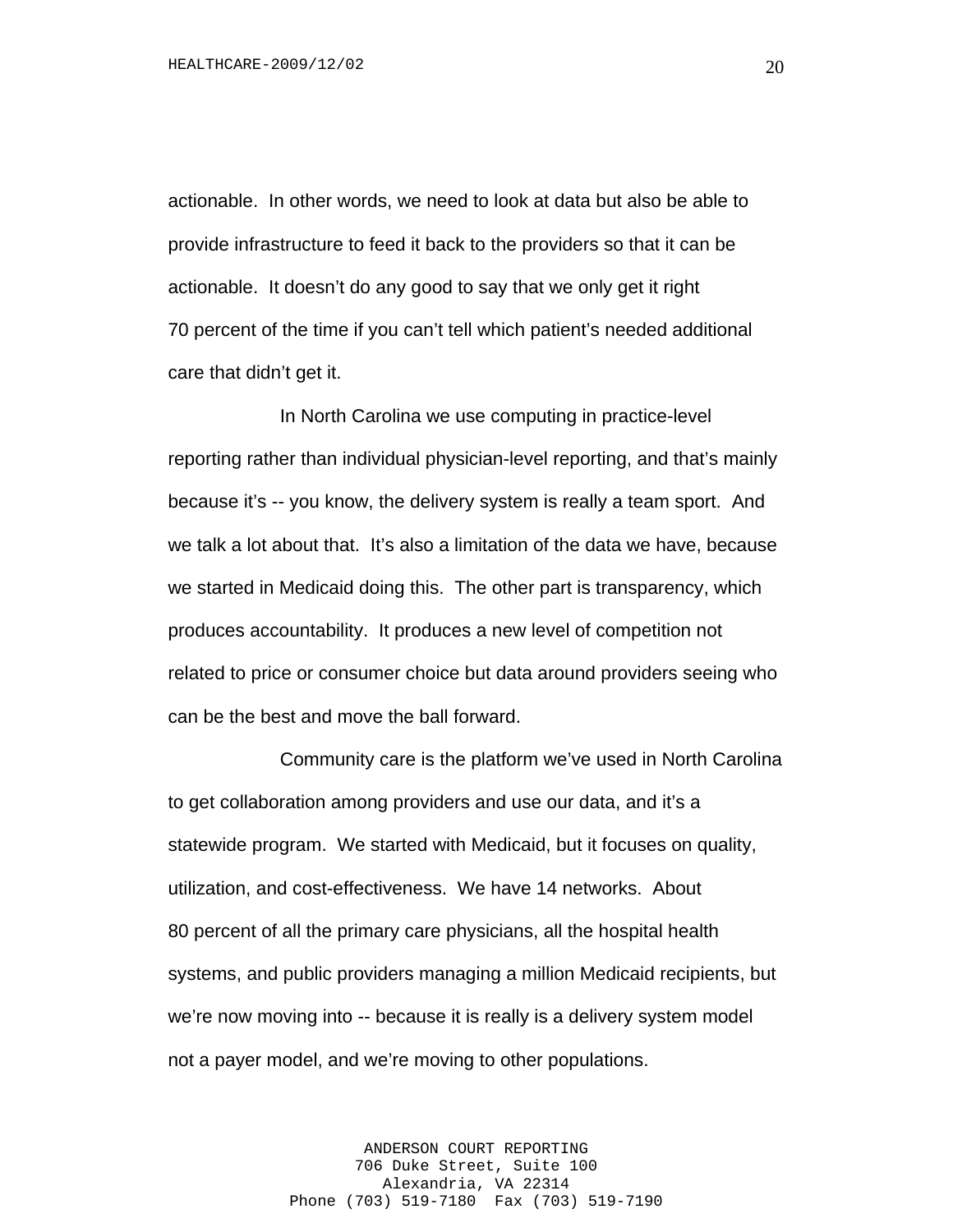actionable. In other words, we need to look at data but also be able to provide infrastructure to feed it back to the providers so that it can be actionable. It doesn't do any good to say that we only get it right 70 percent of the time if you can't tell which patient's needed additional care that didn't get it.

In North Carolina we use computing in practice-level reporting rather than individual physician-level reporting, and that's mainly because it's -- you know, the delivery system is really a team sport. And we talk a lot about that. It's also a limitation of the data we have, because we started in Medicaid doing this. The other part is transparency, which produces accountability. It produces a new level of competition not related to price or consumer choice but data around providers seeing who can be the best and move the ball forward.

Community care is the platform we've used in North Carolina to get collaboration among providers and use our data, and it's a statewide program. We started with Medicaid, but it focuses on quality, utilization, and cost-effectiveness. We have 14 networks. About 80 percent of all the primary care physicians, all the hospital health systems, and public providers managing a million Medicaid recipients, but we're now moving into -- because it is really is a delivery system model not a payer model, and we're moving to other populations.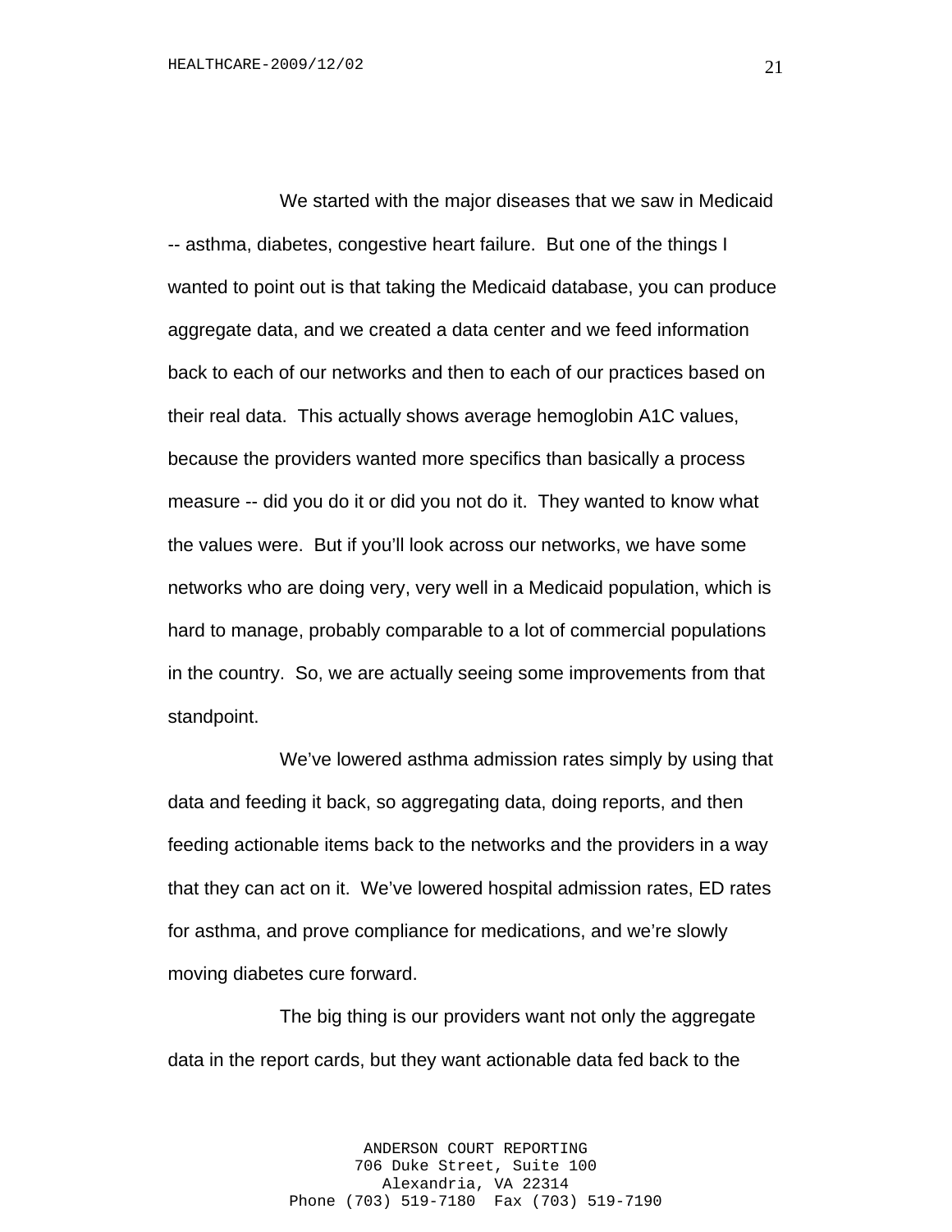We started with the major diseases that we saw in Medicaid -- asthma, diabetes, congestive heart failure. But one of the things I wanted to point out is that taking the Medicaid database, you can produce aggregate data, and we created a data center and we feed information back to each of our networks and then to each of our practices based on their real data. This actually shows average hemoglobin A1C values, because the providers wanted more specifics than basically a process measure -- did you do it or did you not do it. They wanted to know what the values were. But if you'll look across our networks, we have some networks who are doing very, very well in a Medicaid population, which is hard to manage, probably comparable to a lot of commercial populations in the country. So, we are actually seeing some improvements from that standpoint.

We've lowered asthma admission rates simply by using that data and feeding it back, so aggregating data, doing reports, and then feeding actionable items back to the networks and the providers in a way that they can act on it. We've lowered hospital admission rates, ED rates for asthma, and prove compliance for medications, and we're slowly moving diabetes cure forward.

The big thing is our providers want not only the aggregate data in the report cards, but they want actionable data fed back to the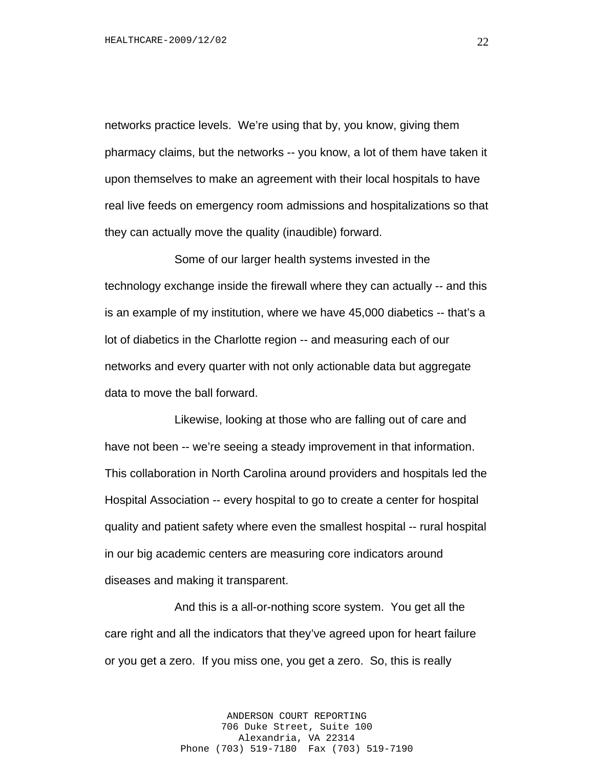networks practice levels. We're using that by, you know, giving them pharmacy claims, but the networks -- you know, a lot of them have taken it upon themselves to make an agreement with their local hospitals to have real live feeds on emergency room admissions and hospitalizations so that they can actually move the quality (inaudible) forward.

Some of our larger health systems invested in the technology exchange inside the firewall where they can actually -- and this is an example of my institution, where we have 45,000 diabetics -- that's a lot of diabetics in the Charlotte region -- and measuring each of our networks and every quarter with not only actionable data but aggregate data to move the ball forward.

Likewise, looking at those who are falling out of care and have not been -- we're seeing a steady improvement in that information. This collaboration in North Carolina around providers and hospitals led the Hospital Association -- every hospital to go to create a center for hospital quality and patient safety where even the smallest hospital -- rural hospital in our big academic centers are measuring core indicators around diseases and making it transparent.

And this is a all-or-nothing score system. You get all the care right and all the indicators that they've agreed upon for heart failure or you get a zero. If you miss one, you get a zero. So, this is really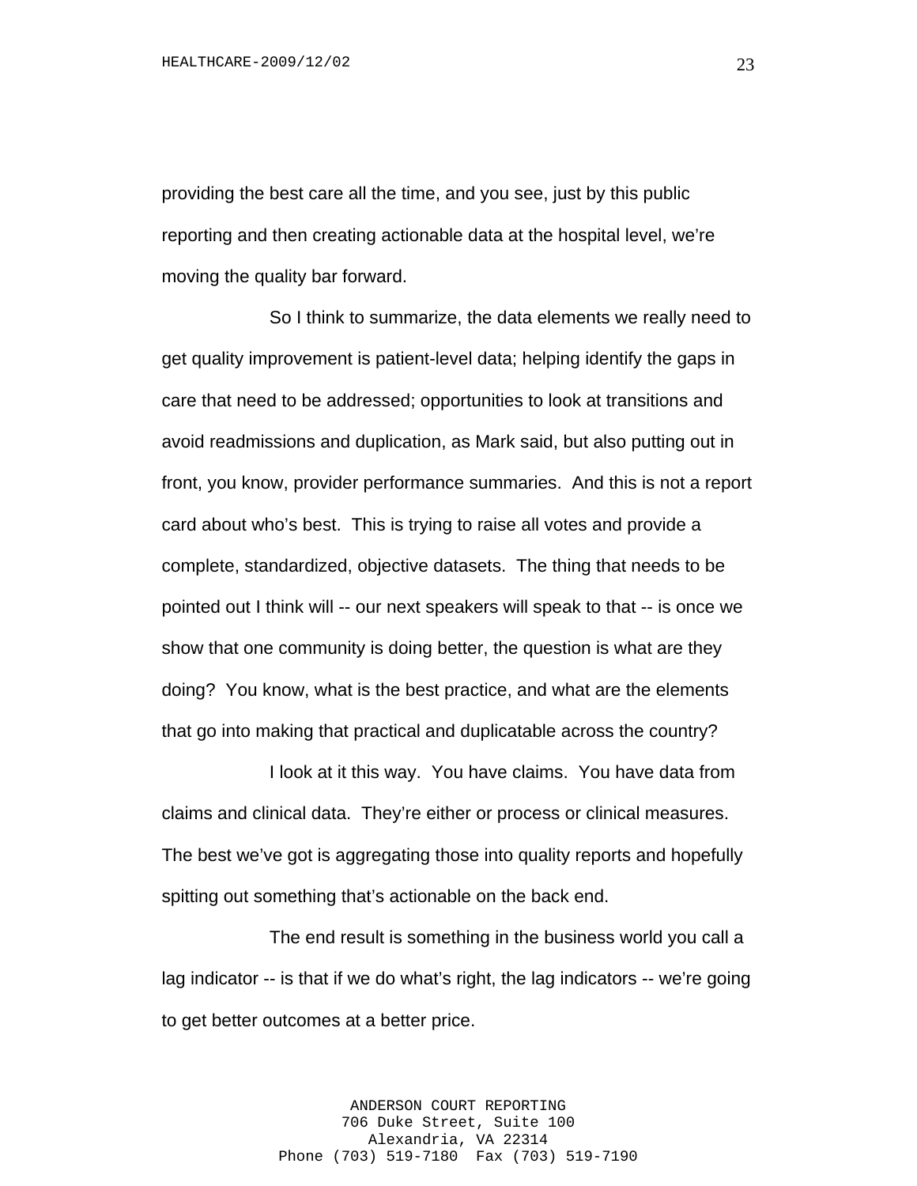providing the best care all the time, and you see, just by this public reporting and then creating actionable data at the hospital level, we're moving the quality bar forward.

So I think to summarize, the data elements we really need to get quality improvement is patient-level data; helping identify the gaps in care that need to be addressed; opportunities to look at transitions and avoid readmissions and duplication, as Mark said, but also putting out in front, you know, provider performance summaries. And this is not a report card about who's best. This is trying to raise all votes and provide a complete, standardized, objective datasets. The thing that needs to be pointed out I think will -- our next speakers will speak to that -- is once we show that one community is doing better, the question is what are they doing? You know, what is the best practice, and what are the elements that go into making that practical and duplicatable across the country?

I look at it this way. You have claims. You have data from claims and clinical data. They're either or process or clinical measures. The best we've got is aggregating those into quality reports and hopefully spitting out something that's actionable on the back end.

The end result is something in the business world you call a lag indicator -- is that if we do what's right, the lag indicators -- we're going to get better outcomes at a better price.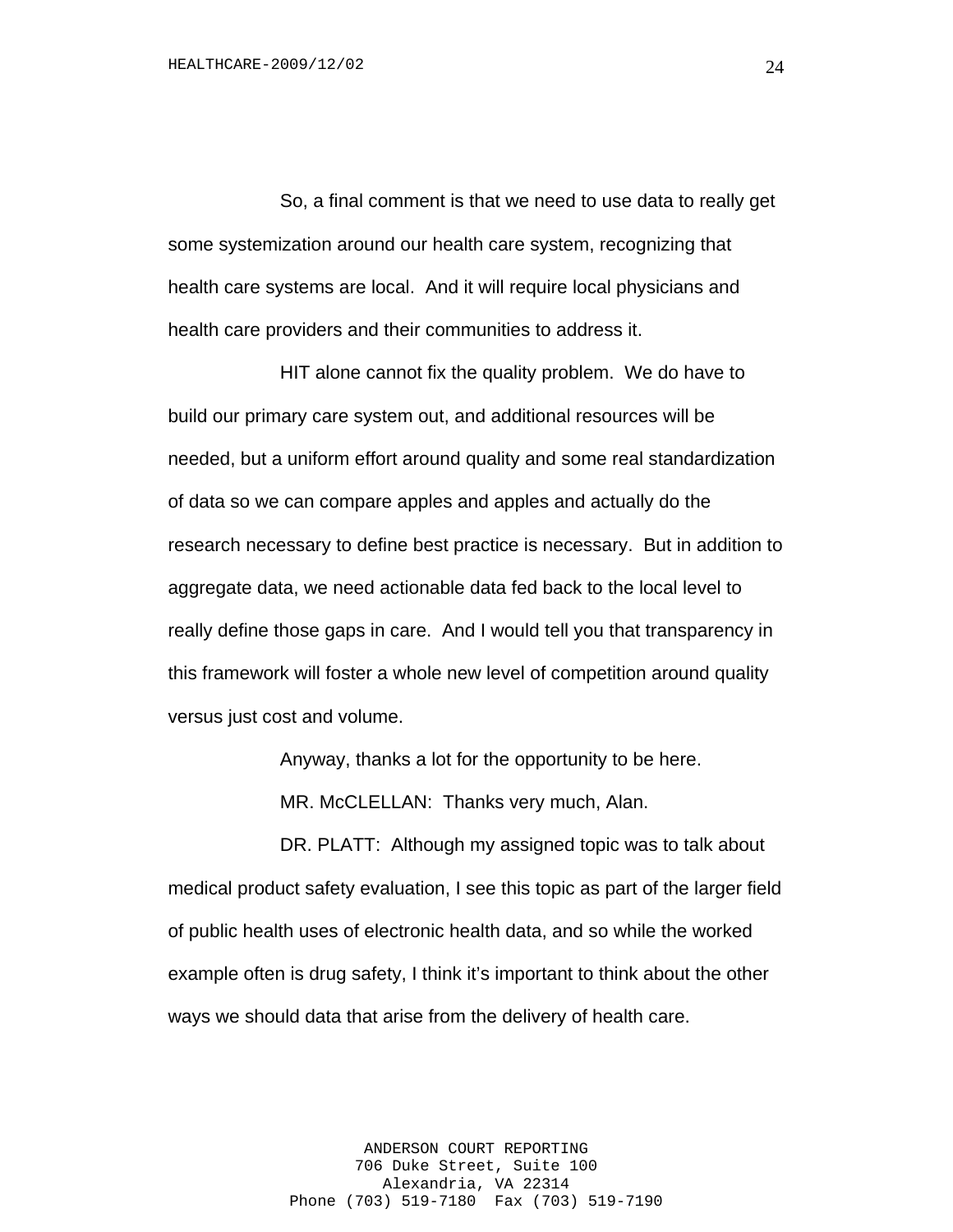So, a final comment is that we need to use data to really get some systemization around our health care system, recognizing that health care systems are local. And it will require local physicians and health care providers and their communities to address it.

HIT alone cannot fix the quality problem. We do have to build our primary care system out, and additional resources will be needed, but a uniform effort around quality and some real standardization of data so we can compare apples and apples and actually do the research necessary to define best practice is necessary. But in addition to aggregate data, we need actionable data fed back to the local level to really define those gaps in care. And I would tell you that transparency in this framework will foster a whole new level of competition around quality versus just cost and volume.

Anyway, thanks a lot for the opportunity to be here.

MR. McCLELLAN: Thanks very much, Alan.

DR. PLATT: Although my assigned topic was to talk about medical product safety evaluation, I see this topic as part of the larger field of public health uses of electronic health data, and so while the worked example often is drug safety, I think it's important to think about the other ways we should data that arise from the delivery of health care.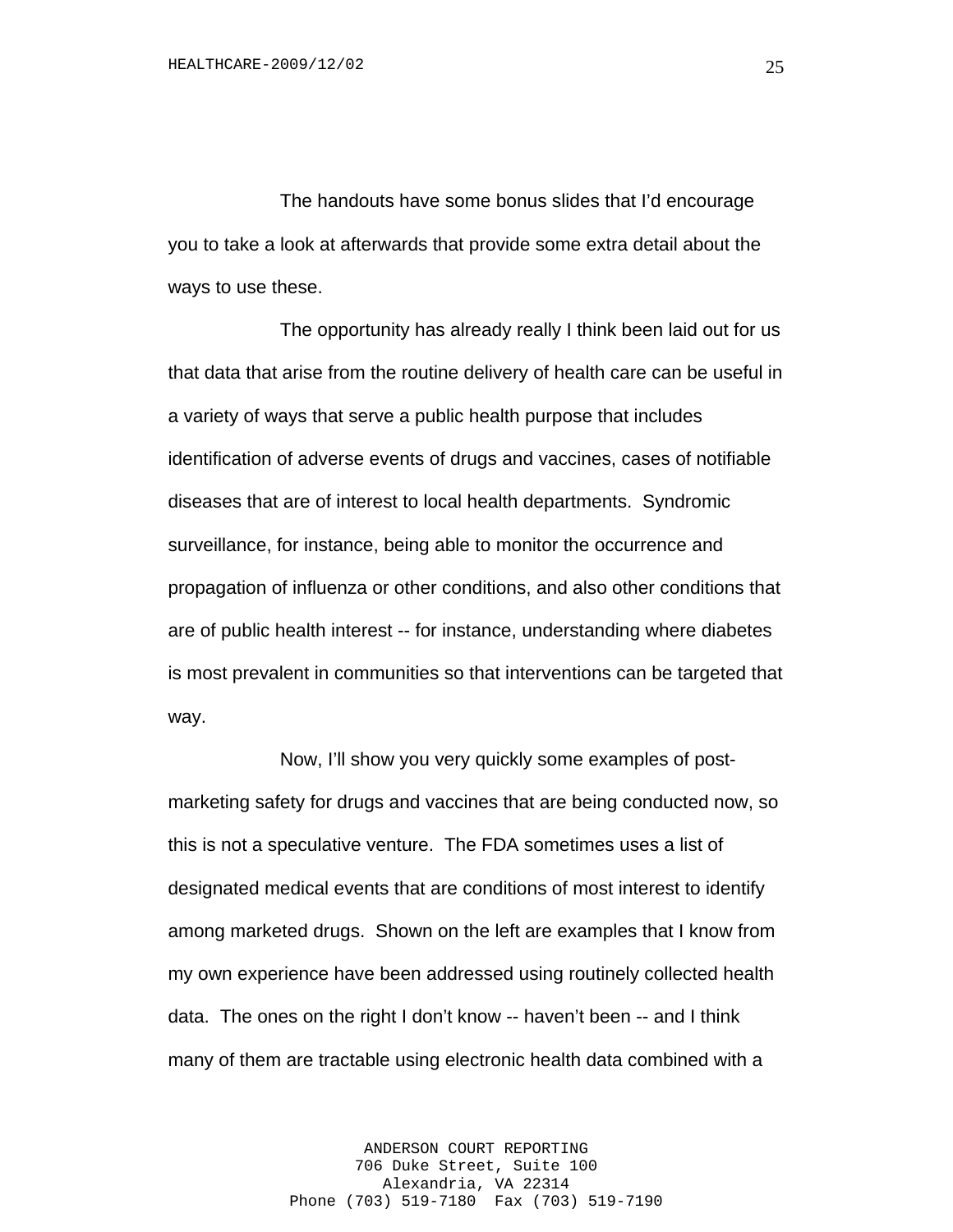The handouts have some bonus slides that I'd encourage you to take a look at afterwards that provide some extra detail about the ways to use these.

The opportunity has already really I think been laid out for us that data that arise from the routine delivery of health care can be useful in a variety of ways that serve a public health purpose that includes identification of adverse events of drugs and vaccines, cases of notifiable diseases that are of interest to local health departments. Syndromic surveillance, for instance, being able to monitor the occurrence and propagation of influenza or other conditions, and also other conditions that are of public health interest -- for instance, understanding where diabetes is most prevalent in communities so that interventions can be targeted that way.

Now, I'll show you very quickly some examples of post-marketing safety for drugs and vaccines that are being conducted now, so this is not a speculative venture. The FDA sometimes uses a list of designated medical events that are conditions of most interest to identify among marketed drugs. Shown on the left are examples that I know from my own experience have been addressed using routinely collected health data. The ones on the right I don't know -- haven't been -- and I think many of them are tractable using electronic health data combined with a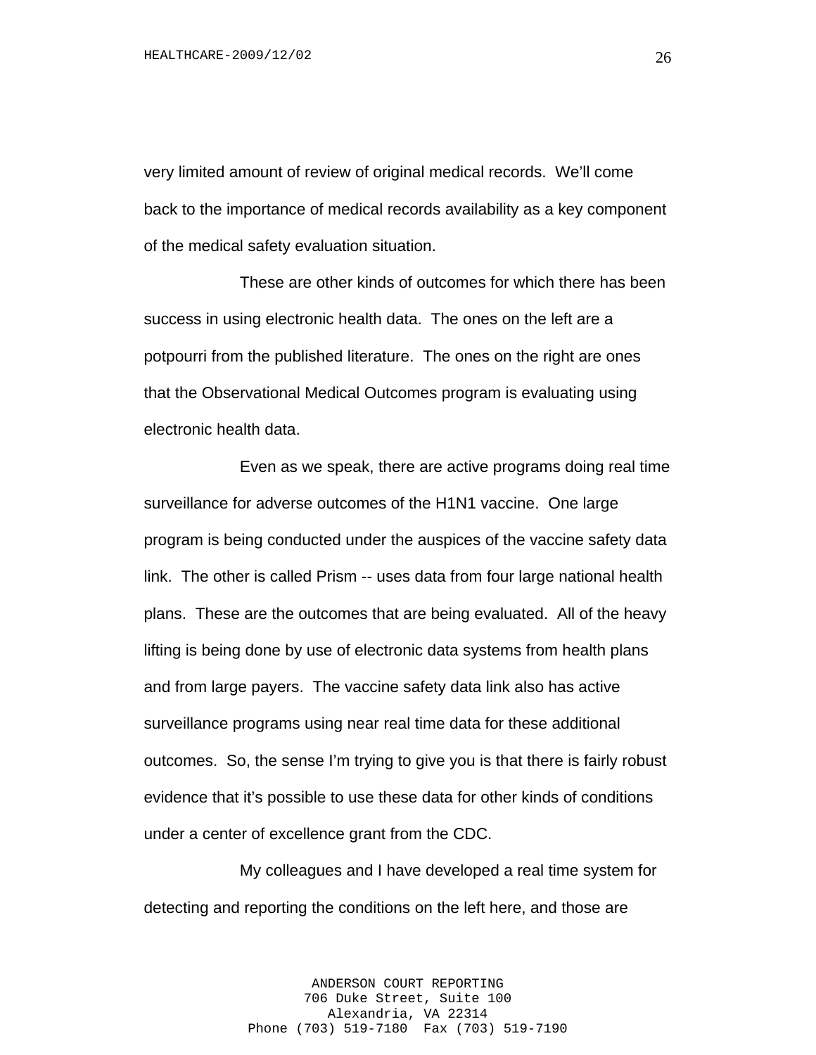very limited amount of review of original medical records. We'll come back to the importance of medical records availability as a key component of the medical safety evaluation situation.

These are other kinds of outcomes for which there has been success in using electronic health data. The ones on the left are a potpourri from the published literature. The ones on the right are ones that the Observational Medical Outcomes program is evaluating using electronic health data.

Even as we speak, there are active programs doing real time surveillance for adverse outcomes of the H1N1 vaccine. One large program is being conducted under the auspices of the vaccine safety data link. The other is called Prism -- uses data from four large national health plans. These are the outcomes that are being evaluated. All of the heavy lifting is being done by use of electronic data systems from health plans and from large payers. The vaccine safety data link also has active surveillance programs using near real time data for these additional outcomes. So, the sense I'm trying to give you is that there is fairly robust evidence that it's possible to use these data for other kinds of conditions under a center of excellence grant from the CDC.

My colleagues and I have developed a real time system for detecting and reporting the conditions on the left here, and those are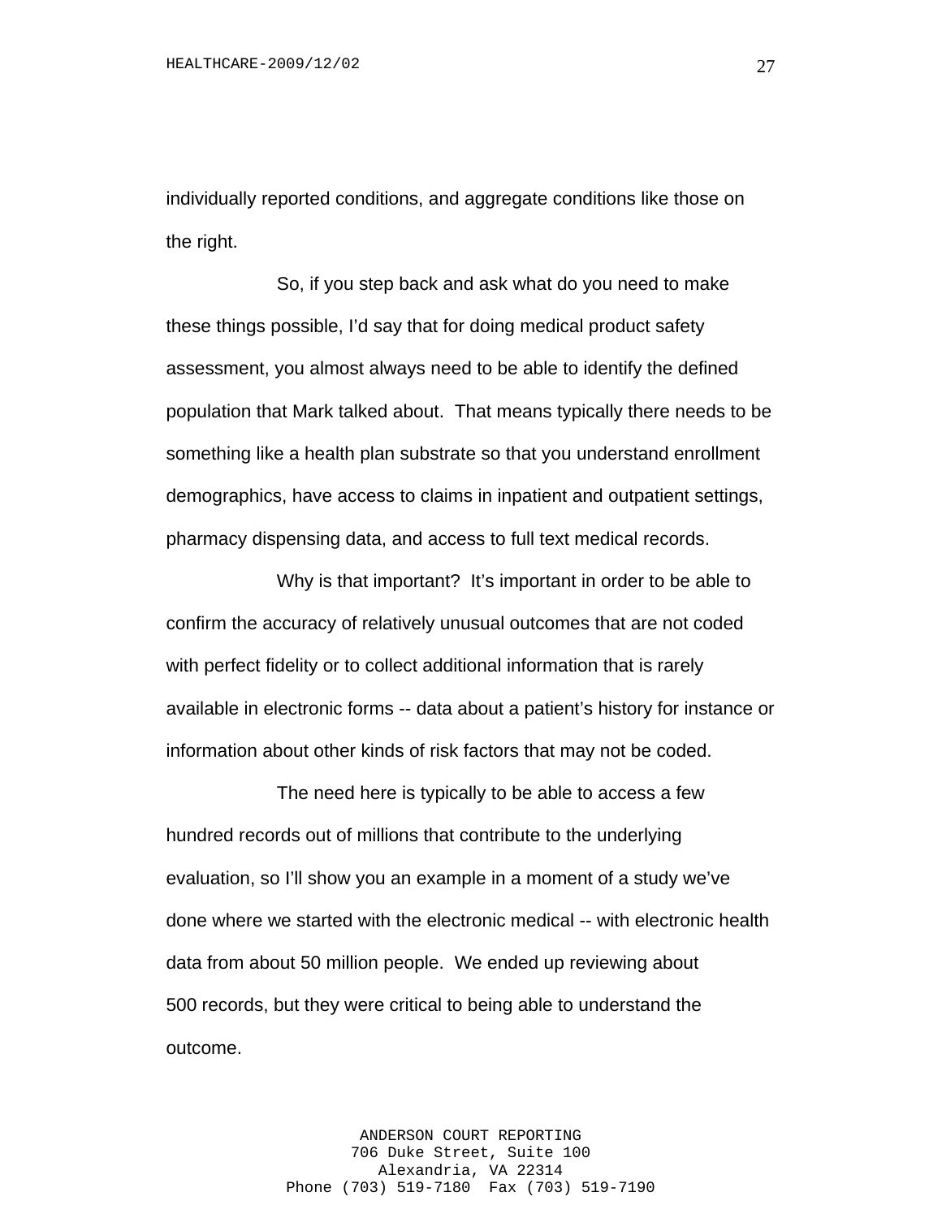individually reported conditions, and aggregate conditions like those on the right.

So, if you step back and ask what do you need to make these things possible, I'd say that for doing medical product safety assessment, you almost always need to be able to identify the defined population that Mark talked about. That means typically there needs to be something like a health plan substrate so that you understand enrollment demographics, have access to claims in inpatient and outpatient settings, pharmacy dispensing data, and access to full text medical records.

Why is that important? It's important in order to be able to confirm the accuracy of relatively unusual outcomes that are not coded with perfect fidelity or to collect additional information that is rarely available in electronic forms -- data about a patient's history for instance or information about other kinds of risk factors that may not be coded.

The need here is typically to be able to access a few hundred records out of millions that contribute to the underlying evaluation, so I'll show you an example in a moment of a study we've done where we started with the electronic medical -- with electronic health data from about 50 million people. We ended up reviewing about 500 records, but they were critical to being able to understand the outcome.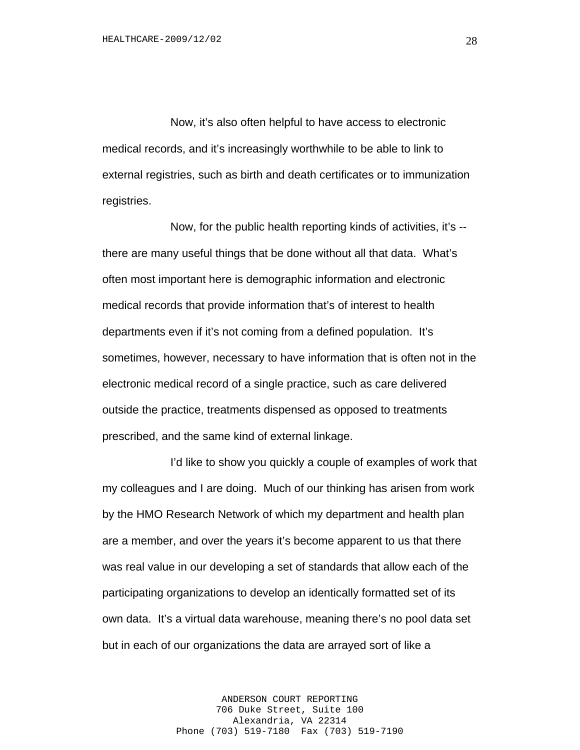Now, it's also often helpful to have access to electronic medical records, and it's increasingly worthwhile to be able to link to external registries, such as birth and death certificates or to immunization registries.

Now, for the public health reporting kinds of activities, it's -- there are many useful things that be done without all that data. What's often most important here is demographic information and electronic medical records that provide information that's of interest to health departments even if it's not coming from a defined population. It's sometimes, however, necessary to have information that is often not in the electronic medical record of a single practice, such as care delivered outside the practice, treatments dispensed as opposed to treatments prescribed, and the same kind of external linkage.

I'd like to show you quickly a couple of examples of work that my colleagues and I are doing. Much of our thinking has arisen from work by the HMO Research Network of which my department and health plan are a member, and over the years it's become apparent to us that there was real value in our developing a set of standards that allow each of the participating organizations to develop an identically formatted set of its own data. It's a virtual data warehouse, meaning there's no pool data set but in each of our organizations the data are arrayed sort of like a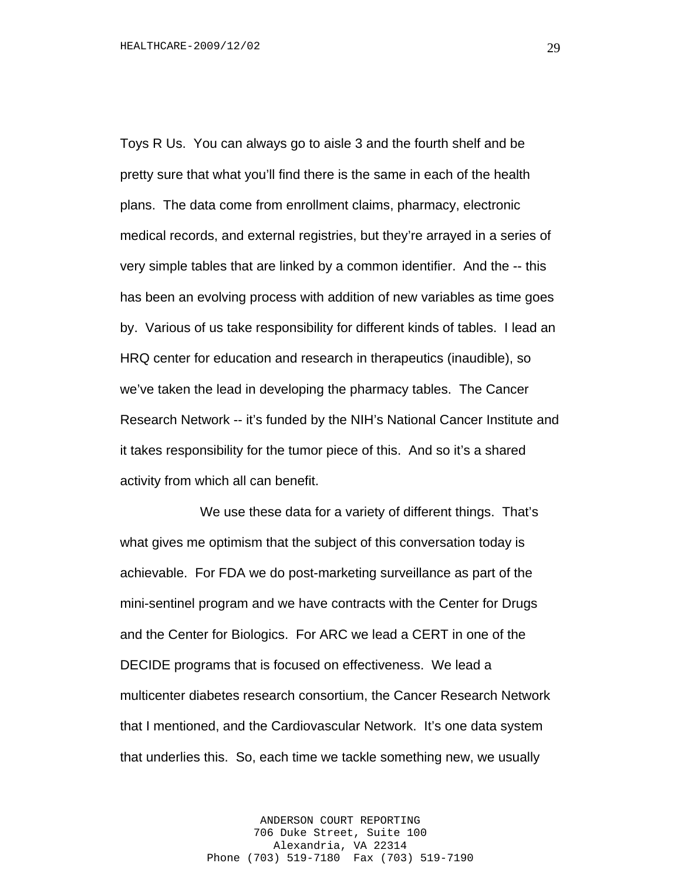Toys R Us. You can always go to aisle 3 and the fourth shelf and be pretty sure that what you'll find there is the same in each of the health plans. The data come from enrollment claims, pharmacy, electronic medical records, and external registries, but they're arrayed in a series of very simple tables that are linked by a common identifier. And the -- this has been an evolving process with addition of new variables as time goes by. Various of us take responsibility for different kinds of tables. I lead an HRQ center for education and research in therapeutics (inaudible), so we've taken the lead in developing the pharmacy tables. The Cancer Research Network -- it's funded by the NIH's National Cancer Institute and it takes responsibility for the tumor piece of this. And so it's a shared activity from which all can benefit.

We use these data for a variety of different things. That's what gives me optimism that the subject of this conversation today is achievable. For FDA we do post-marketing surveillance as part of the mini-sentinel program and we have contracts with the Center for Drugs and the Center for Biologics. For ARC we lead a CERT in one of the DECIDE programs that is focused on effectiveness. We lead a multicenter diabetes research consortium, the Cancer Research Network that I mentioned, and the Cardiovascular Network. It's one data system that underlies this. So, each time we tackle something new, we usually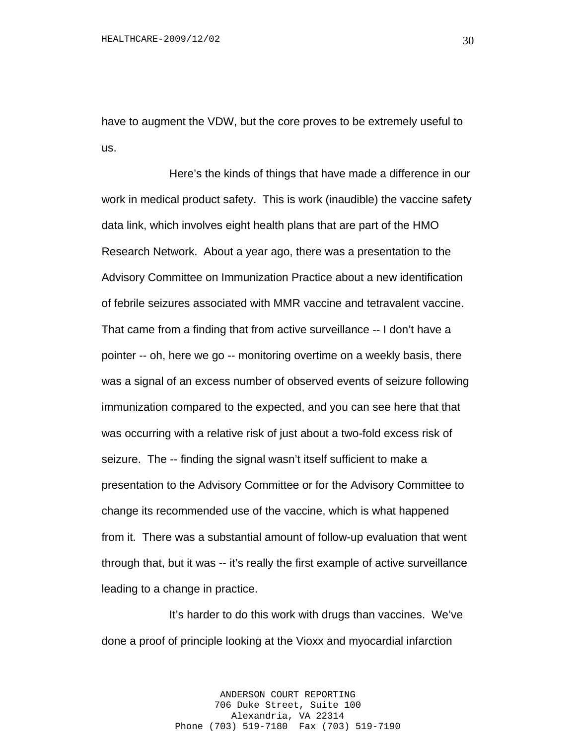have to augment the VDW, but the core proves to be extremely useful to us.

Here's the kinds of things that have made a difference in our work in medical product safety. This is work (inaudible) the vaccine safety data link, which involves eight health plans that are part of the HMO Research Network. About a year ago, there was a presentation to the Advisory Committee on Immunization Practice about a new identification of febrile seizures associated with MMR vaccine and tetravalent vaccine. That came from a finding that from active surveillance -- I don't have a pointer -- oh, here we go -- monitoring overtime on a weekly basis, there was a signal of an excess number of observed events of seizure following immunization compared to the expected, and you can see here that that was occurring with a relative risk of just about a two-fold excess risk of seizure. The -- finding the signal wasn't itself sufficient to make a presentation to the Advisory Committee or for the Advisory Committee to change its recommended use of the vaccine, which is what happened from it. There was a substantial amount of follow-up evaluation that went through that, but it was -- it's really the first example of active surveillance leading to a change in practice.

It's harder to do this work with drugs than vaccines. We've done a proof of principle looking at the Vioxx and myocardial infarction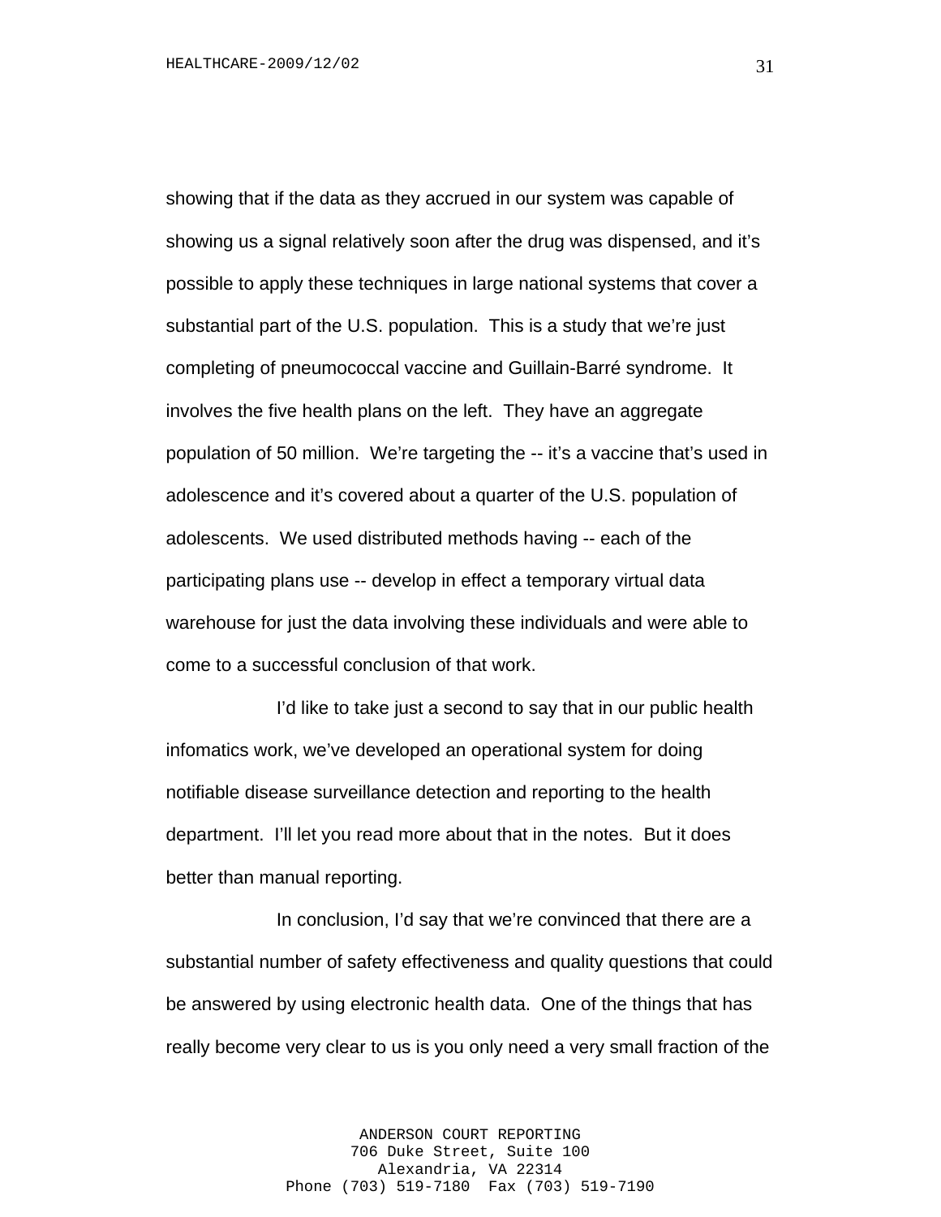showing that if the data as they accrued in our system was capable of showing us a signal relatively soon after the drug was dispensed, and it's possible to apply these techniques in large national systems that cover a substantial part of the U.S. population. This is a study that we're just completing of pneumococcal vaccine and Guillain-Barré syndrome. It involves the five health plans on the left. They have an aggregate population of 50 million. We're targeting the -- it's a vaccine that's used in adolescence and it's covered about a quarter of the U.S. population of adolescents. We used distributed methods having -- each of the participating plans use -- develop in effect a temporary virtual data warehouse for just the data involving these individuals and were able to come to a successful conclusion of that work.

I'd like to take just a second to say that in our public health infomatics work, we've developed an operational system for doing notifiable disease surveillance detection and reporting to the health department. I'll let you read more about that in the notes. But it does better than manual reporting.

In conclusion, I'd say that we're convinced that there are a substantial number of safety effectiveness and quality questions that could be answered by using electronic health data. One of the things that has really become very clear to us is you only need a very small fraction of the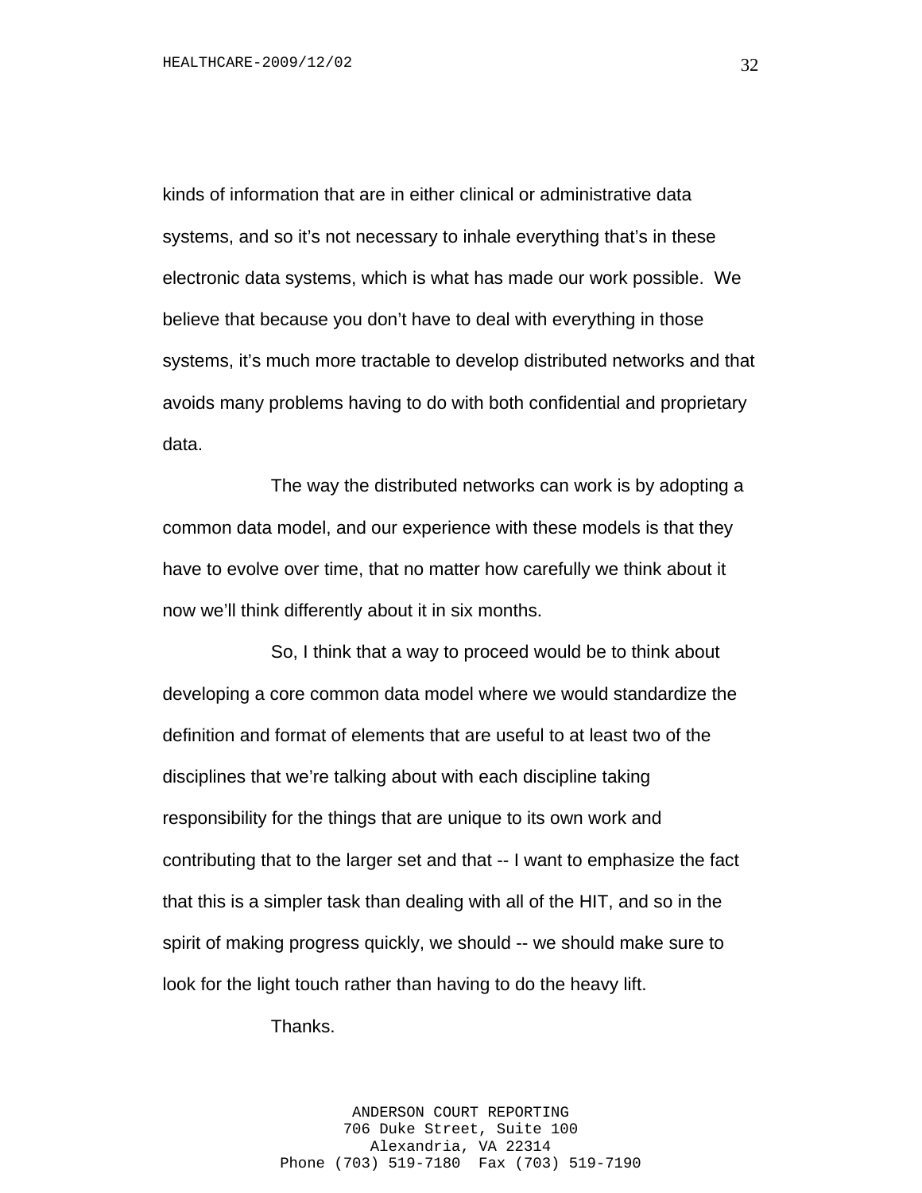kinds of information that are in either clinical or administrative data systems, and so it's not necessary to inhale everything that's in these electronic data systems, which is what has made our work possible. We believe that because you don't have to deal with everything in those systems, it's much more tractable to develop distributed networks and that avoids many problems having to do with both confidential and proprietary data.

The way the distributed networks can work is by adopting a common data model, and our experience with these models is that they have to evolve over time, that no matter how carefully we think about it now we'll think differently about it in six months.

So, I think that a way to proceed would be to think about developing a core common data model where we would standardize the definition and format of elements that are useful to at least two of the disciplines that we're talking about with each discipline taking responsibility for the things that are unique to its own work and contributing that to the larger set and that -- I want to emphasize the fact that this is a simpler task than dealing with all of the HIT, and so in the spirit of making progress quickly, we should -- we should make sure to look for the light touch rather than having to do the heavy lift.

Thanks.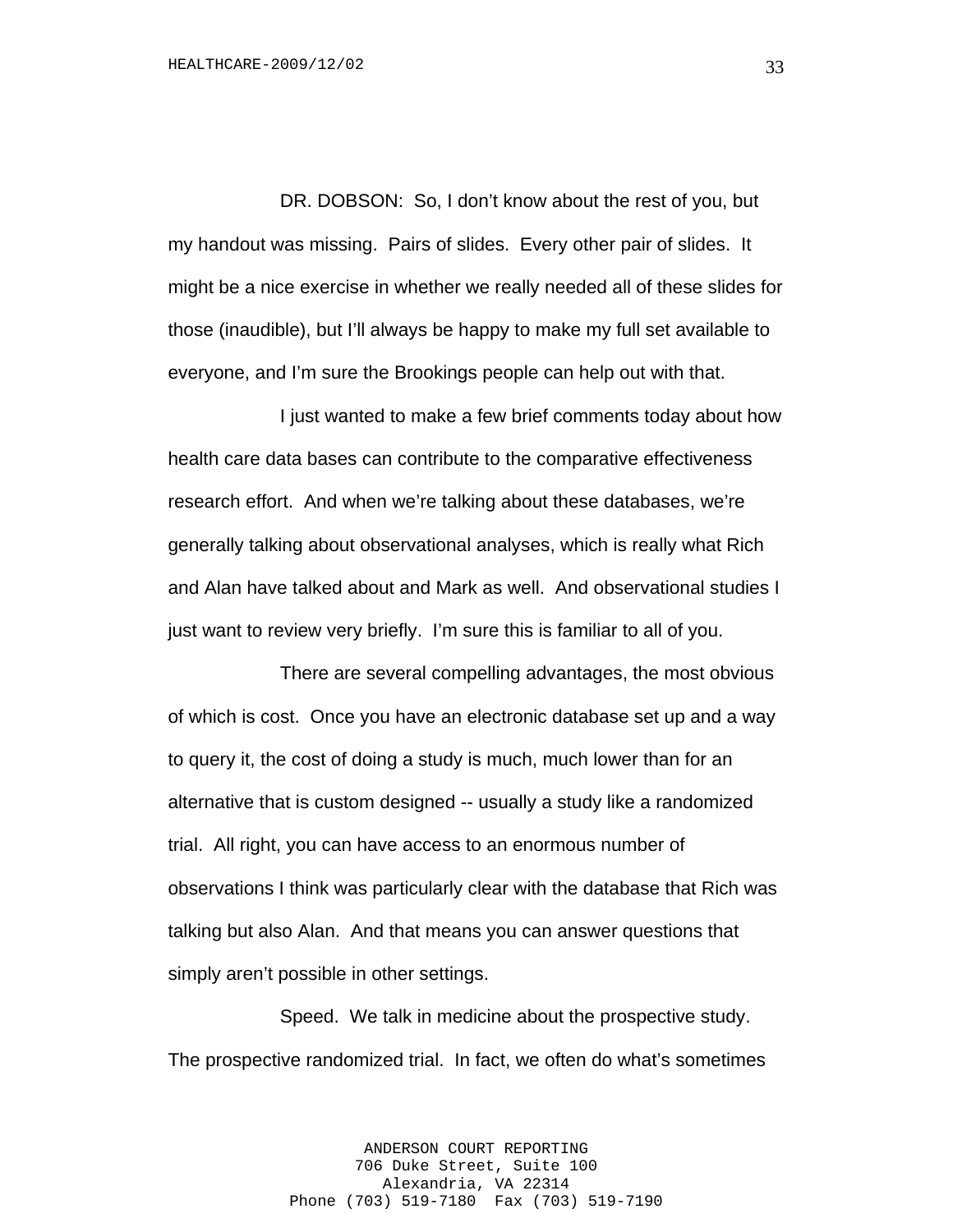DR. DOBSON: So, I don't know about the rest of you, but my handout was missing. Pairs of slides. Every other pair of slides. It might be a nice exercise in whether we really needed all of these slides for those (inaudible), but I'll always be happy to make my full set available to everyone, and I'm sure the Brookings people can help out with that.

I just wanted to make a few brief comments today about how health care data bases can contribute to the comparative effectiveness research effort. And when we're talking about these databases, we're generally talking about observational analyses, which is really what Rich and Alan have talked about and Mark as well. And observational studies I just want to review very briefly. I'm sure this is familiar to all of you.

There are several compelling advantages, the most obvious of which is cost. Once you have an electronic database set up and a way to query it, the cost of doing a study is much, much lower than for an alternative that is custom designed -- usually a study like a randomized trial. All right, you can have access to an enormous number of observations I think was particularly clear with the database that Rich was talking but also Alan. And that means you can answer questions that simply aren't possible in other settings.

Speed. We talk in medicine about the prospective study. The prospective randomized trial. In fact, we often do what's sometimes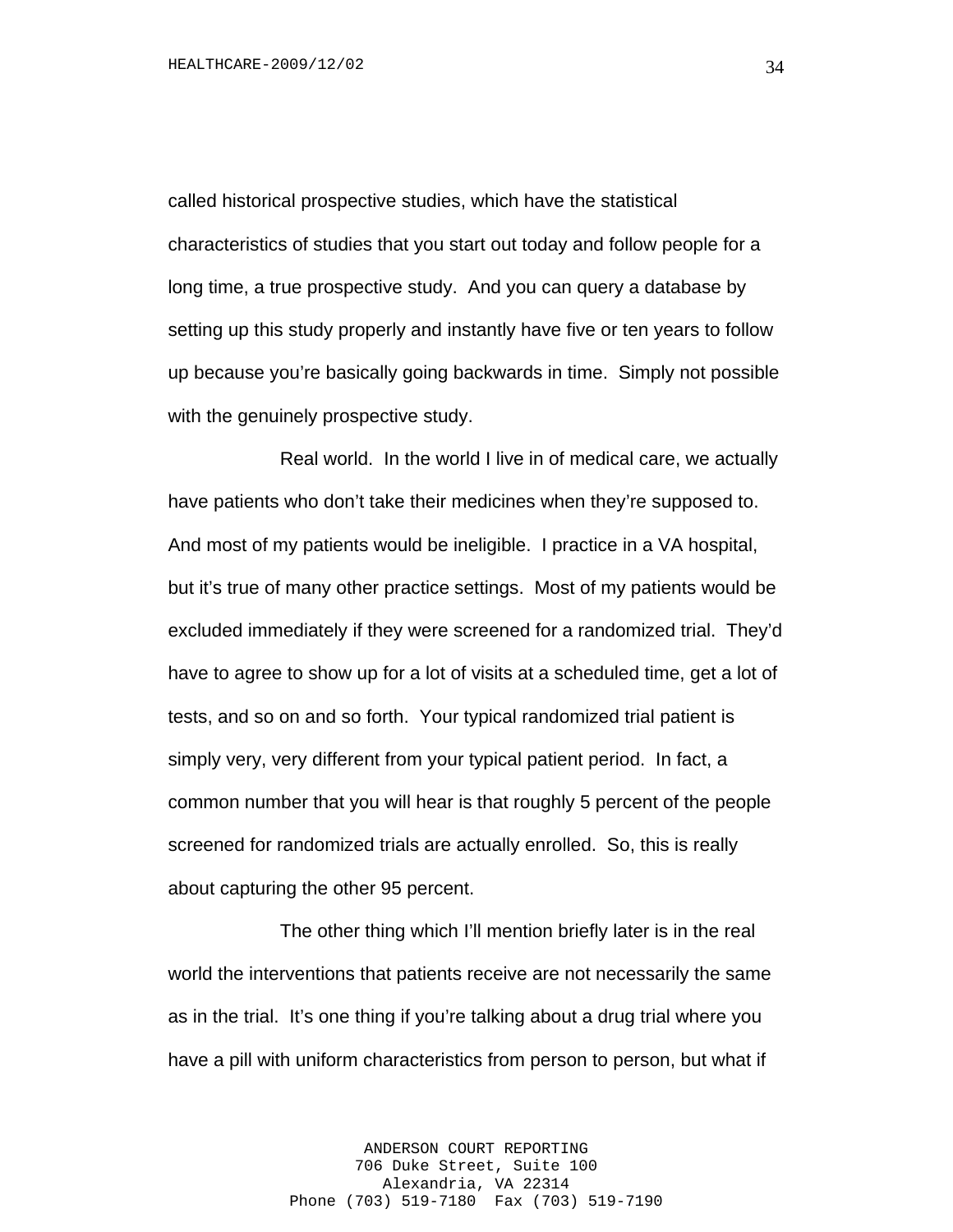called historical prospective studies, which have the statistical characteristics of studies that you start out today and follow people for a long time, a true prospective study. And you can query a database by setting up this study properly and instantly have five or ten years to follow up because you're basically going backwards in time. Simply not possible with the genuinely prospective study.

Real world. In the world I live in of medical care, we actually have patients who don't take their medicines when they're supposed to. And most of my patients would be ineligible. I practice in a VA hospital, but it's true of many other practice settings. Most of my patients would be excluded immediately if they were screened for a randomized trial. They'd have to agree to show up for a lot of visits at a scheduled time, get a lot of tests, and so on and so forth. Your typical randomized trial patient is simply very, very different from your typical patient period. In fact, a common number that you will hear is that roughly 5 percent of the people screened for randomized trials are actually enrolled. So, this is really about capturing the other 95 percent.

The other thing which I'll mention briefly later is in the real world the interventions that patients receive are not necessarily the same as in the trial. It's one thing if you're talking about a drug trial where you have a pill with uniform characteristics from person to person, but what if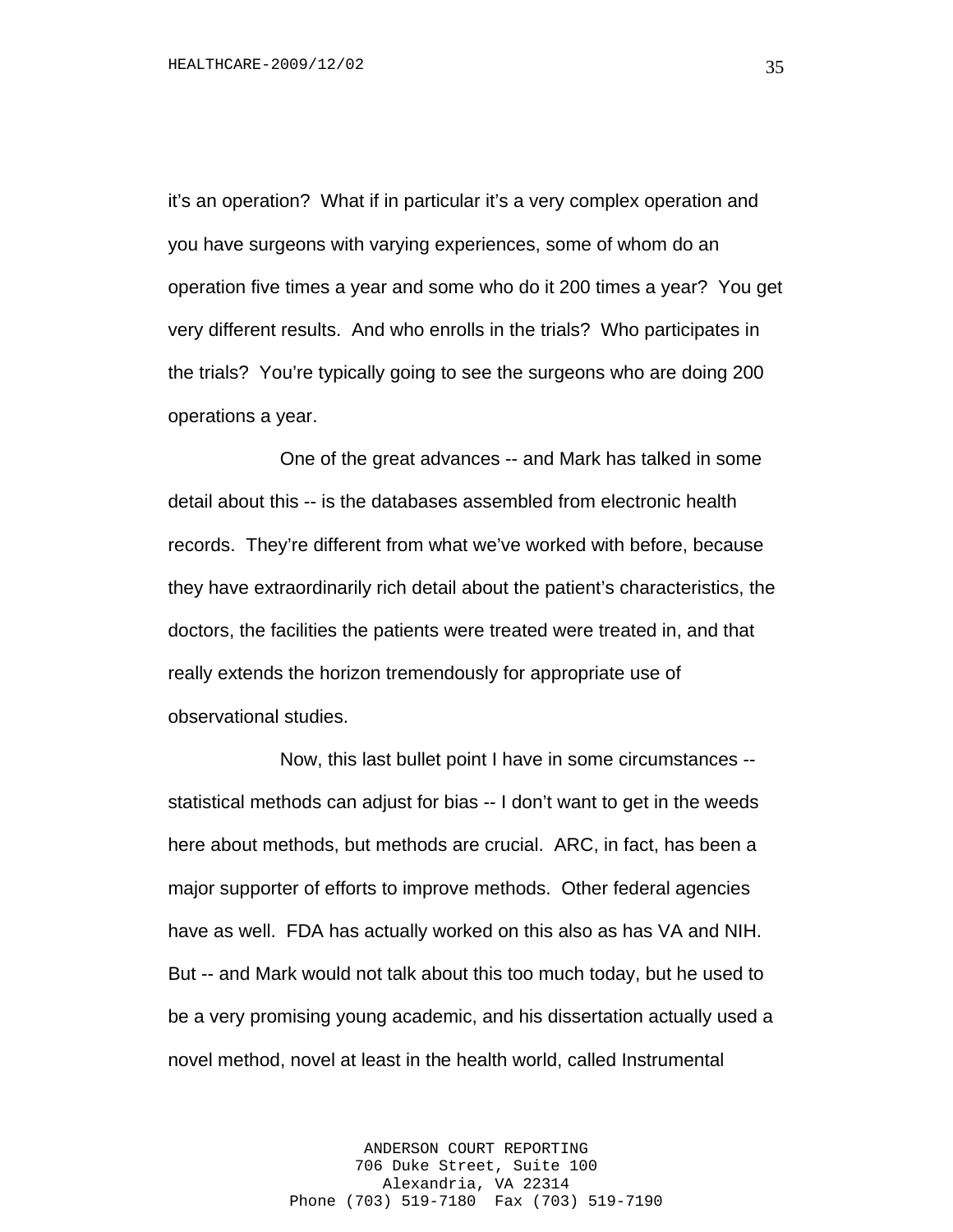it's an operation? What if in particular it's a very complex operation and you have surgeons with varying experiences, some of whom do an operation five times a year and some who do it 200 times a year? You get very different results. And who enrolls in the trials? Who participates in the trials? You're typically going to see the surgeons who are doing 200 operations a year.

One of the great advances -- and Mark has talked in some detail about this -- is the databases assembled from electronic health records. They're different from what we've worked with before, because they have extraordinarily rich detail about the patient's characteristics, the doctors, the facilities the patients were treated were treated in, and that really extends the horizon tremendously for appropriate use of observational studies.

Now, this last bullet point I have in some circumstances -- statistical methods can adjust for bias -- I don't want to get in the weeds here about methods, but methods are crucial. ARC, in fact, has been a major supporter of efforts to improve methods. Other federal agencies have as well. FDA has actually worked on this also as has VA and NIH. But -- and Mark would not talk about this too much today, but he used to be a very promising young academic, and his dissertation actually used a novel method, novel at least in the health world, called Instrumental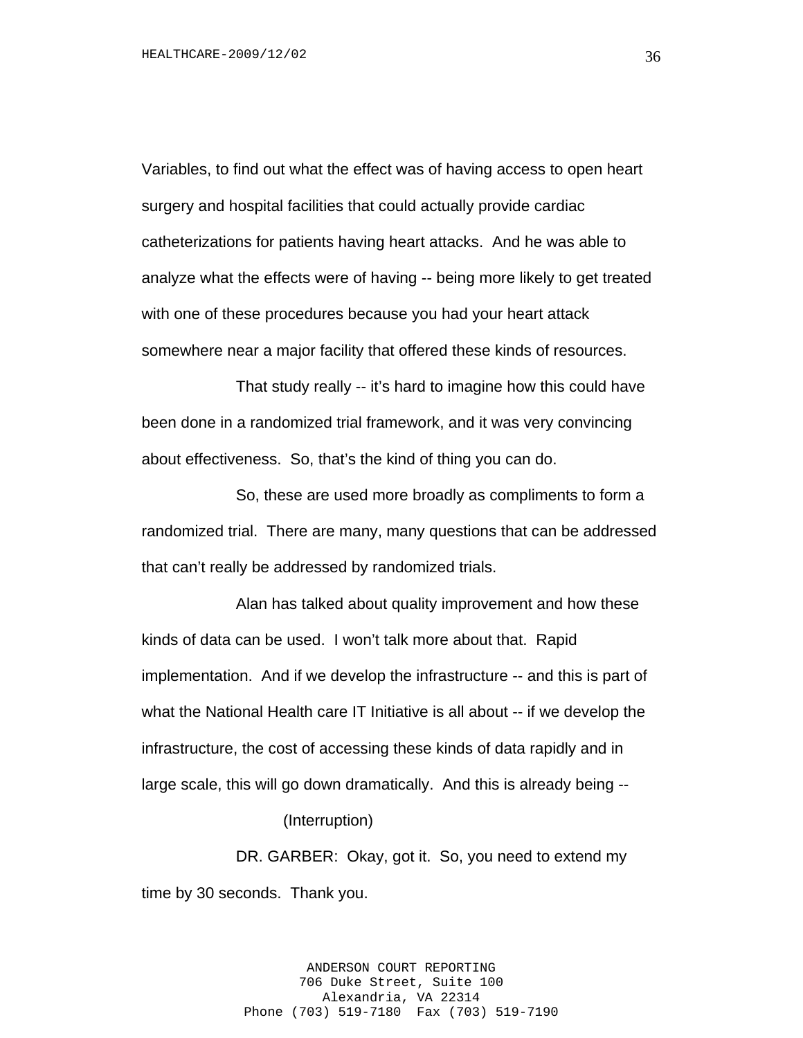Variables, to find out what the effect was of having access to open heart surgery and hospital facilities that could actually provide cardiac catheterizations for patients having heart attacks. And he was able to analyze what the effects were of having -- being more likely to get treated with one of these procedures because you had your heart attack somewhere near a major facility that offered these kinds of resources.

That study really -- it's hard to imagine how this could have been done in a randomized trial framework, and it was very convincing about effectiveness. So, that's the kind of thing you can do.

So, these are used more broadly as compliments to form a randomized trial. There are many, many questions that can be addressed that can't really be addressed by randomized trials.

Alan has talked about quality improvement and how these kinds of data can be used. I won't talk more about that. Rapid implementation. And if we develop the infrastructure -- and this is part of what the National Health care IT Initiative is all about -- if we develop the infrastructure, the cost of accessing these kinds of data rapidly and in large scale, this will go down dramatically. And this is already being --

(Interruption)

DR. GARBER: Okay, got it. So, you need to extend my time by 30 seconds. Thank you.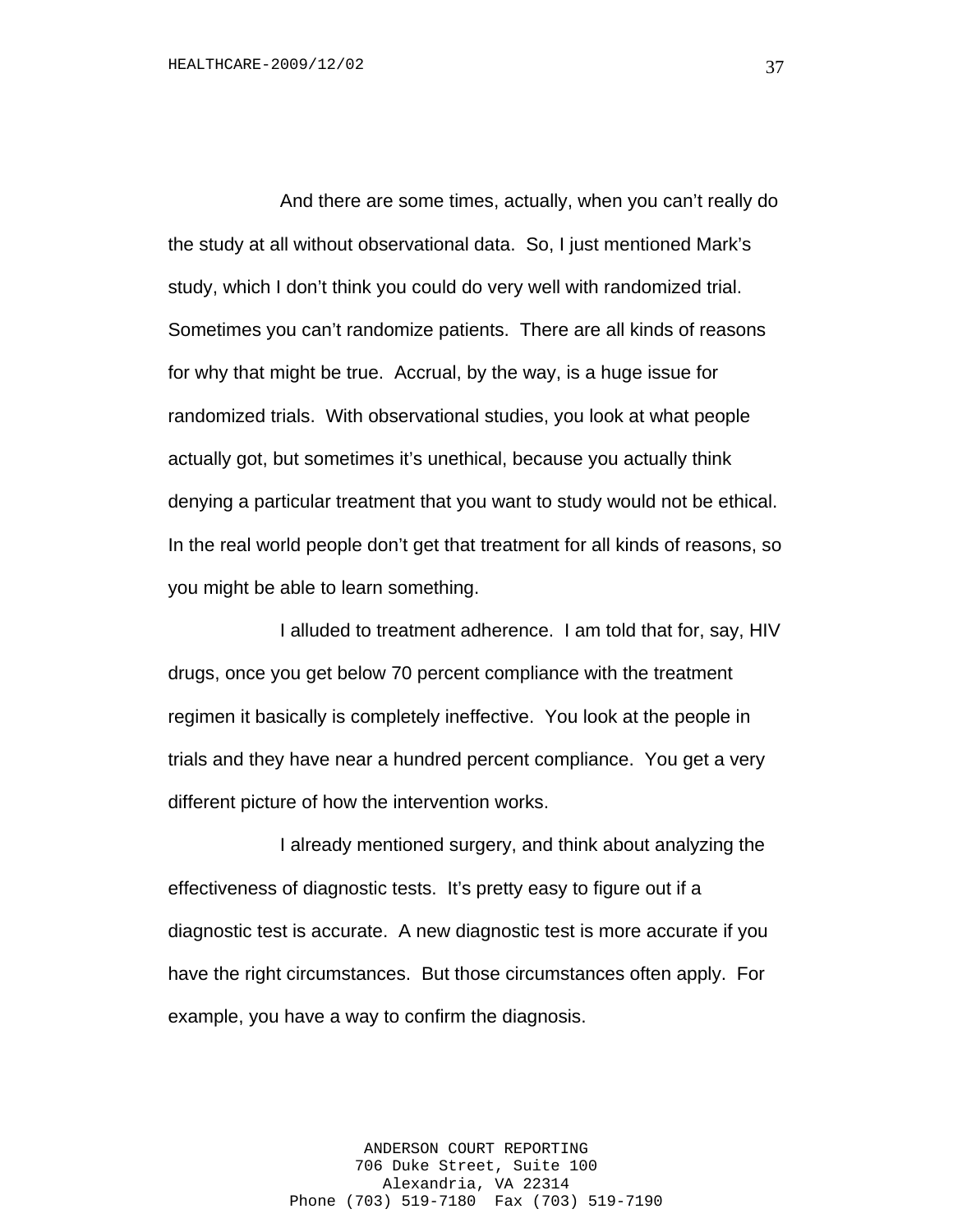And there are some times, actually, when you can't really do the study at all without observational data. So, I just mentioned Mark's study, which I don't think you could do very well with randomized trial. Sometimes you can't randomize patients. There are all kinds of reasons for why that might be true. Accrual, by the way, is a huge issue for randomized trials. With observational studies, you look at what people actually got, but sometimes it's unethical, because you actually think denying a particular treatment that you want to study would not be ethical. In the real world people don't get that treatment for all kinds of reasons, so you might be able to learn something.

I alluded to treatment adherence. I am told that for, say, HIV drugs, once you get below 70 percent compliance with the treatment regimen it basically is completely ineffective. You look at the people in trials and they have near a hundred percent compliance. You get a very different picture of how the intervention works.

I already mentioned surgery, and think about analyzing the effectiveness of diagnostic tests. It's pretty easy to figure out if a diagnostic test is accurate. A new diagnostic test is more accurate if you have the right circumstances. But those circumstances often apply. For example, you have a way to confirm the diagnosis.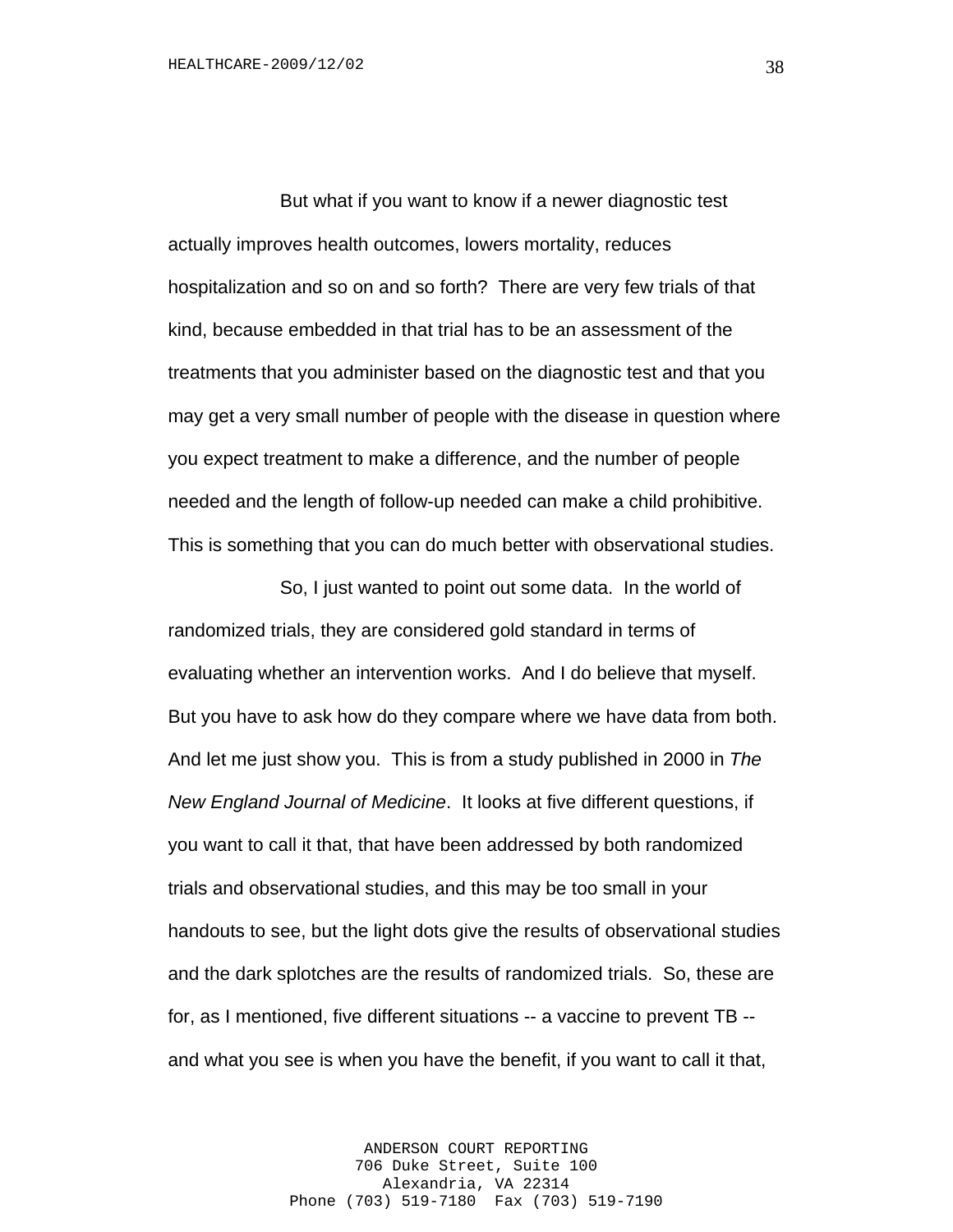But what if you want to know if a newer diagnostic test actually improves health outcomes, lowers mortality, reduces hospitalization and so on and so forth? There are very few trials of that kind, because embedded in that trial has to be an assessment of the treatments that you administer based on the diagnostic test and that you may get a very small number of people with the disease in question where you expect treatment to make a difference, and the number of people needed and the length of follow-up needed can make a child prohibitive. This is something that you can do much better with observational studies.

So, I just wanted to point out some data. In the world of randomized trials, they are considered gold standard in terms of evaluating whether an intervention works. And I do believe that myself. But you have to ask how do they compare where we have data from both. And let me just show you. This is from a study published in 2000 in *The New England Journal of Medicine*. It looks at five different questions, if you want to call it that, that have been addressed by both randomized trials and observational studies, and this may be too small in your handouts to see, but the light dots give the results of observational studies and the dark splotches are the results of randomized trials. So, these are for, as I mentioned, five different situations -- a vaccine to prevent TB -- and what you see is when you have the benefit, if you want to call it that,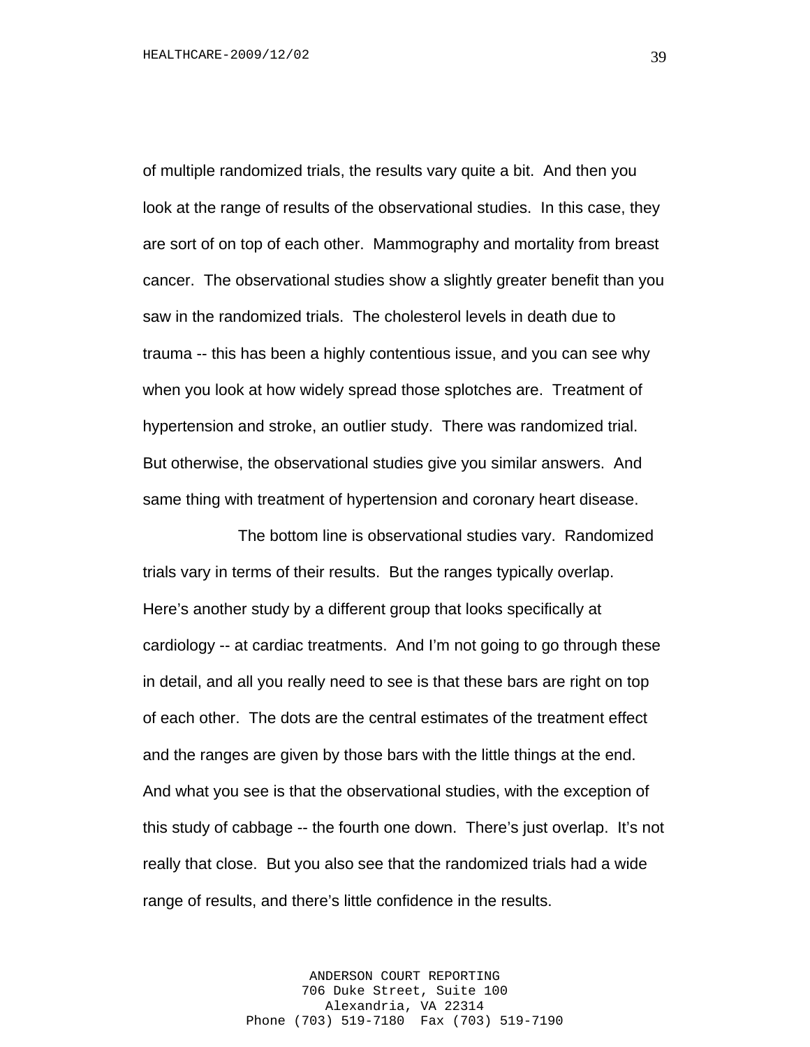of multiple randomized trials, the results vary quite a bit. And then you look at the range of results of the observational studies. In this case, they are sort of on top of each other. Mammography and mortality from breast cancer. The observational studies show a slightly greater benefit than you saw in the randomized trials. The cholesterol levels in death due to trauma -- this has been a highly contentious issue, and you can see why when you look at how widely spread those splotches are. Treatment of hypertension and stroke, an outlier study. There was randomized trial. But otherwise, the observational studies give you similar answers. And same thing with treatment of hypertension and coronary heart disease.

The bottom line is observational studies vary. Randomized trials vary in terms of their results. But the ranges typically overlap. Here's another study by a different group that looks specifically at cardiology -- at cardiac treatments. And I'm not going to go through these in detail, and all you really need to see is that these bars are right on top of each other. The dots are the central estimates of the treatment effect and the ranges are given by those bars with the little things at the end. And what you see is that the observational studies, with the exception of this study of cabbage -- the fourth one down. There's just overlap. It's not really that close. But you also see that the randomized trials had a wide range of results, and there's little confidence in the results.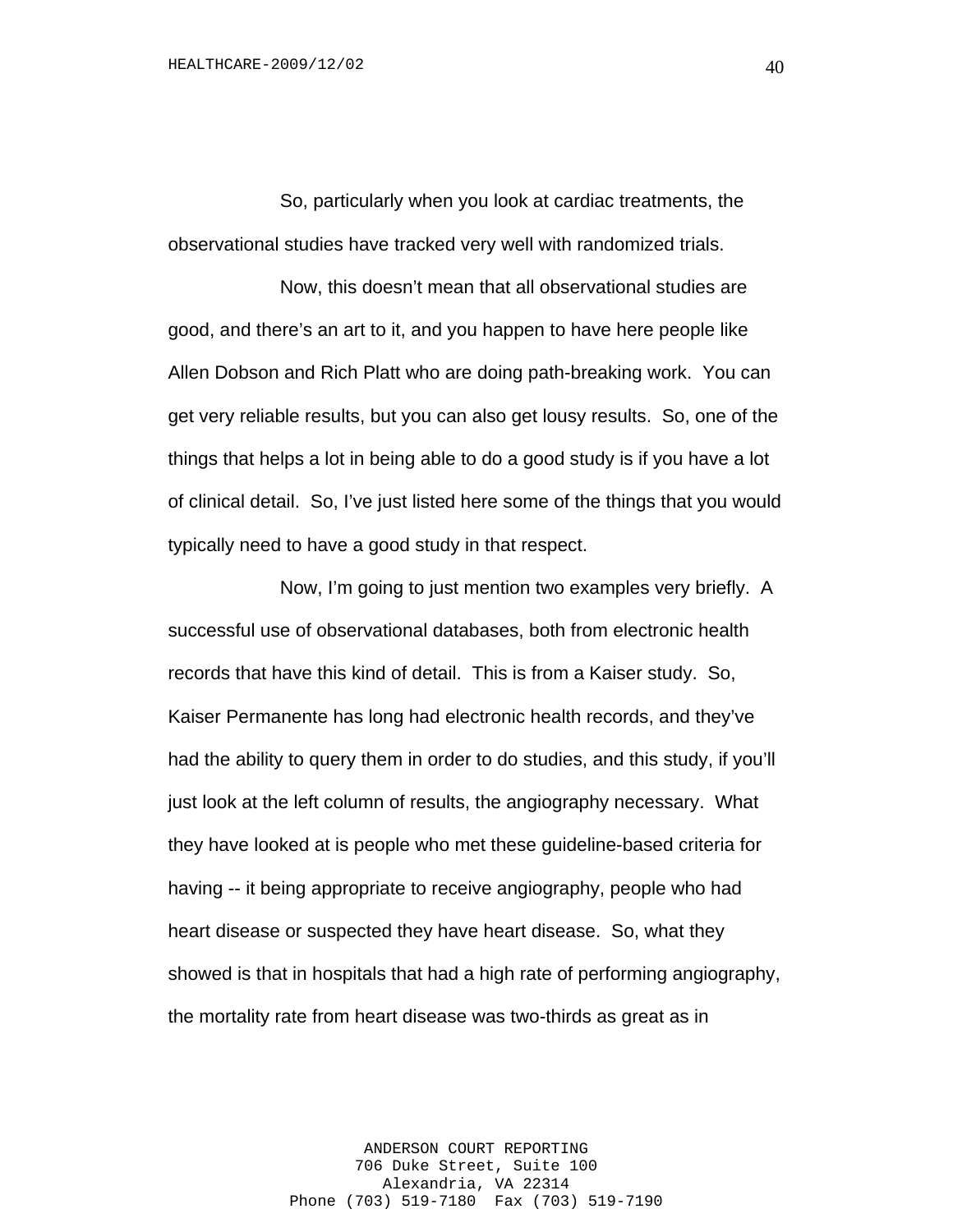So, particularly when you look at cardiac treatments, the observational studies have tracked very well with randomized trials.

Now, this doesn't mean that all observational studies are good, and there's an art to it, and you happen to have here people like Allen Dobson and Rich Platt who are doing path-breaking work. You can get very reliable results, but you can also get lousy results. So, one of the things that helps a lot in being able to do a good study is if you have a lot of clinical detail. So, I've just listed here some of the things that you would typically need to have a good study in that respect.

Now, I'm going to just mention two examples very briefly. A successful use of observational databases, both from electronic health records that have this kind of detail. This is from a Kaiser study. So, Kaiser Permanente has long had electronic health records, and they've had the ability to query them in order to do studies, and this study, if you'll just look at the left column of results, the angiography necessary. What they have looked at is people who met these guideline-based criteria for having -- it being appropriate to receive angiography, people who had heart disease or suspected they have heart disease. So, what they showed is that in hospitals that had a high rate of performing angiography, the mortality rate from heart disease was two-thirds as great as in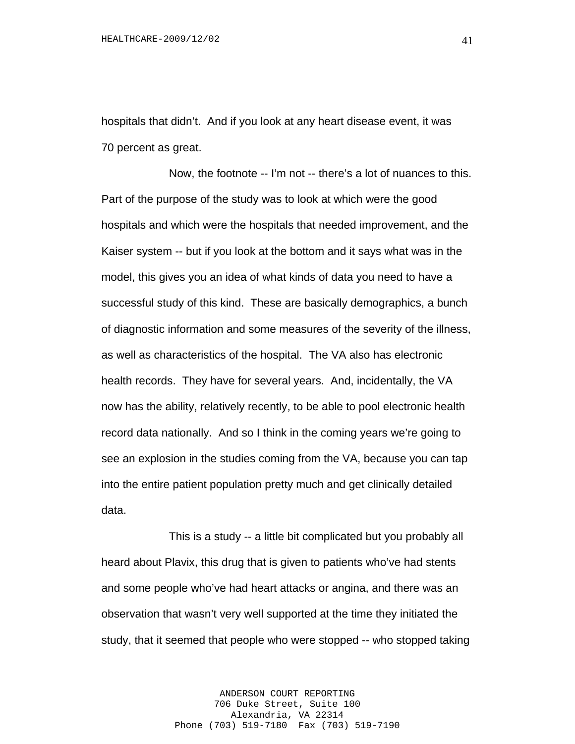hospitals that didn't. And if you look at any heart disease event, it was 70 percent as great.

Now, the footnote -- I'm not -- there's a lot of nuances to this. Part of the purpose of the study was to look at which were the good hospitals and which were the hospitals that needed improvement, and the Kaiser system -- but if you look at the bottom and it says what was in the model, this gives you an idea of what kinds of data you need to have a successful study of this kind. These are basically demographics, a bunch of diagnostic information and some measures of the severity of the illness, as well as characteristics of the hospital. The VA also has electronic health records. They have for several years. And, incidentally, the VA now has the ability, relatively recently, to be able to pool electronic health record data nationally. And so I think in the coming years we're going to see an explosion in the studies coming from the VA, because you can tap into the entire patient population pretty much and get clinically detailed data.

This is a study -- a little bit complicated but you probably all heard about Plavix, this drug that is given to patients who've had stents and some people who've had heart attacks or angina, and there was an observation that wasn't very well supported at the time they initiated the study, that it seemed that people who were stopped -- who stopped taking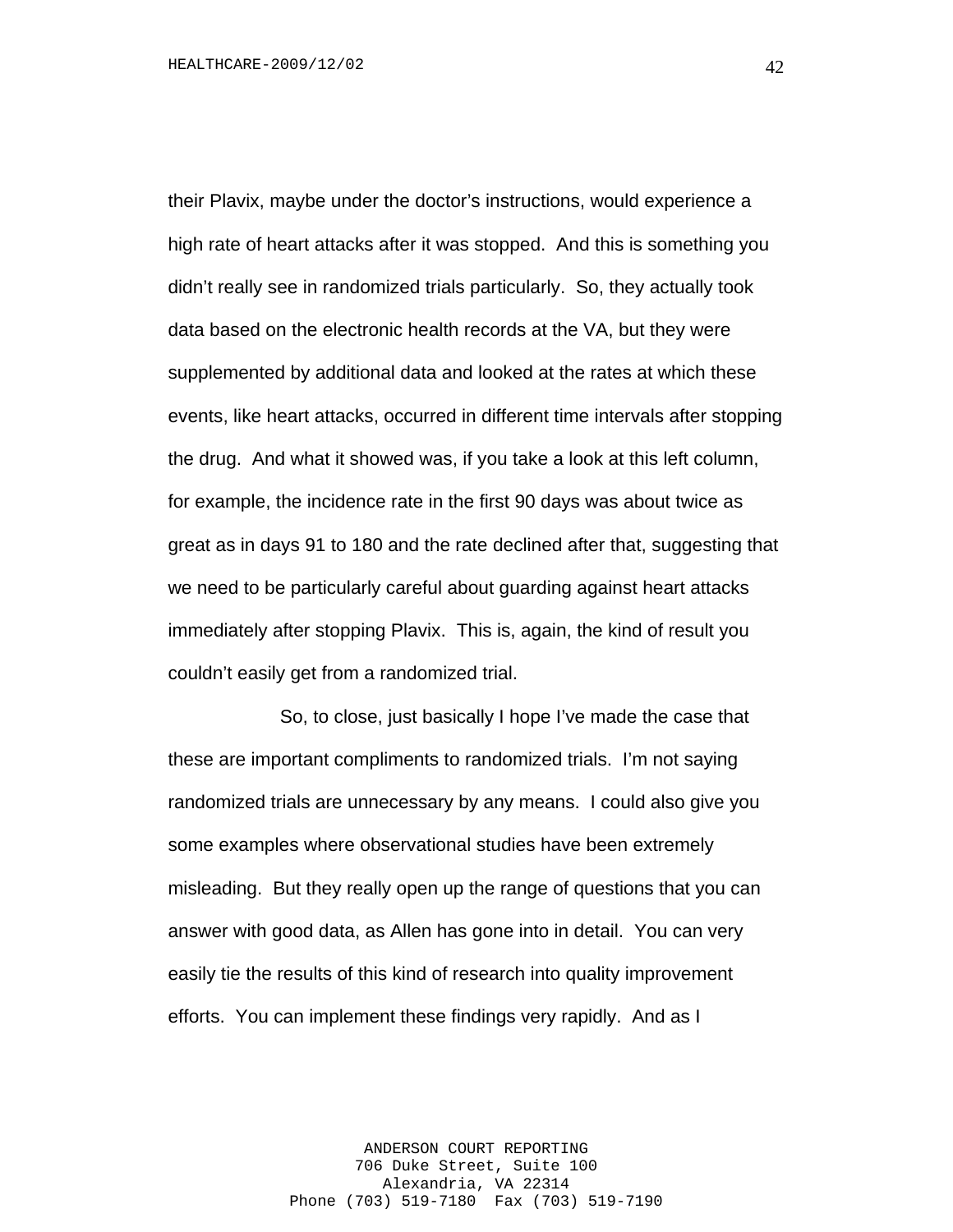their Plavix, maybe under the doctor's instructions, would experience a high rate of heart attacks after it was stopped. And this is something you didn't really see in randomized trials particularly. So, they actually took data based on the electronic health records at the VA, but they were supplemented by additional data and looked at the rates at which these events, like heart attacks, occurred in different time intervals after stopping the drug. And what it showed was, if you take a look at this left column, for example, the incidence rate in the first 90 days was about twice as great as in days 91 to 180 and the rate declined after that, suggesting that we need to be particularly careful about guarding against heart attacks immediately after stopping Plavix. This is, again, the kind of result you couldn't easily get from a randomized trial.

So, to close, just basically I hope I've made the case that these are important compliments to randomized trials. I'm not saying randomized trials are unnecessary by any means. I could also give you some examples where observational studies have been extremely misleading. But they really open up the range of questions that you can answer with good data, as Allen has gone into in detail. You can very easily tie the results of this kind of research into quality improvement efforts. You can implement these findings very rapidly. And as I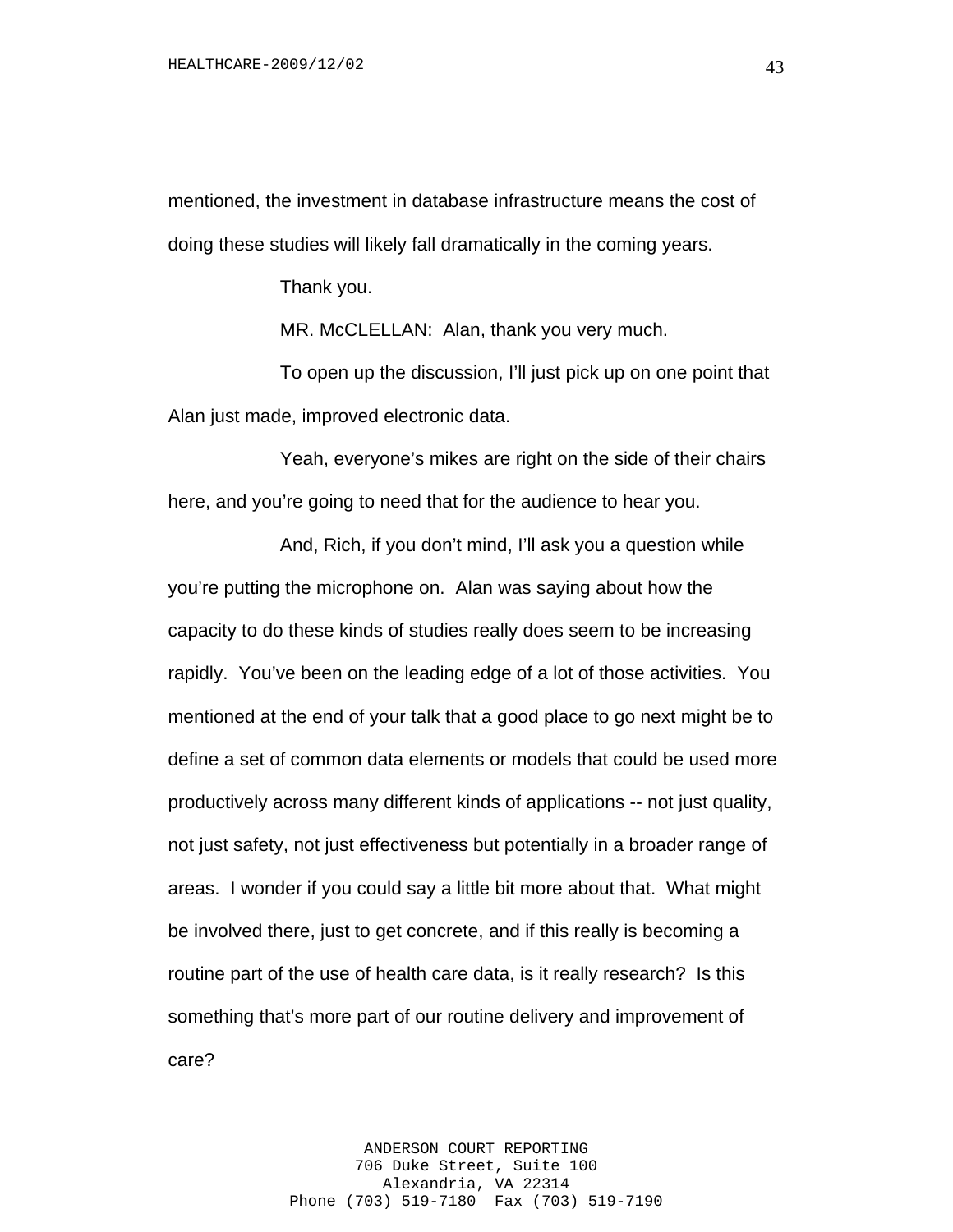mentioned, the investment in database infrastructure means the cost of doing these studies will likely fall dramatically in the coming years.

Thank you.

MR. McCLELLAN: Alan, thank you very much.

To open up the discussion, I'll just pick up on one point that Alan just made, improved electronic data.

Yeah, everyone's mikes are right on the side of their chairs here, and you're going to need that for the audience to hear you.

And, Rich, if you don't mind, I'll ask you a question while you're putting the microphone on. Alan was saying about how the capacity to do these kinds of studies really does seem to be increasing rapidly. You've been on the leading edge of a lot of those activities. You mentioned at the end of your talk that a good place to go next might be to define a set of common data elements or models that could be used more productively across many different kinds of applications -- not just quality, not just safety, not just effectiveness but potentially in a broader range of areas. I wonder if you could say a little bit more about that. What might be involved there, just to get concrete, and if this really is becoming a routine part of the use of health care data, is it really research? Is this something that's more part of our routine delivery and improvement of care?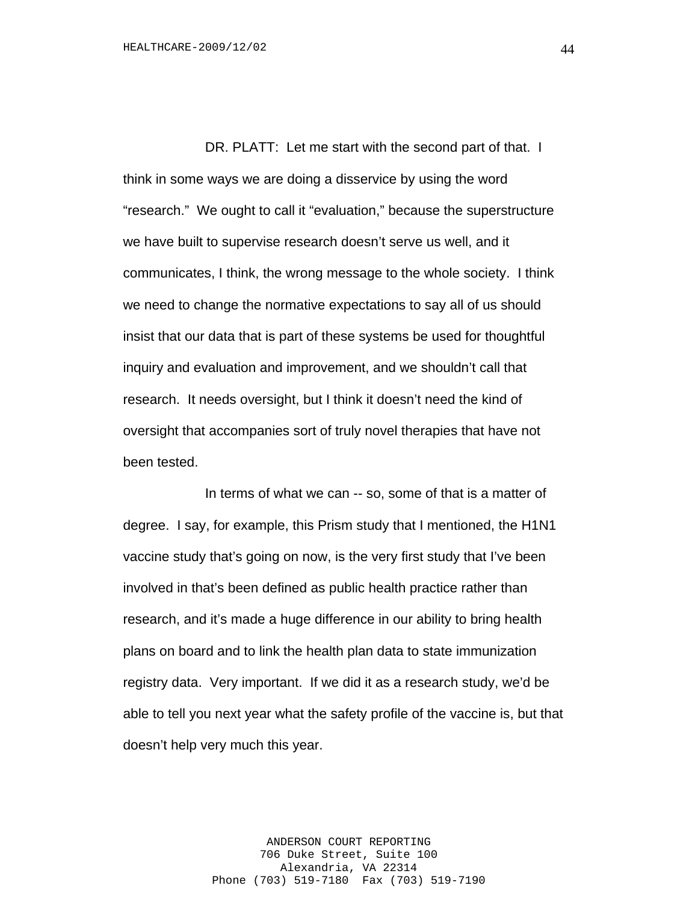DR. PLATT: Let me start with the second part of that. I think in some ways we are doing a disservice by using the word "research." We ought to call it "evaluation," because the superstructure we have built to supervise research doesn't serve us well, and it communicates, I think, the wrong message to the whole society. I think we need to change the normative expectations to say all of us should insist that our data that is part of these systems be used for thoughtful inquiry and evaluation and improvement, and we shouldn't call that research. It needs oversight, but I think it doesn't need the kind of oversight that accompanies sort of truly novel therapies that have not been tested.

In terms of what we can -- so, some of that is a matter of degree. I say, for example, this Prism study that I mentioned, the H1N1 vaccine study that's going on now, is the very first study that I've been involved in that's been defined as public health practice rather than research, and it's made a huge difference in our ability to bring health plans on board and to link the health plan data to state immunization registry data. Very important. If we did it as a research study, we'd be able to tell you next year what the safety profile of the vaccine is, but that doesn't help very much this year.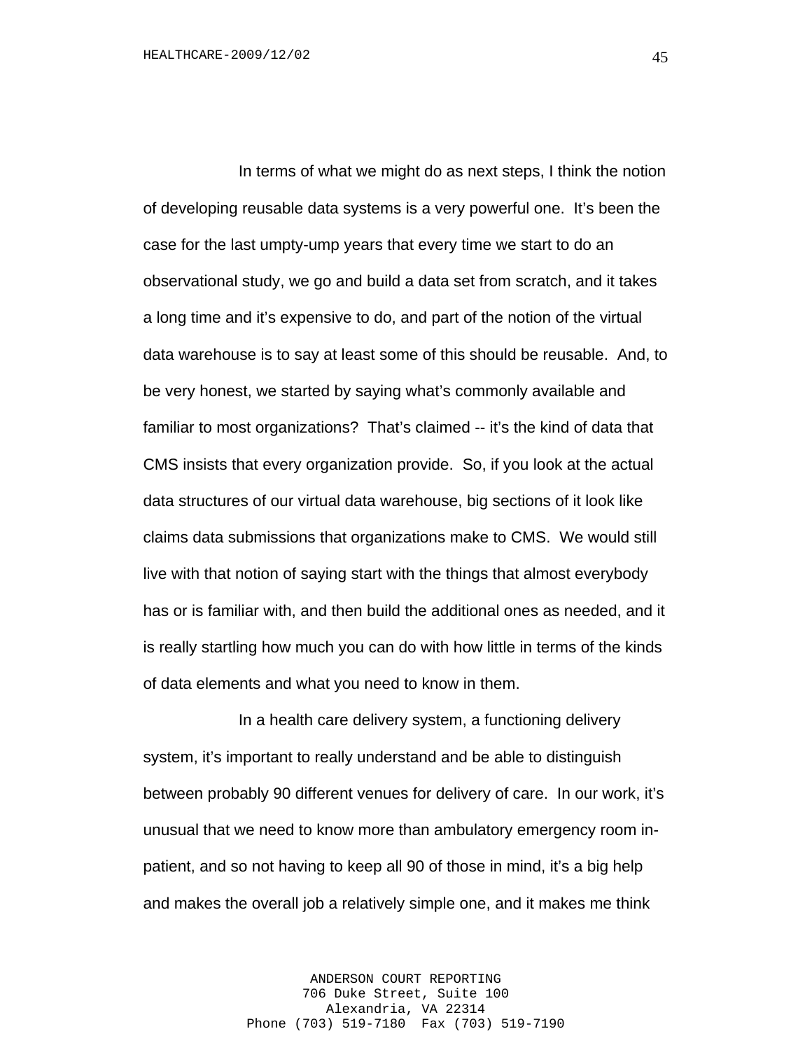In terms of what we might do as next steps, I think the notion of developing reusable data systems is a very powerful one. It's been the case for the last umpty-ump years that every time we start to do an observational study, we go and build a data set from scratch, and it takes a long time and it's expensive to do, and part of the notion of the virtual data warehouse is to say at least some of this should be reusable. And, to be very honest, we started by saying what's commonly available and familiar to most organizations? That's claimed -- it's the kind of data that CMS insists that every organization provide. So, if you look at the actual data structures of our virtual data warehouse, big sections of it look like claims data submissions that organizations make to CMS. We would still live with that notion of saying start with the things that almost everybody has or is familiar with, and then build the additional ones as needed, and it is really startling how much you can do with how little in terms of the kinds of data elements and what you need to know in them.

In a health care delivery system, a functioning delivery system, it's important to really understand and be able to distinguish between probably 90 different venues for delivery of care. In our work, it's unusual that we need to know more than ambulatory emergency room in-patient, and so not having to keep all 90 of those in mind, it's a big help and makes the overall job a relatively simple one, and it makes me think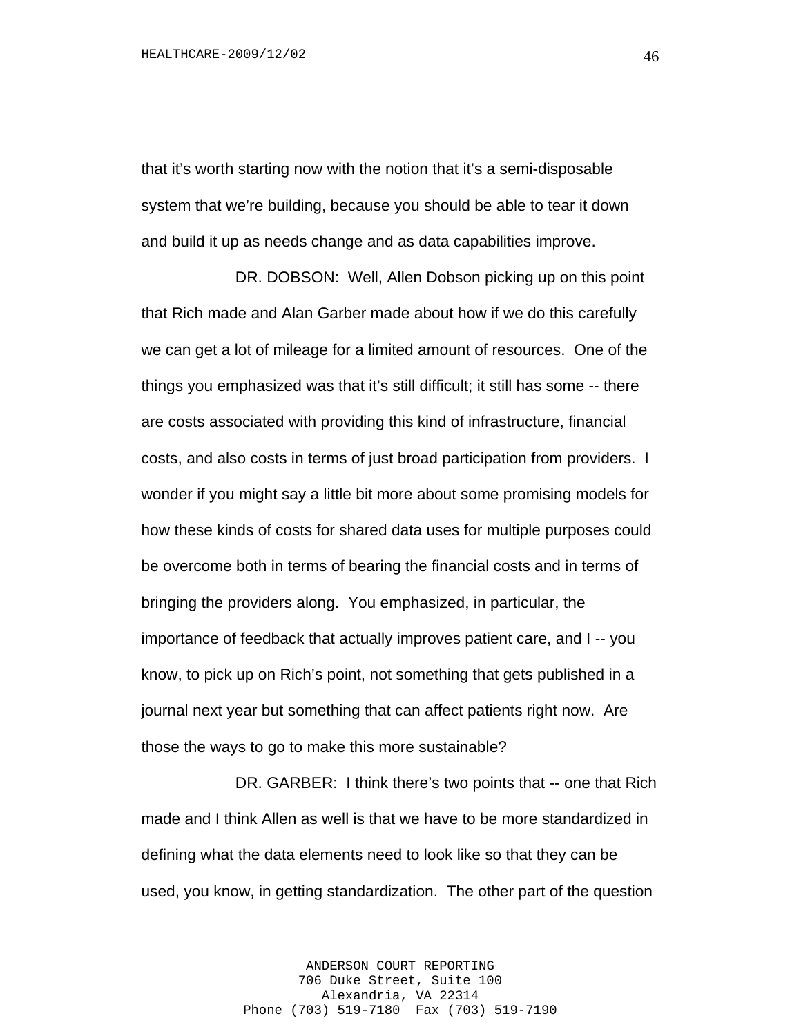that it's worth starting now with the notion that it's a semi-disposable system that we're building, because you should be able to tear it down and build it up as needs change and as data capabilities improve.

DR. DOBSON: Well, Allen Dobson picking up on this point that Rich made and Alan Garber made about how if we do this carefully we can get a lot of mileage for a limited amount of resources. One of the things you emphasized was that it's still difficult; it still has some -- there are costs associated with providing this kind of infrastructure, financial costs, and also costs in terms of just broad participation from providers. I wonder if you might say a little bit more about some promising models for how these kinds of costs for shared data uses for multiple purposes could be overcome both in terms of bearing the financial costs and in terms of bringing the providers along. You emphasized, in particular, the importance of feedback that actually improves patient care, and I -- you know, to pick up on Rich's point, not something that gets published in a journal next year but something that can affect patients right now. Are those the ways to go to make this more sustainable?

DR. GARBER: I think there's two points that -- one that Rich made and I think Allen as well is that we have to be more standardized in defining what the data elements need to look like so that they can be used, you know, in getting standardization. The other part of the question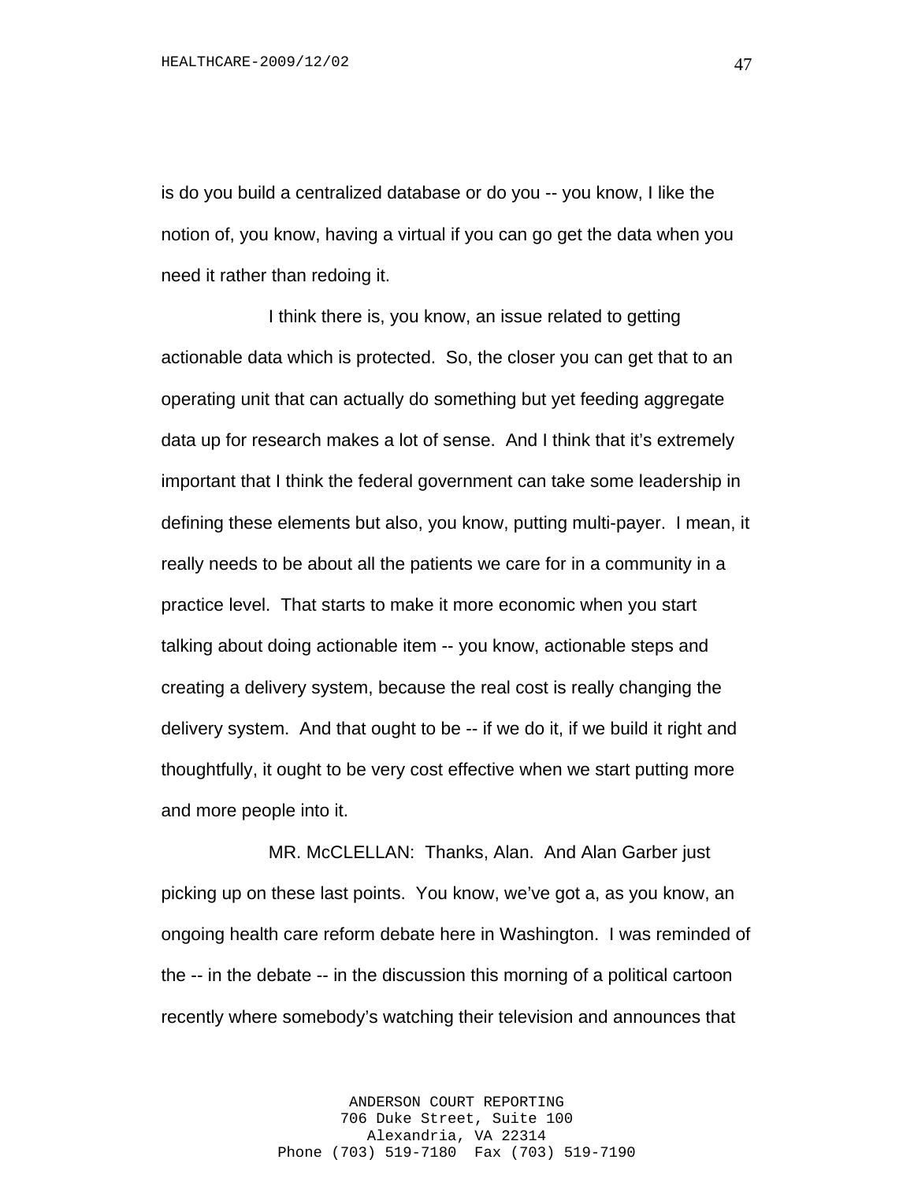is do you build a centralized database or do you -- you know, I like the notion of, you know, having a virtual if you can go get the data when you need it rather than redoing it.

I think there is, you know, an issue related to getting actionable data which is protected. So, the closer you can get that to an operating unit that can actually do something but yet feeding aggregate data up for research makes a lot of sense. And I think that it's extremely important that I think the federal government can take some leadership in defining these elements but also, you know, putting multi-payer. I mean, it really needs to be about all the patients we care for in a community in a practice level. That starts to make it more economic when you start talking about doing actionable item -- you know, actionable steps and creating a delivery system, because the real cost is really changing the delivery system. And that ought to be -- if we do it, if we build it right and thoughtfully, it ought to be very cost effective when we start putting more and more people into it.

MR. McCLELLAN: Thanks, Alan. And Alan Garber just picking up on these last points. You know, we've got a, as you know, an ongoing health care reform debate here in Washington. I was reminded of the -- in the debate -- in the discussion this morning of a political cartoon recently where somebody's watching their television and announces that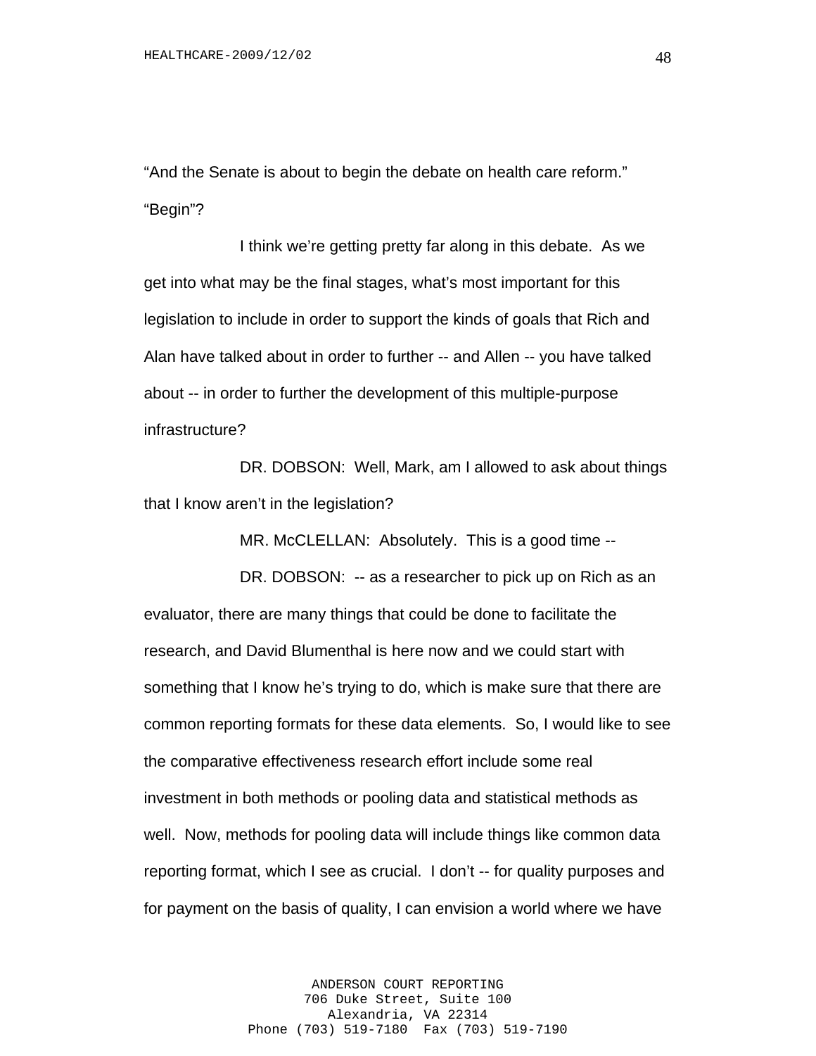"And the Senate is about to begin the debate on health care reform." "Begin"?

I think we're getting pretty far along in this debate. As we get into what may be the final stages, what's most important for this legislation to include in order to support the kinds of goals that Rich and Alan have talked about in order to further -- and Allen -- you have talked about -- in order to further the development of this multiple-purpose infrastructure?

DR. DOBSON: Well, Mark, am I allowed to ask about things that I know aren't in the legislation?

MR. McCLELLAN: Absolutely. This is a good time --

DR. DOBSON: -- as a researcher to pick up on Rich as an evaluator, there are many things that could be done to facilitate the research, and David Blumenthal is here now and we could start with something that I know he's trying to do, which is make sure that there are common reporting formats for these data elements. So, I would like to see the comparative effectiveness research effort include some real investment in both methods or pooling data and statistical methods as well. Now, methods for pooling data will include things like common data reporting format, which I see as crucial. I don't -- for quality purposes and for payment on the basis of quality, I can envision a world where we have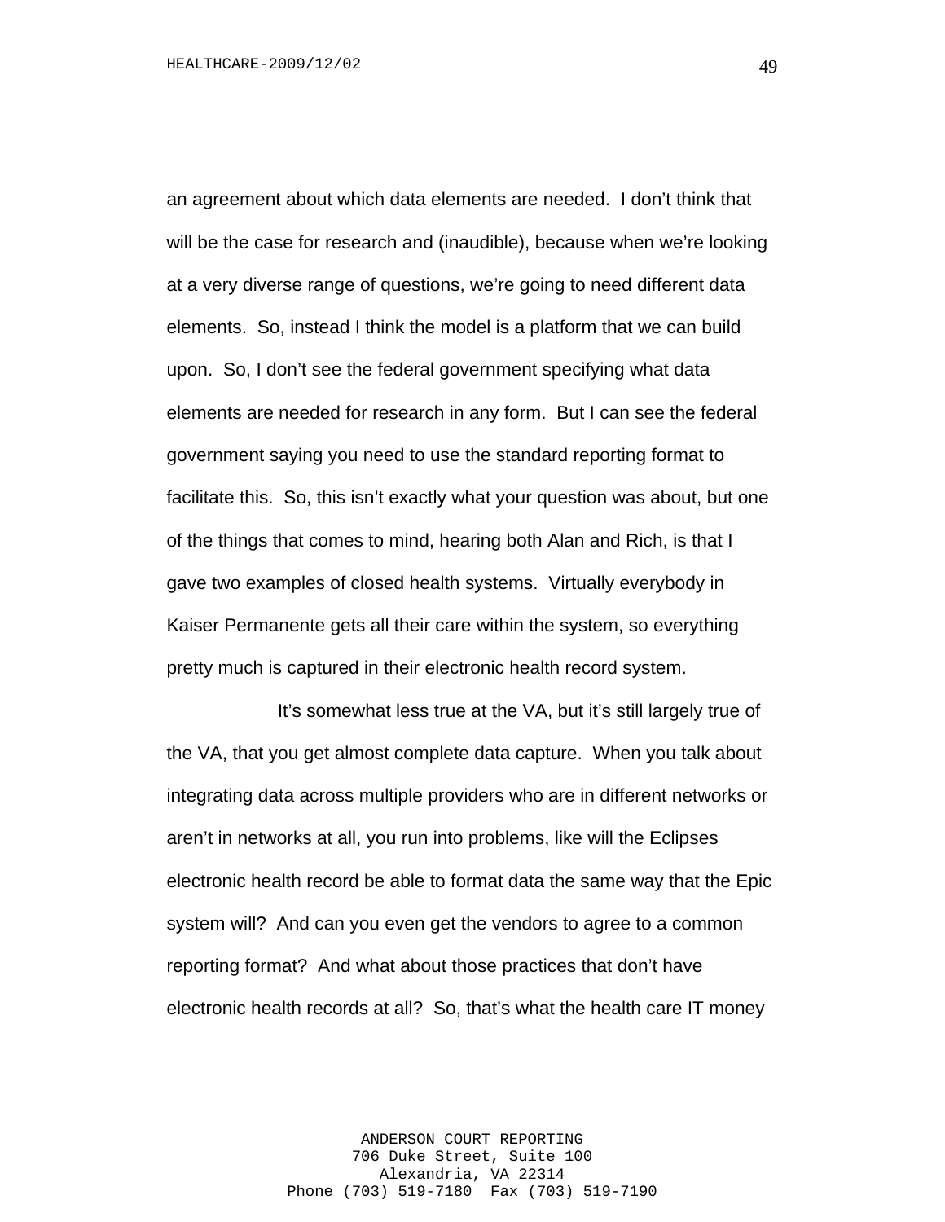an agreement about which data elements are needed. I don't think that will be the case for research and (inaudible), because when we're looking at a very diverse range of questions, we're going to need different data elements. So, instead I think the model is a platform that we can build upon. So, I don't see the federal government specifying what data elements are needed for research in any form. But I can see the federal government saying you need to use the standard reporting format to facilitate this. So, this isn't exactly what your question was about, but one of the things that comes to mind, hearing both Alan and Rich, is that I gave two examples of closed health systems. Virtually everybody in Kaiser Permanente gets all their care within the system, so everything pretty much is captured in their electronic health record system.

It's somewhat less true at the VA, but it's still largely true of the VA, that you get almost complete data capture. When you talk about integrating data across multiple providers who are in different networks or aren't in networks at all, you run into problems, like will the Eclipses electronic health record be able to format data the same way that the Epic system will? And can you even get the vendors to agree to a common reporting format? And what about those practices that don't have electronic health records at all? So, that's what the health care IT money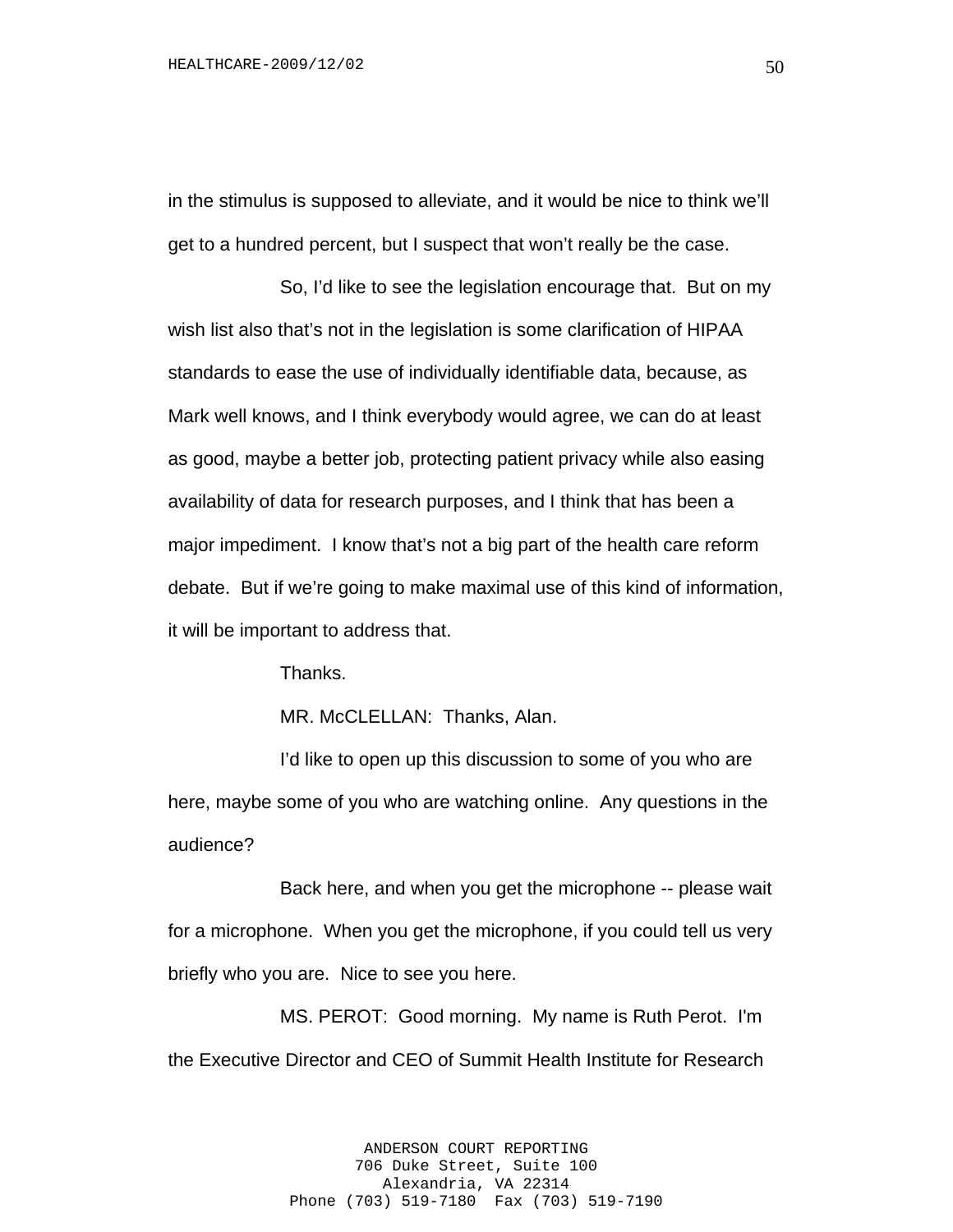in the stimulus is supposed to alleviate, and it would be nice to think we'll get to a hundred percent, but I suspect that won't really be the case.

So, I'd like to see the legislation encourage that. But on my wish list also that's not in the legislation is some clarification of HIPAA standards to ease the use of individually identifiable data, because, as Mark well knows, and I think everybody would agree, we can do at least as good, maybe a better job, protecting patient privacy while also easing availability of data for research purposes, and I think that has been a major impediment. I know that's not a big part of the health care reform debate. But if we're going to make maximal use of this kind of information, it will be important to address that.

Thanks.

MR. McCLELLAN: Thanks, Alan.

I'd like to open up this discussion to some of you who are here, maybe some of you who are watching online. Any questions in the audience?

Back here, and when you get the microphone -- please wait for a microphone. When you get the microphone, if you could tell us very briefly who you are. Nice to see you here.

MS. PEROT: Good morning. My name is Ruth Perot. I'm the Executive Director and CEO of Summit Health Institute for Research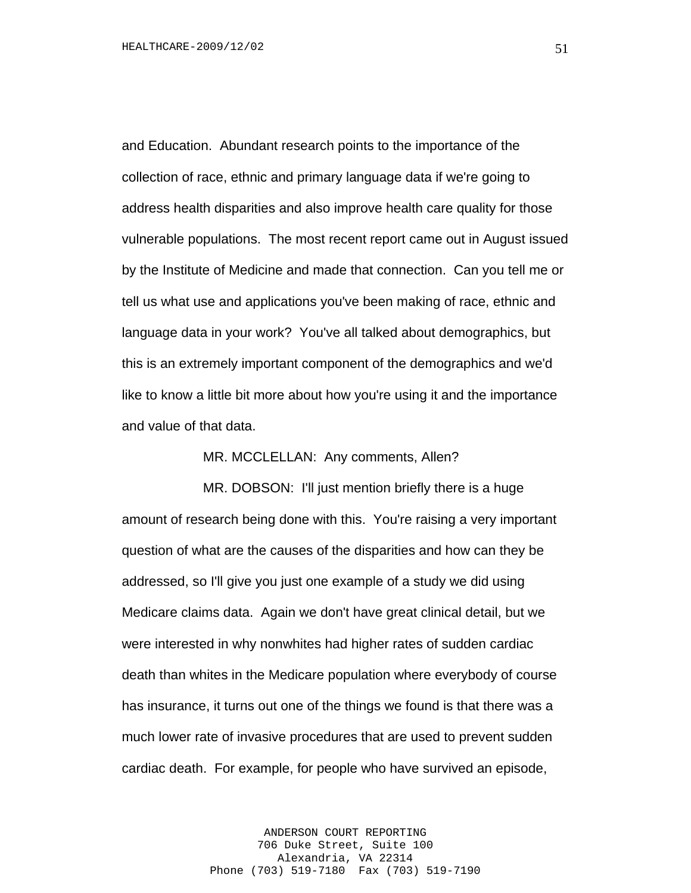and Education. Abundant research points to the importance of the collection of race, ethnic and primary language data if we're going to address health disparities and also improve health care quality for those vulnerable populations. The most recent report came out in August issued by the Institute of Medicine and made that connection. Can you tell me or tell us what use and applications you've been making of race, ethnic and language data in your work? You've all talked about demographics, but this is an extremely important component of the demographics and we'd like to know a little bit more about how you're using it and the importance and value of that data.

MR. MCCLELLAN: Any comments, Allen?

MR. DOBSON: I'll just mention briefly there is a huge amount of research being done with this. You're raising a very important question of what are the causes of the disparities and how can they be addressed, so I'll give you just one example of a study we did using Medicare claims data. Again we don't have great clinical detail, but we were interested in why nonwhites had higher rates of sudden cardiac death than whites in the Medicare population where everybody of course has insurance, it turns out one of the things we found is that there was a much lower rate of invasive procedures that are used to prevent sudden cardiac death. For example, for people who have survived an episode,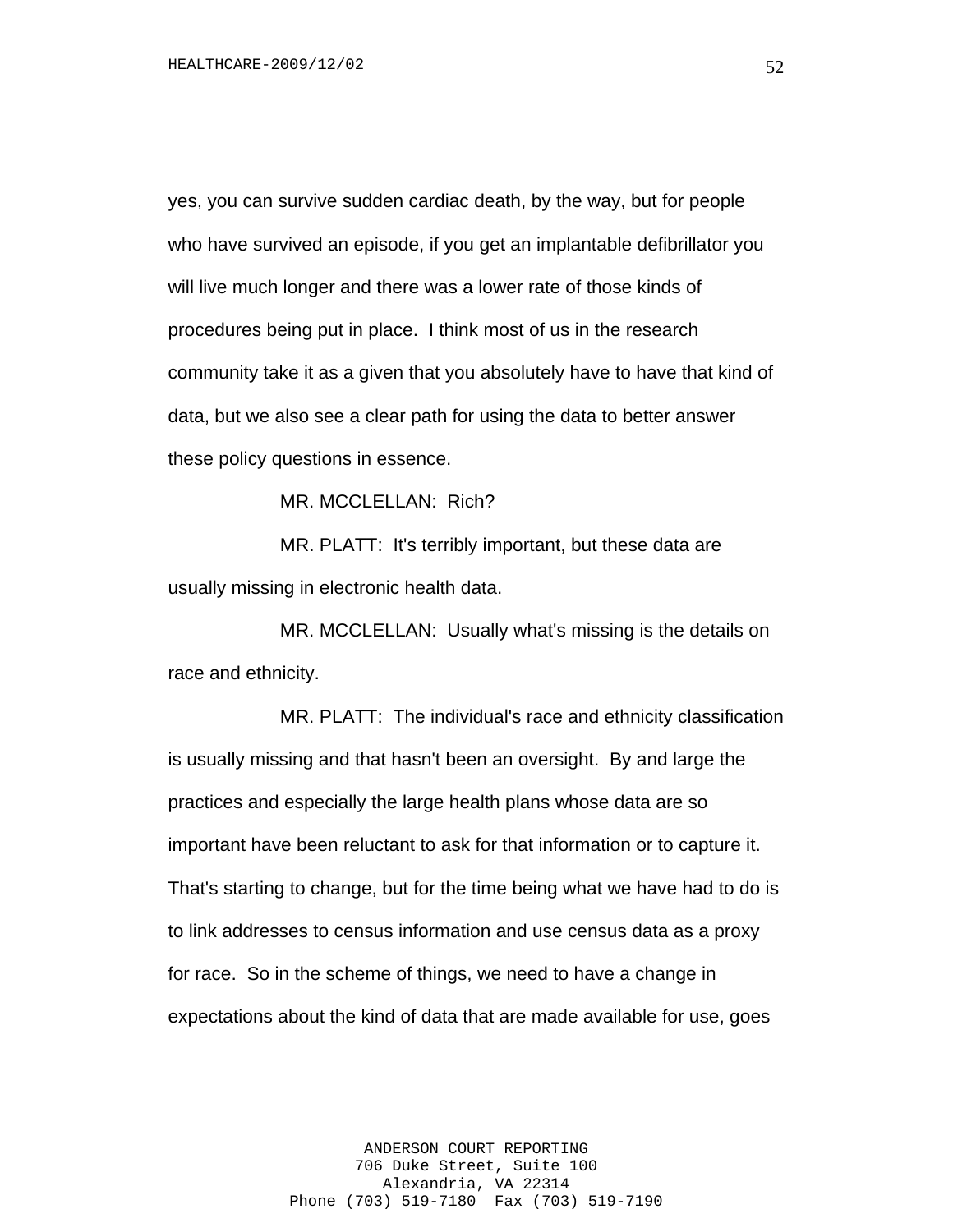yes, you can survive sudden cardiac death, by the way, but for people who have survived an episode, if you get an implantable defibrillator you will live much longer and there was a lower rate of those kinds of procedures being put in place. I think most of us in the research community take it as a given that you absolutely have to have that kind of data, but we also see a clear path for using the data to better answer these policy questions in essence.

MR. MCCLELLAN: Rich?

MR. PLATT: It's terribly important, but these data are usually missing in electronic health data.

MR. MCCLELLAN: Usually what's missing is the details on race and ethnicity.

MR. PLATT: The individual's race and ethnicity classification is usually missing and that hasn't been an oversight. By and large the practices and especially the large health plans whose data are so important have been reluctant to ask for that information or to capture it. That's starting to change, but for the time being what we have had to do is to link addresses to census information and use census data as a proxy for race. So in the scheme of things, we need to have a change in expectations about the kind of data that are made available for use, goes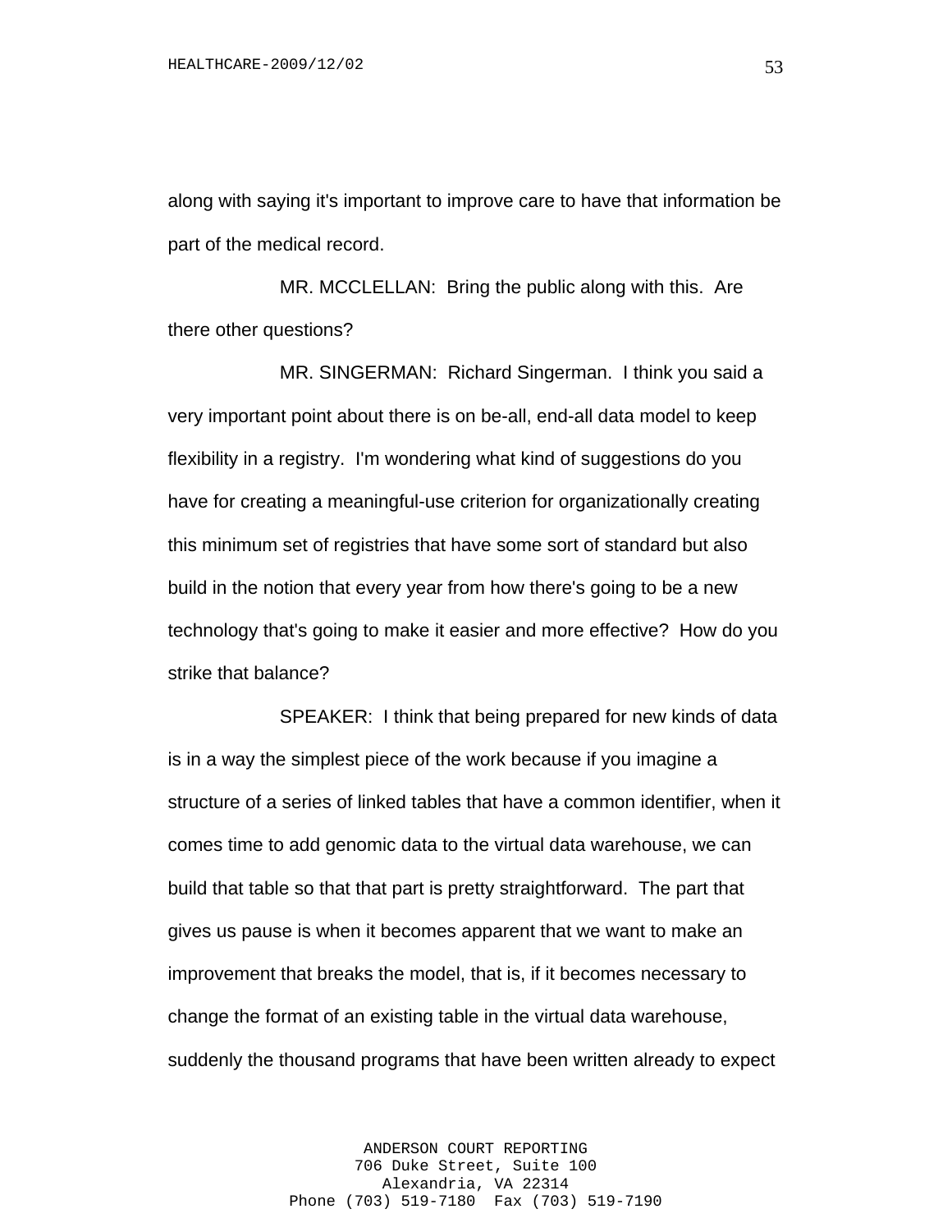along with saying it's important to improve care to have that information be part of the medical record.

MR. MCCLELLAN: Bring the public along with this. Are there other questions?

MR. SINGERMAN: Richard Singerman. I think you said a very important point about there is on be-all, end-all data model to keep flexibility in a registry. I'm wondering what kind of suggestions do you have for creating a meaningful-use criterion for organizationally creating this minimum set of registries that have some sort of standard but also build in the notion that every year from how there's going to be a new technology that's going to make it easier and more effective? How do you strike that balance?

SPEAKER: I think that being prepared for new kinds of data is in a way the simplest piece of the work because if you imagine a structure of a series of linked tables that have a common identifier, when it comes time to add genomic data to the virtual data warehouse, we can build that table so that that part is pretty straightforward. The part that gives us pause is when it becomes apparent that we want to make an improvement that breaks the model, that is, if it becomes necessary to change the format of an existing table in the virtual data warehouse, suddenly the thousand programs that have been written already to expect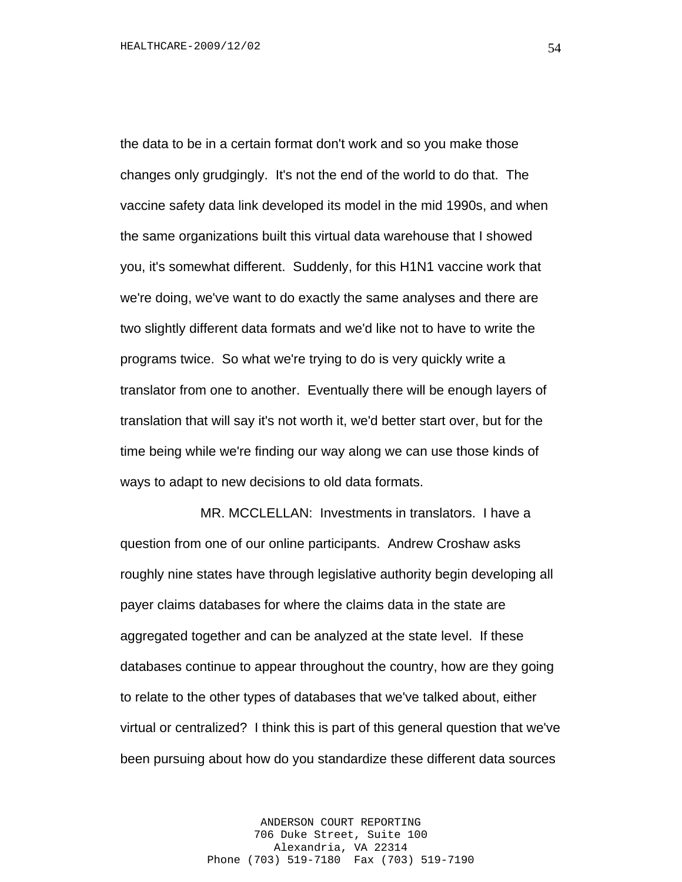the data to be in a certain format don't work and so you make those changes only grudgingly. It's not the end of the world to do that. The vaccine safety data link developed its model in the mid 1990s, and when the same organizations built this virtual data warehouse that I showed you, it's somewhat different. Suddenly, for this H1N1 vaccine work that we're doing, we've want to do exactly the same analyses and there are two slightly different data formats and we'd like not to have to write the programs twice. So what we're trying to do is very quickly write a translator from one to another. Eventually there will be enough layers of translation that will say it's not worth it, we'd better start over, but for the time being while we're finding our way along we can use those kinds of ways to adapt to new decisions to old data formats.

MR. MCCLELLAN: Investments in translators. I have a question from one of our online participants. Andrew Croshaw asks roughly nine states have through legislative authority begin developing all payer claims databases for where the claims data in the state are aggregated together and can be analyzed at the state level. If these databases continue to appear throughout the country, how are they going to relate to the other types of databases that we've talked about, either virtual or centralized? I think this is part of this general question that we've been pursuing about how do you standardize these different data sources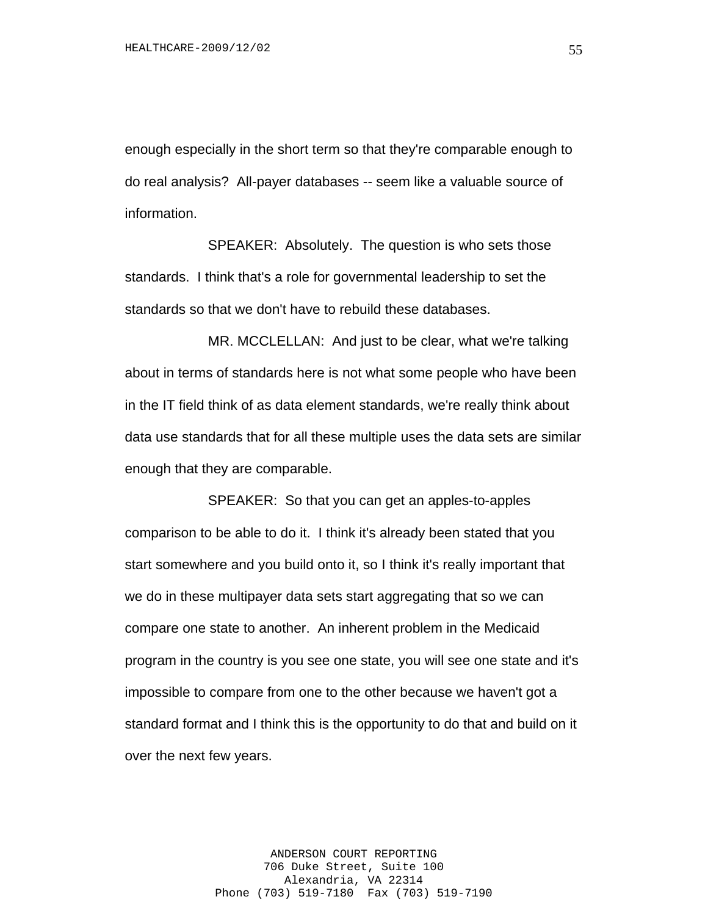enough especially in the short term so that they're comparable enough to do real analysis? All-payer databases -- seem like a valuable source of information.

SPEAKER: Absolutely. The question is who sets those standards. I think that's a role for governmental leadership to set the standards so that we don't have to rebuild these databases.

MR. MCCLELLAN: And just to be clear, what we're talking about in terms of standards here is not what some people who have been in the IT field think of as data element standards, we're really think about data use standards that for all these multiple uses the data sets are similar enough that they are comparable.

SPEAKER: So that you can get an apples-to-apples comparison to be able to do it. I think it's already been stated that you start somewhere and you build onto it, so I think it's really important that we do in these multipayer data sets start aggregating that so we can compare one state to another. An inherent problem in the Medicaid program in the country is you see one state, you will see one state and it's impossible to compare from one to the other because we haven't got a standard format and I think this is the opportunity to do that and build on it over the next few years.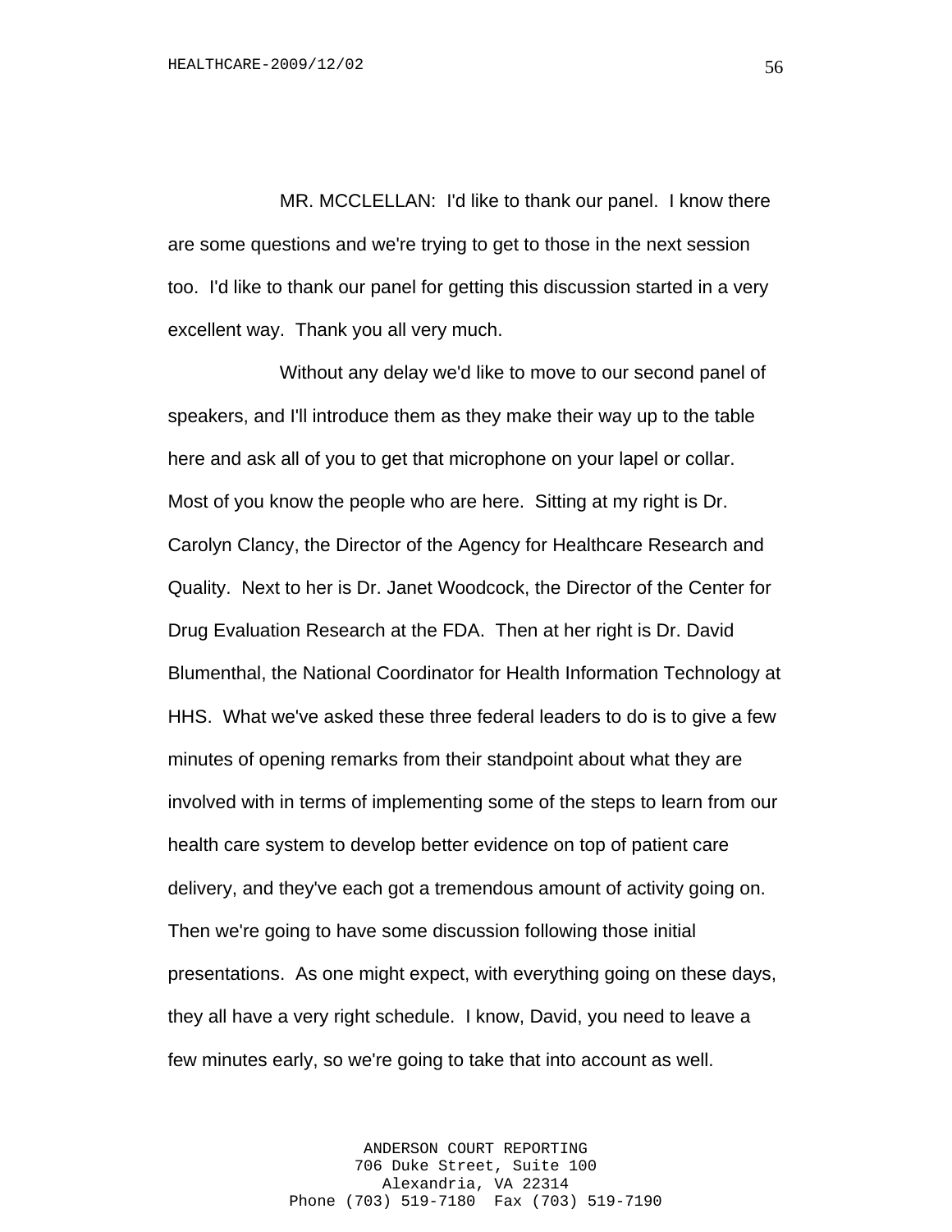MR. MCCLELLAN: I'd like to thank our panel. I know there are some questions and we're trying to get to those in the next session too. I'd like to thank our panel for getting this discussion started in a very excellent way. Thank you all very much.

Without any delay we'd like to move to our second panel of speakers, and I'll introduce them as they make their way up to the table here and ask all of you to get that microphone on your lapel or collar. Most of you know the people who are here. Sitting at my right is Dr. Carolyn Clancy, the Director of the Agency for Healthcare Research and Quality. Next to her is Dr. Janet Woodcock, the Director of the Center for Drug Evaluation Research at the FDA. Then at her right is Dr. David Blumenthal, the National Coordinator for Health Information Technology at HHS. What we've asked these three federal leaders to do is to give a few minutes of opening remarks from their standpoint about what they are involved with in terms of implementing some of the steps to learn from our health care system to develop better evidence on top of patient care delivery, and they've each got a tremendous amount of activity going on. Then we're going to have some discussion following those initial presentations. As one might expect, with everything going on these days, they all have a very right schedule. I know, David, you need to leave a few minutes early, so we're going to take that into account as well.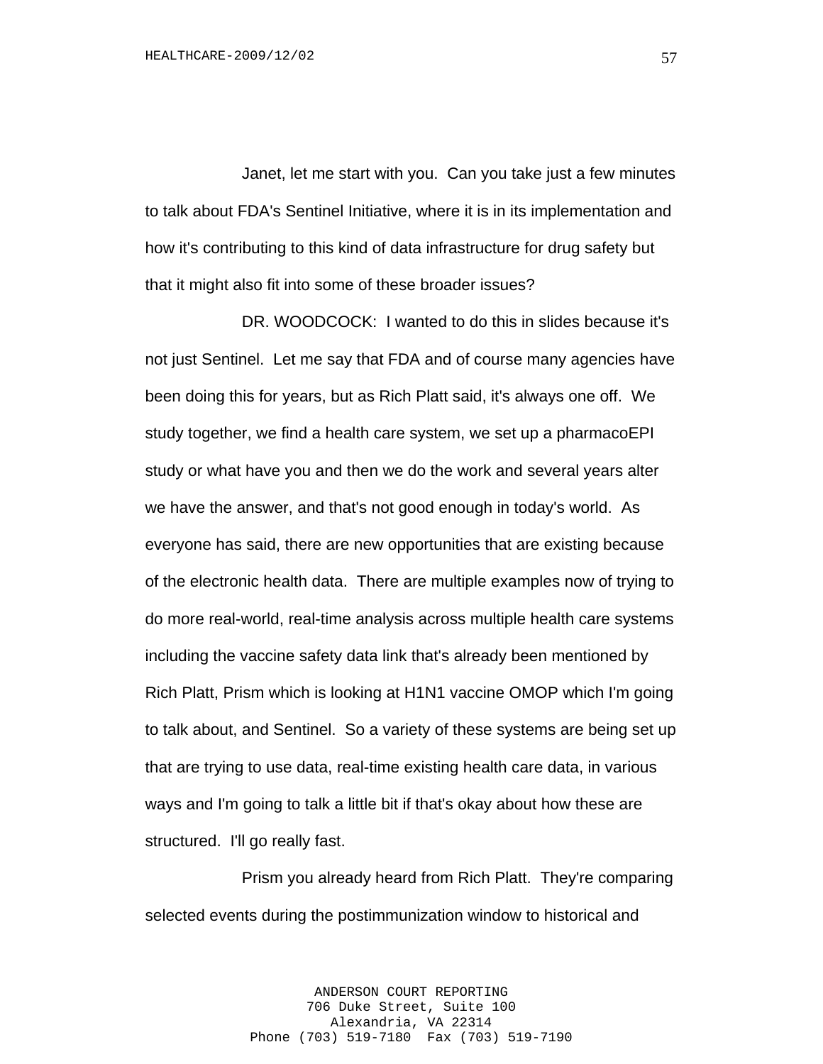Janet, let me start with you. Can you take just a few minutes to talk about FDA's Sentinel Initiative, where it is in its implementation and how it's contributing to this kind of data infrastructure for drug safety but that it might also fit into some of these broader issues?

DR. WOODCOCK: I wanted to do this in slides because it's not just Sentinel. Let me say that FDA and of course many agencies have been doing this for years, but as Rich Platt said, it's always one off. We study together, we find a health care system, we set up a pharmacoEPI study or what have you and then we do the work and several years alter we have the answer, and that's not good enough in today's world. As everyone has said, there are new opportunities that are existing because of the electronic health data. There are multiple examples now of trying to do more real-world, real-time analysis across multiple health care systems including the vaccine safety data link that's already been mentioned by Rich Platt, Prism which is looking at H1N1 vaccine OMOP which I'm going to talk about, and Sentinel. So a variety of these systems are being set up that are trying to use data, real-time existing health care data, in various ways and I'm going to talk a little bit if that's okay about how these are structured. I'll go really fast.

Prism you already heard from Rich Platt. They're comparing selected events during the postimmunization window to historical and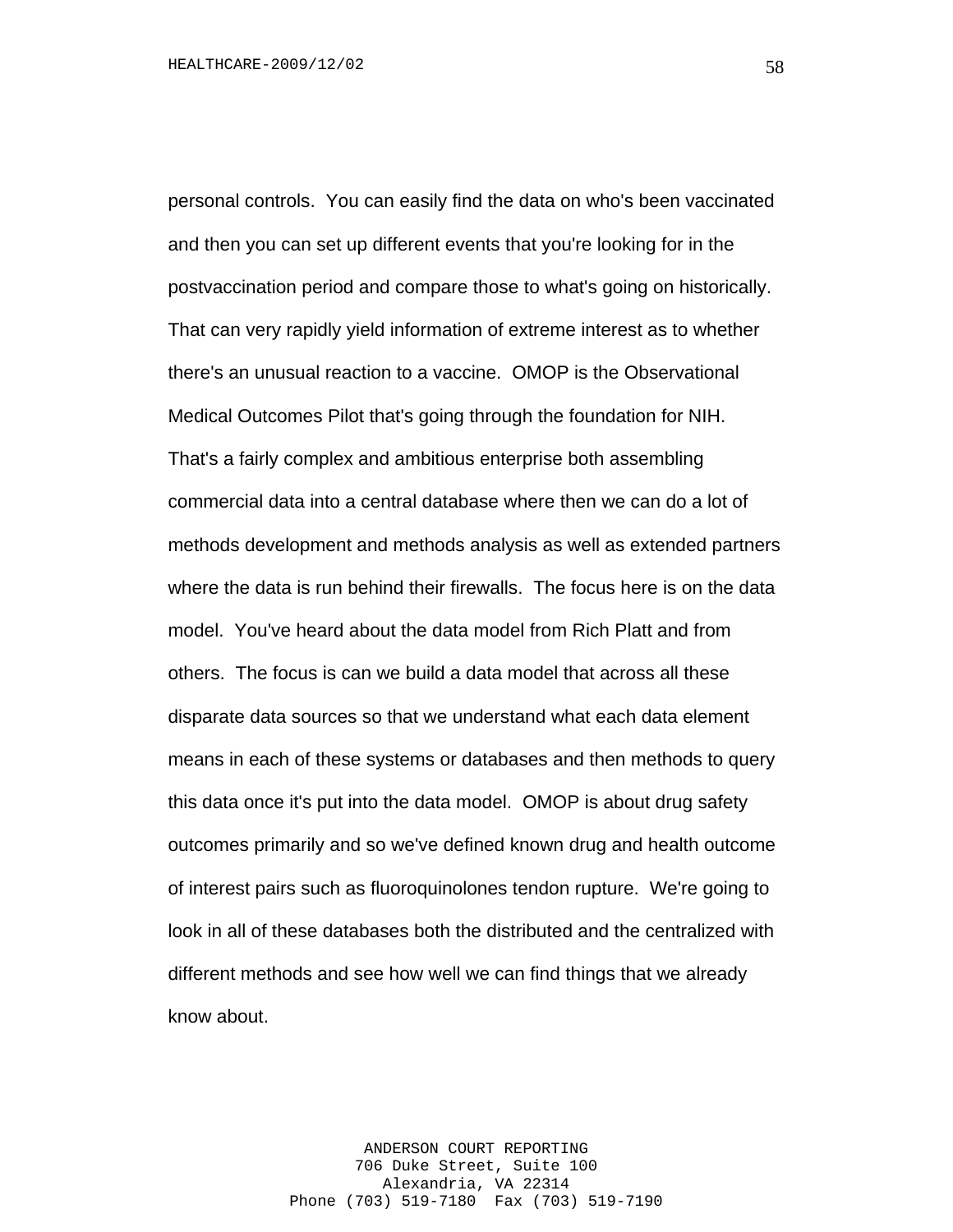personal controls. You can easily find the data on who's been vaccinated and then you can set up different events that you're looking for in the postvaccination period and compare those to what's going on historically. That can very rapidly yield information of extreme interest as to whether there's an unusual reaction to a vaccine. OMOP is the Observational Medical Outcomes Pilot that's going through the foundation for NIH. That's a fairly complex and ambitious enterprise both assembling commercial data into a central database where then we can do a lot of methods development and methods analysis as well as extended partners where the data is run behind their firewalls. The focus here is on the data model. You've heard about the data model from Rich Platt and from others. The focus is can we build a data model that across all these disparate data sources so that we understand what each data element means in each of these systems or databases and then methods to query this data once it's put into the data model. OMOP is about drug safety outcomes primarily and so we've defined known drug and health outcome of interest pairs such as fluoroquinolones tendon rupture. We're going to look in all of these databases both the distributed and the centralized with different methods and see how well we can find things that we already know about.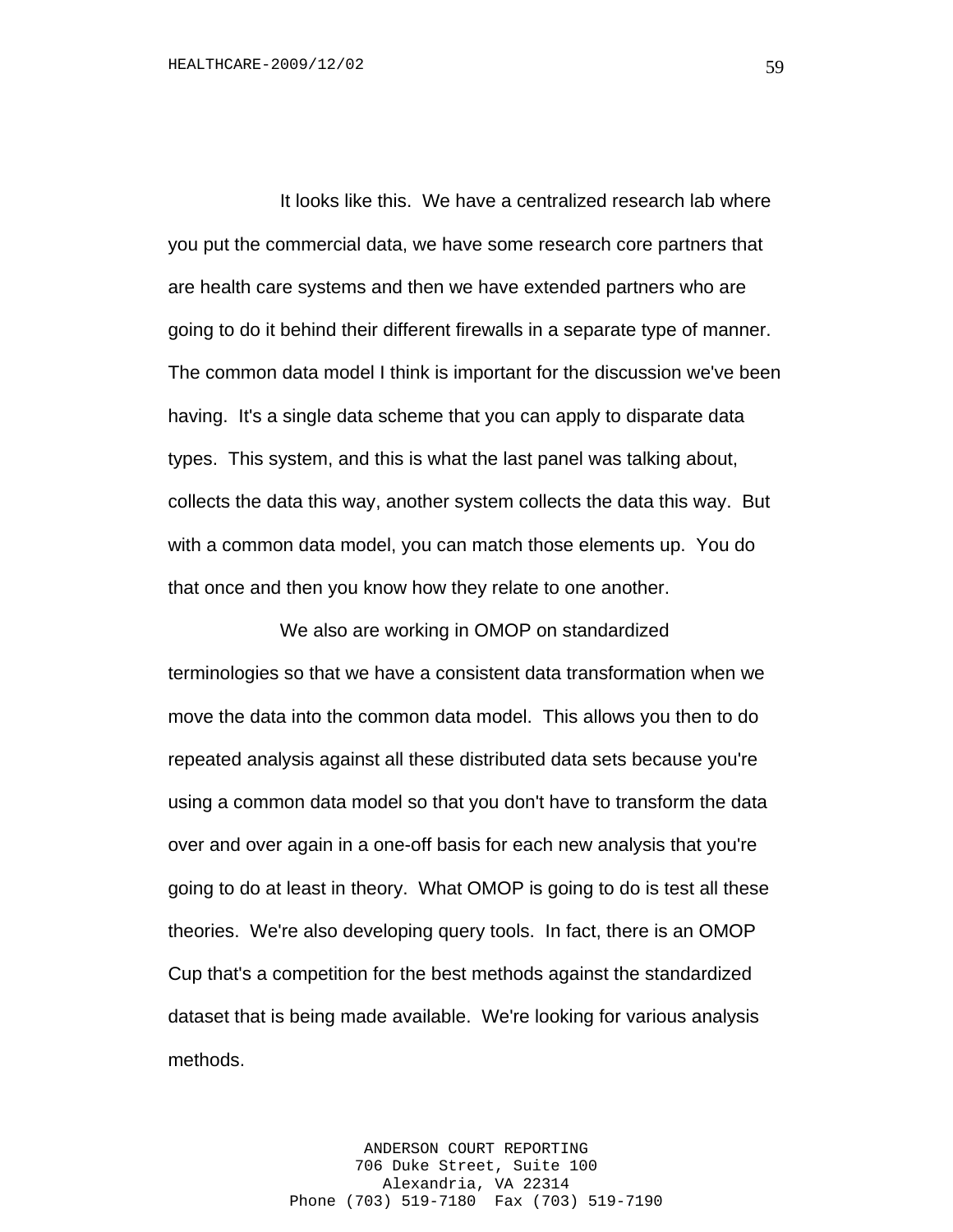It looks like this. We have a centralized research lab where you put the commercial data, we have some research core partners that are health care systems and then we have extended partners who are going to do it behind their different firewalls in a separate type of manner. The common data model I think is important for the discussion we've been having. It's a single data scheme that you can apply to disparate data types. This system, and this is what the last panel was talking about, collects the data this way, another system collects the data this way. But with a common data model, you can match those elements up. You do that once and then you know how they relate to one another.

We also are working in OMOP on standardized terminologies so that we have a consistent data transformation when we move the data into the common data model. This allows you then to do repeated analysis against all these distributed data sets because you're using a common data model so that you don't have to transform the data over and over again in a one-off basis for each new analysis that you're going to do at least in theory. What OMOP is going to do is test all these theories. We're also developing query tools. In fact, there is an OMOP Cup that's a competition for the best methods against the standardized dataset that is being made available. We're looking for various analysis methods.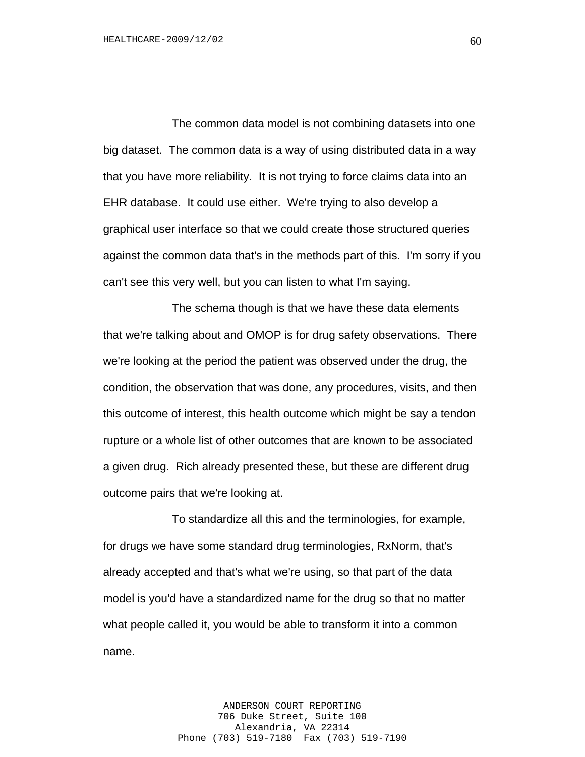The common data model is not combining datasets into one big dataset. The common data is a way of using distributed data in a way that you have more reliability. It is not trying to force claims data into an EHR database. It could use either. We're trying to also develop a graphical user interface so that we could create those structured queries against the common data that's in the methods part of this. I'm sorry if you can't see this very well, but you can listen to what I'm saying.

The schema though is that we have these data elements that we're talking about and OMOP is for drug safety observations. There we're looking at the period the patient was observed under the drug, the condition, the observation that was done, any procedures, visits, and then this outcome of interest, this health outcome which might be say a tendon rupture or a whole list of other outcomes that are known to be associated a given drug. Rich already presented these, but these are different drug outcome pairs that we're looking at.

To standardize all this and the terminologies, for example, for drugs we have some standard drug terminologies, RxNorm, that's already accepted and that's what we're using, so that part of the data model is you'd have a standardized name for the drug so that no matter what people called it, you would be able to transform it into a common name.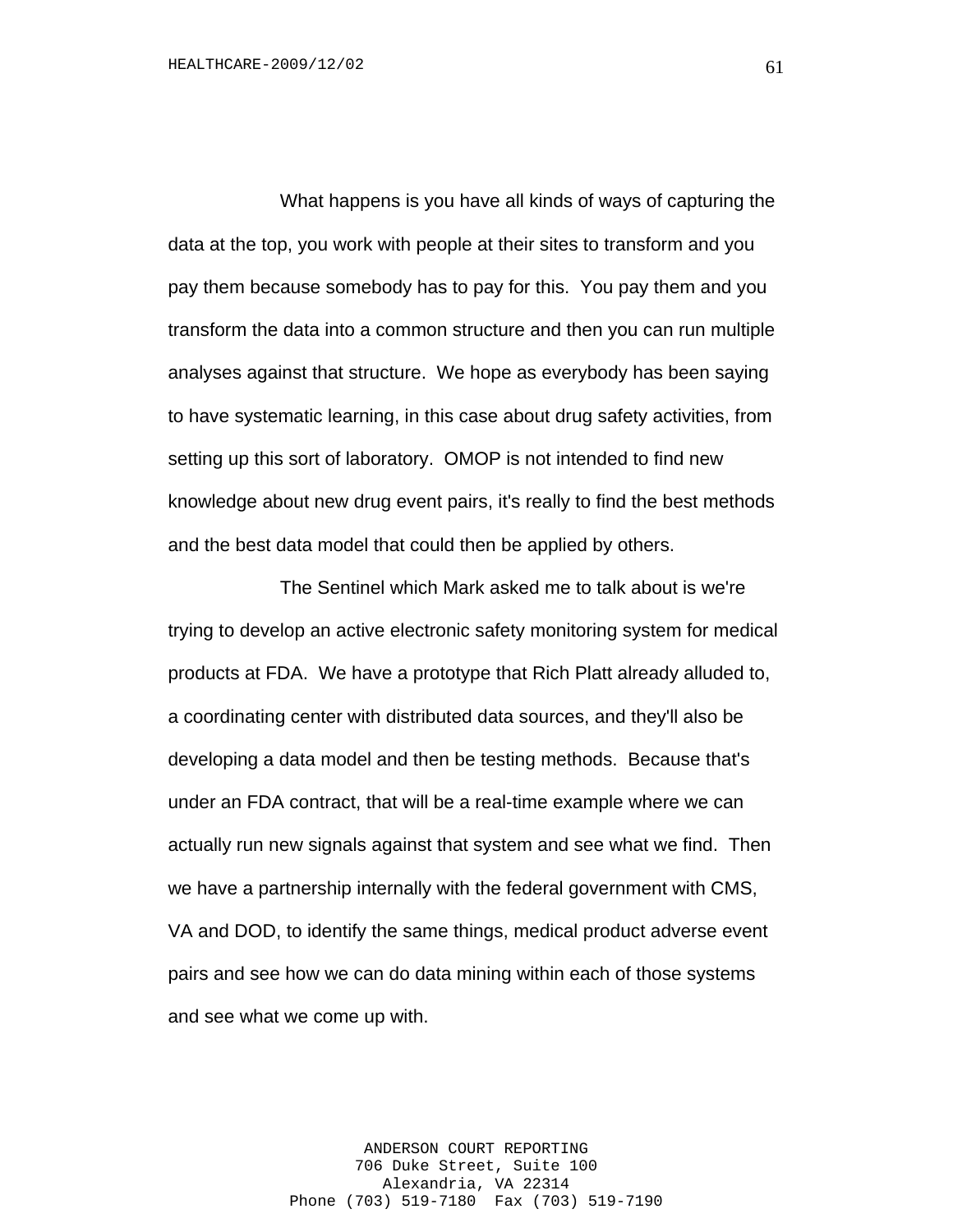What happens is you have all kinds of ways of capturing the data at the top, you work with people at their sites to transform and you pay them because somebody has to pay for this. You pay them and you transform the data into a common structure and then you can run multiple analyses against that structure. We hope as everybody has been saying to have systematic learning, in this case about drug safety activities, from setting up this sort of laboratory. OMOP is not intended to find new knowledge about new drug event pairs, it's really to find the best methods and the best data model that could then be applied by others.

The Sentinel which Mark asked me to talk about is we're trying to develop an active electronic safety monitoring system for medical products at FDA. We have a prototype that Rich Platt already alluded to, a coordinating center with distributed data sources, and they'll also be developing a data model and then be testing methods. Because that's under an FDA contract, that will be a real-time example where we can actually run new signals against that system and see what we find. Then we have a partnership internally with the federal government with CMS, VA and DOD, to identify the same things, medical product adverse event pairs and see how we can do data mining within each of those systems and see what we come up with.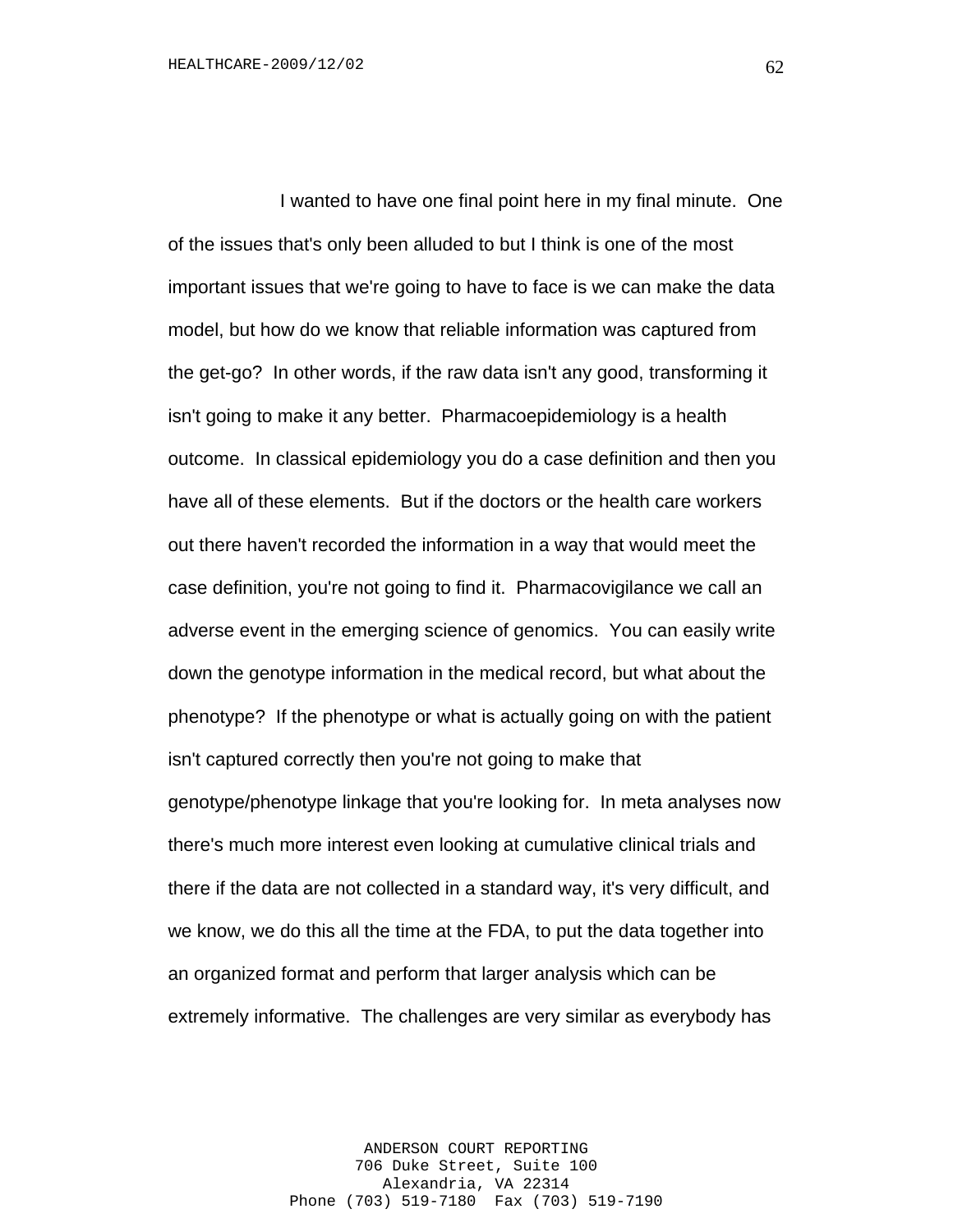I wanted to have one final point here in my final minute. One of the issues that's only been alluded to but I think is one of the most important issues that we're going to have to face is we can make the data model, but how do we know that reliable information was captured from the get-go? In other words, if the raw data isn't any good, transforming it isn't going to make it any better. Pharmacoepidemiology is a health outcome. In classical epidemiology you do a case definition and then you have all of these elements. But if the doctors or the health care workers out there haven't recorded the information in a way that would meet the case definition, you're not going to find it. Pharmacovigilance we call an adverse event in the emerging science of genomics. You can easily write down the genotype information in the medical record, but what about the phenotype? If the phenotype or what is actually going on with the patient isn't captured correctly then you're not going to make that genotype/phenotype linkage that you're looking for. In meta analyses now there's much more interest even looking at cumulative clinical trials and there if the data are not collected in a standard way, it's very difficult, and we know, we do this all the time at the FDA, to put the data together into an organized format and perform that larger analysis which can be extremely informative. The challenges are very similar as everybody has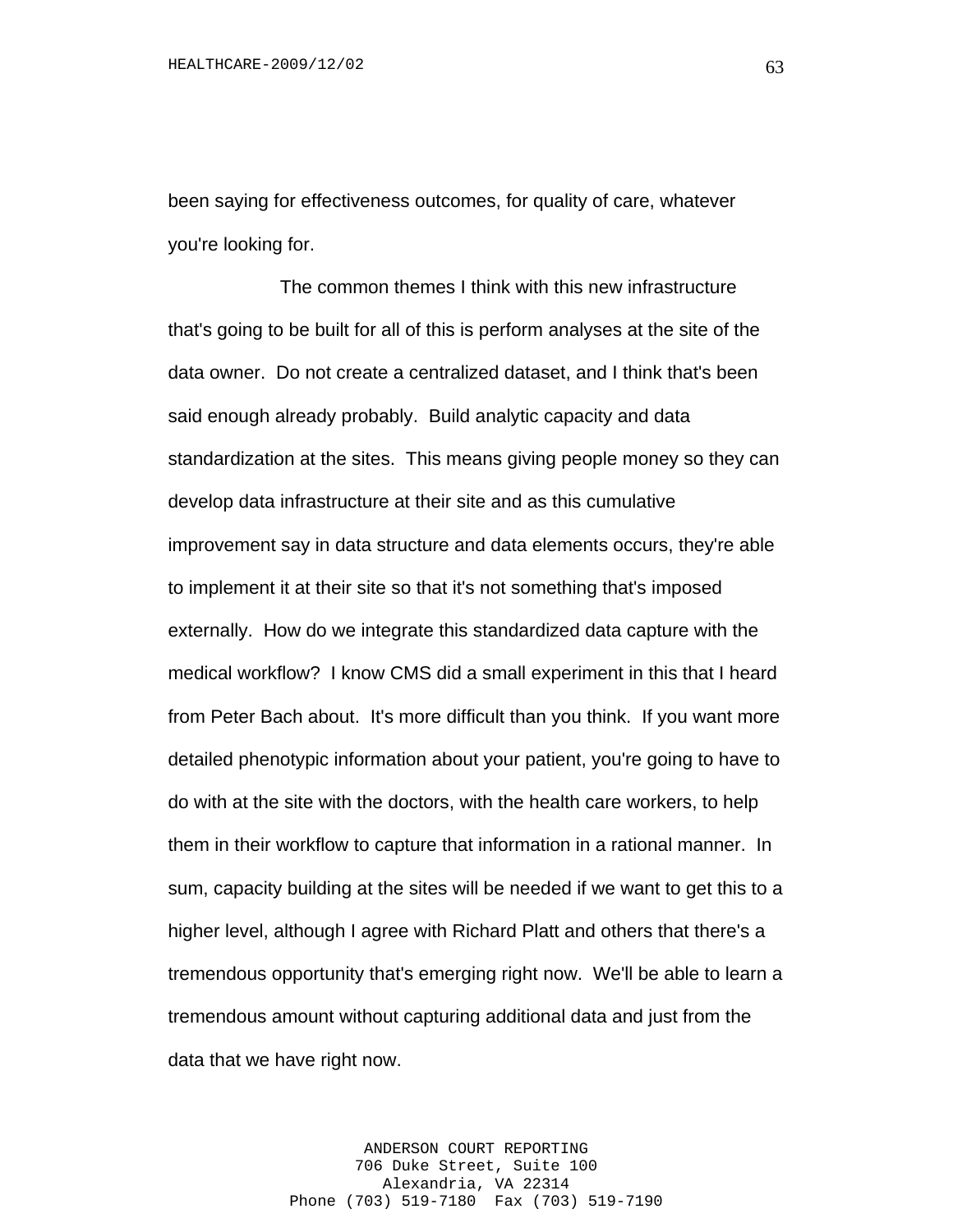been saying for effectiveness outcomes, for quality of care, whatever you're looking for.

The common themes I think with this new infrastructure that's going to be built for all of this is perform analyses at the site of the data owner. Do not create a centralized dataset, and I think that's been said enough already probably. Build analytic capacity and data standardization at the sites. This means giving people money so they can develop data infrastructure at their site and as this cumulative improvement say in data structure and data elements occurs, they're able to implement it at their site so that it's not something that's imposed externally. How do we integrate this standardized data capture with the medical workflow? I know CMS did a small experiment in this that I heard from Peter Bach about. It's more difficult than you think. If you want more detailed phenotypic information about your patient, you're going to have to do with at the site with the doctors, with the health care workers, to help them in their workflow to capture that information in a rational manner. In sum, capacity building at the sites will be needed if we want to get this to a higher level, although I agree with Richard Platt and others that there's a tremendous opportunity that's emerging right now. We'll be able to learn a tremendous amount without capturing additional data and just from the data that we have right now.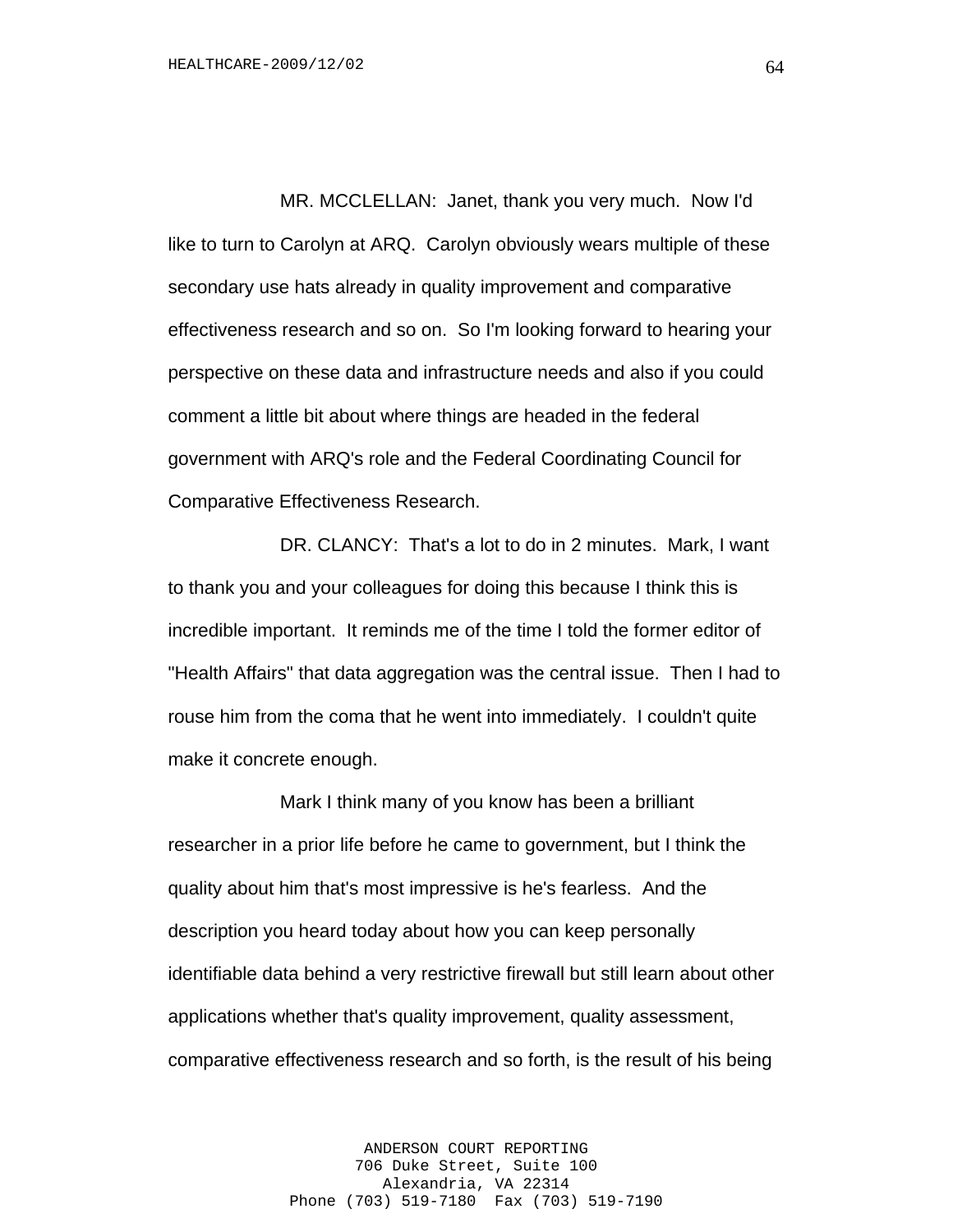MR. MCCLELLAN: Janet, thank you very much. Now I'd like to turn to Carolyn at ARQ. Carolyn obviously wears multiple of these secondary use hats already in quality improvement and comparative effectiveness research and so on. So I'm looking forward to hearing your perspective on these data and infrastructure needs and also if you could comment a little bit about where things are headed in the federal government with ARQ's role and the Federal Coordinating Council for Comparative Effectiveness Research.

DR. CLANCY: That's a lot to do in 2 minutes. Mark, I want to thank you and your colleagues for doing this because I think this is incredible important. It reminds me of the time I told the former editor of "Health Affairs" that data aggregation was the central issue. Then I had to rouse him from the coma that he went into immediately. I couldn't quite make it concrete enough.

Mark I think many of you know has been a brilliant researcher in a prior life before he came to government, but I think the quality about him that's most impressive is he's fearless. And the description you heard today about how you can keep personally identifiable data behind a very restrictive firewall but still learn about other applications whether that's quality improvement, quality assessment, comparative effectiveness research and so forth, is the result of his being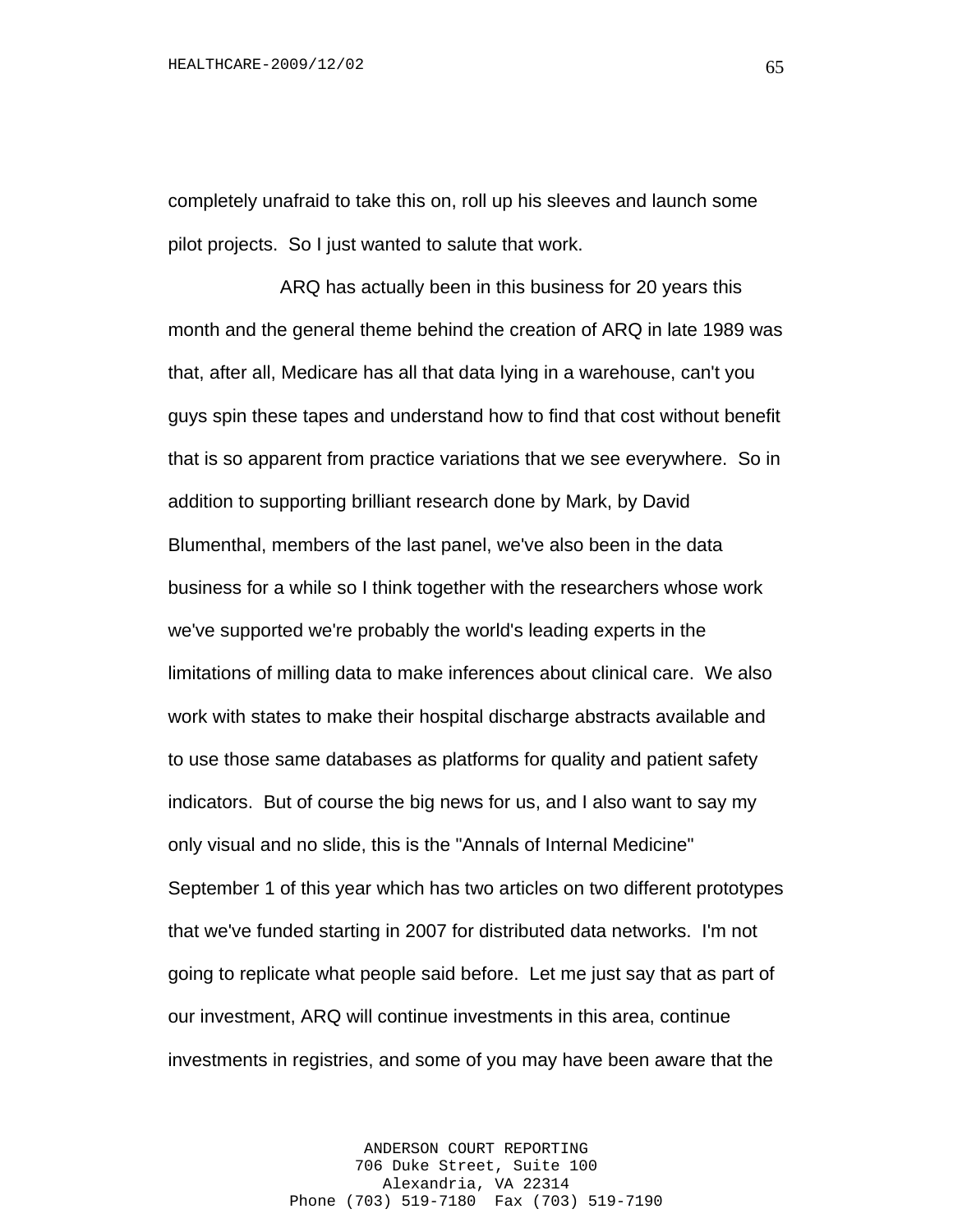completely unafraid to take this on, roll up his sleeves and launch some pilot projects. So I just wanted to salute that work.

ARQ has actually been in this business for 20 years this month and the general theme behind the creation of ARQ in late 1989 was that, after all, Medicare has all that data lying in a warehouse, can't you guys spin these tapes and understand how to find that cost without benefit that is so apparent from practice variations that we see everywhere. So in addition to supporting brilliant research done by Mark, by David Blumenthal, members of the last panel, we've also been in the data business for a while so I think together with the researchers whose work we've supported we're probably the world's leading experts in the limitations of milling data to make inferences about clinical care. We also work with states to make their hospital discharge abstracts available and to use those same databases as platforms for quality and patient safety indicators. But of course the big news for us, and I also want to say my only visual and no slide, this is the "Annals of Internal Medicine" September 1 of this year which has two articles on two different prototypes that we've funded starting in 2007 for distributed data networks. I'm not going to replicate what people said before. Let me just say that as part of our investment, ARQ will continue investments in this area, continue investments in registries, and some of you may have been aware that the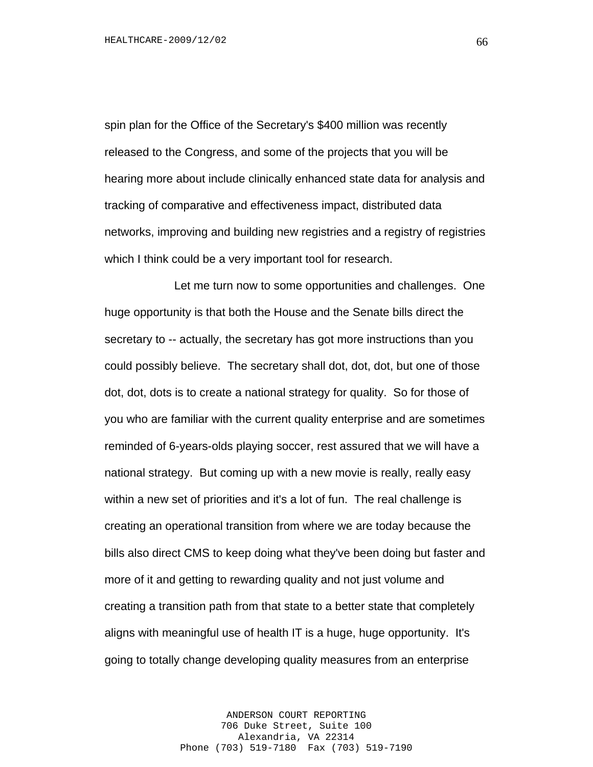spin plan for the Office of the Secretary's $400 million was recently released to the Congress, and some of the projects that you will be hearing more about include clinically enhanced state data for analysis and tracking of comparative and effectiveness impact, distributed data networks, improving and building new registries and a registry of registries which I think could be a very important tool for research.

Let me turn now to some opportunities and challenges. One huge opportunity is that both the House and the Senate bills direct the secretary to -- actually, the secretary has got more instructions than you could possibly believe. The secretary shall dot, dot, dot, but one of those dot, dot, dots is to create a national strategy for quality. So for those of you who are familiar with the current quality enterprise and are sometimes reminded of 6-years-olds playing soccer, rest assured that we will have a national strategy. But coming up with a new movie is really, really easy within a new set of priorities and it's a lot of fun. The real challenge is creating an operational transition from where we are today because the bills also direct CMS to keep doing what they've been doing but faster and more of it and getting to rewarding quality and not just volume and creating a transition path from that state to a better state that completely aligns with meaningful use of health IT is a huge, huge opportunity. It's going to totally change developing quality measures from an enterprise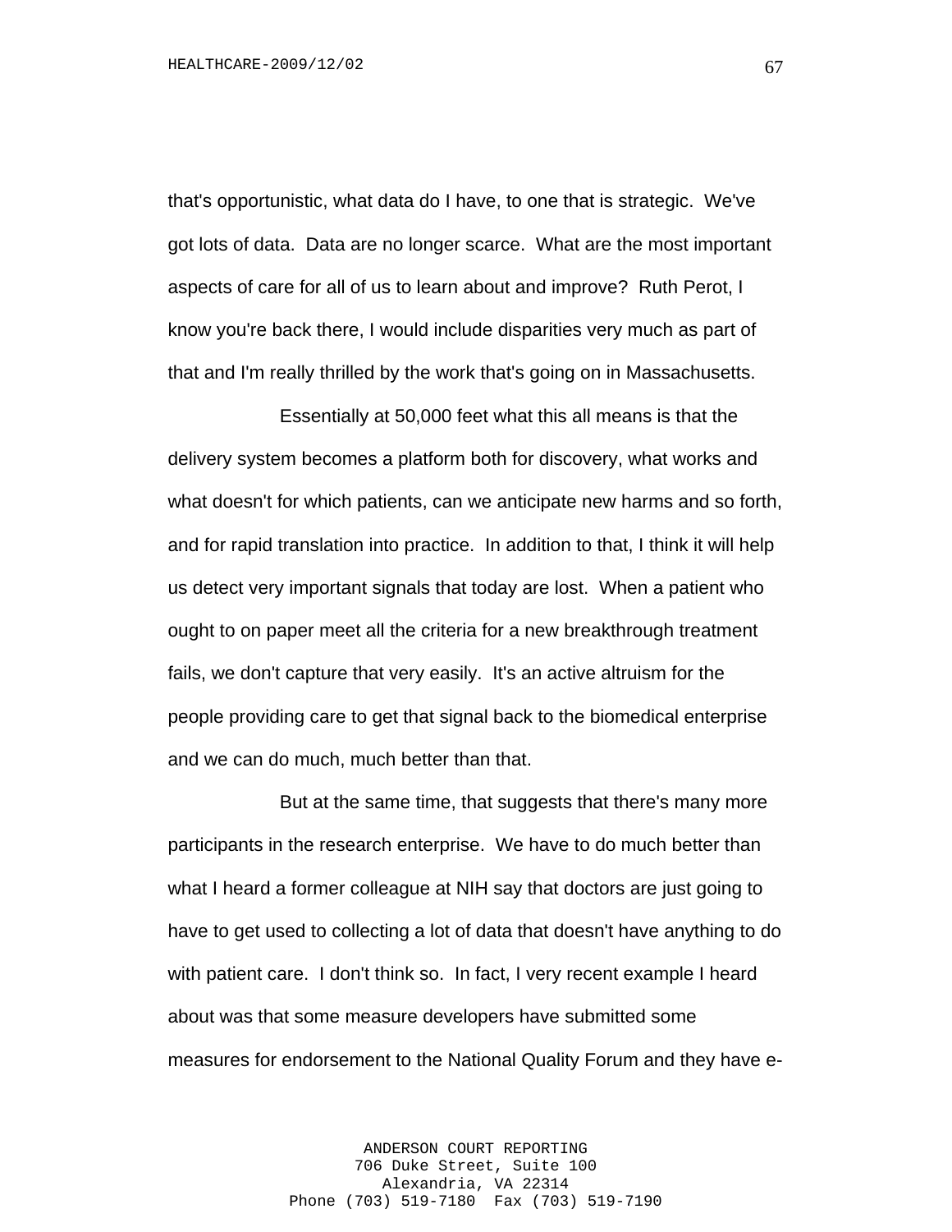that's opportunistic, what data do I have, to one that is strategic. We've got lots of data. Data are no longer scarce. What are the most important aspects of care for all of us to learn about and improve? Ruth Perot, I know you're back there, I would include disparities very much as part of that and I'm really thrilled by the work that's going on in Massachusetts.

Essentially at 50,000 feet what this all means is that the delivery system becomes a platform both for discovery, what works and what doesn't for which patients, can we anticipate new harms and so forth, and for rapid translation into practice. In addition to that, I think it will help us detect very important signals that today are lost. When a patient who ought to on paper meet all the criteria for a new breakthrough treatment fails, we don't capture that very easily. It's an active altruism for the people providing care to get that signal back to the biomedical enterprise and we can do much, much better than that.

But at the same time, that suggests that there's many more participants in the research enterprise. We have to do much better than what I heard a former colleague at NIH say that doctors are just going to have to get used to collecting a lot of data that doesn't have anything to do with patient care. I don't think so. In fact, I very recent example I heard about was that some measure developers have submitted some measures for endorsement to the National Quality Forum and they have e-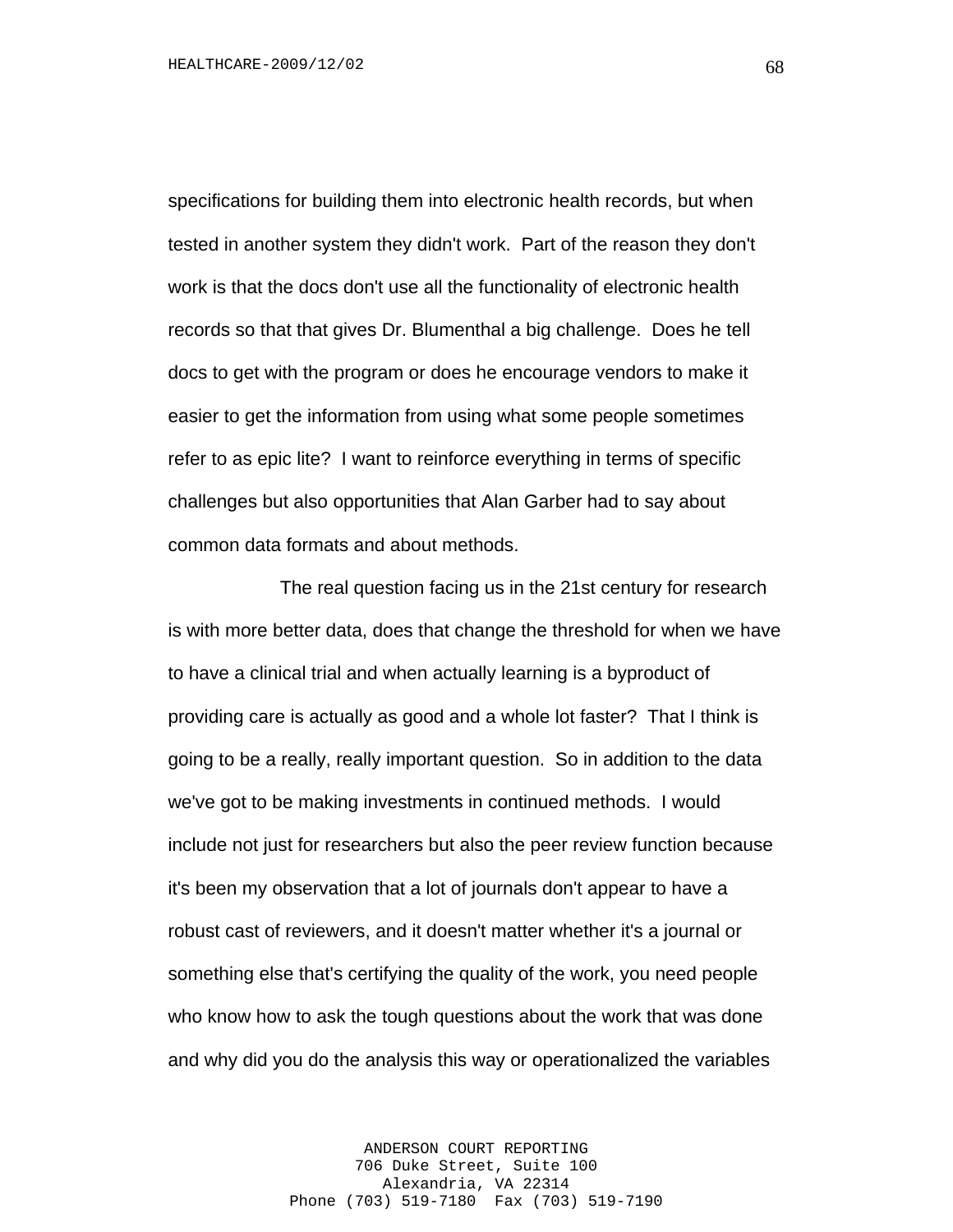specifications for building them into electronic health records, but when tested in another system they didn't work. Part of the reason they don't work is that the docs don't use all the functionality of electronic health records so that that gives Dr. Blumenthal a big challenge. Does he tell docs to get with the program or does he encourage vendors to make it easier to get the information from using what some people sometimes refer to as epic lite? I want to reinforce everything in terms of specific challenges but also opportunities that Alan Garber had to say about common data formats and about methods.

The real question facing us in the 21st century for research is with more better data, does that change the threshold for when we have to have a clinical trial and when actually learning is a byproduct of providing care is actually as good and a whole lot faster? That I think is going to be a really, really important question. So in addition to the data we've got to be making investments in continued methods. I would include not just for researchers but also the peer review function because it's been my observation that a lot of journals don't appear to have a robust cast of reviewers, and it doesn't matter whether it's a journal or something else that's certifying the quality of the work, you need people who know how to ask the tough questions about the work that was done and why did you do the analysis this way or operationalized the variables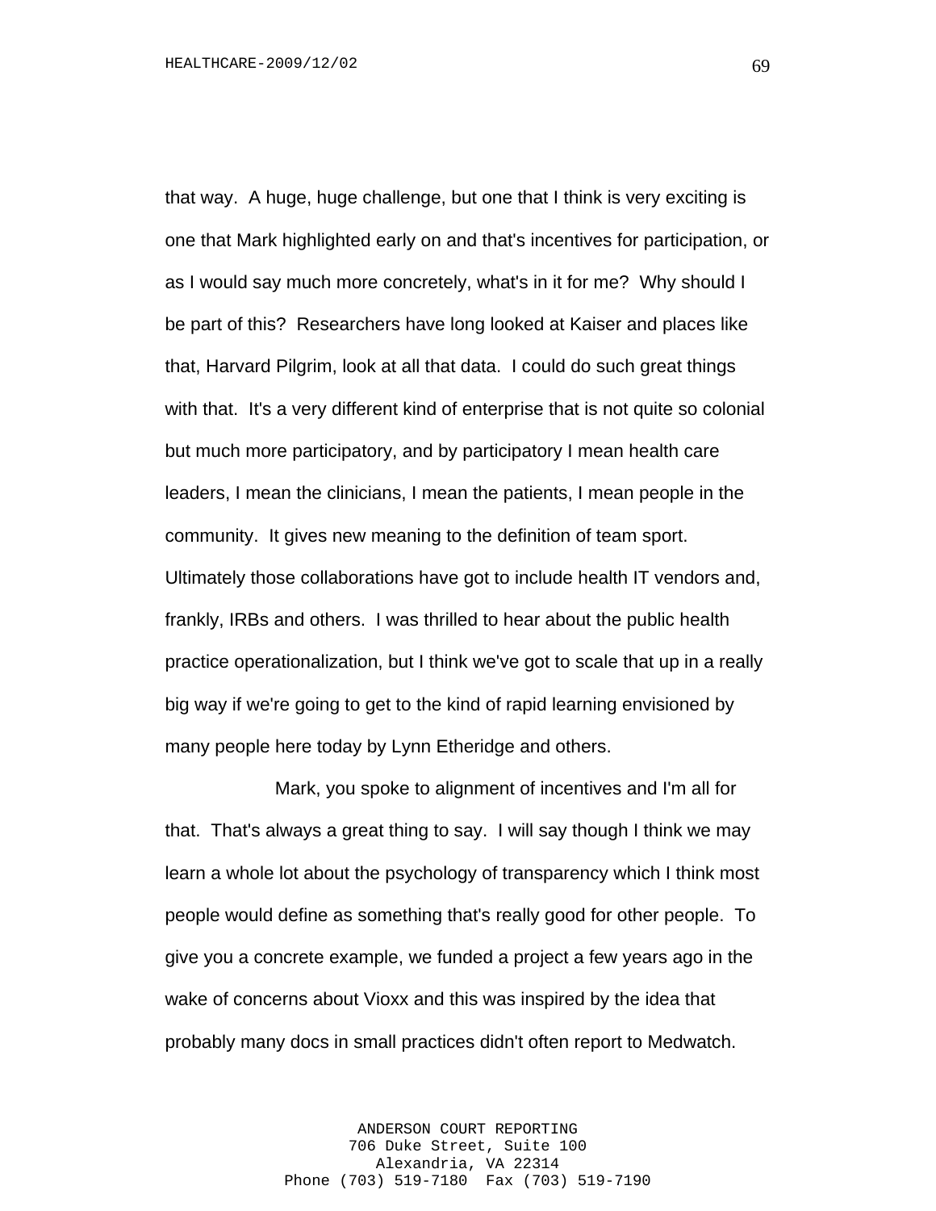that way. A huge, huge challenge, but one that I think is very exciting is one that Mark highlighted early on and that's incentives for participation, or as I would say much more concretely, what's in it for me? Why should I be part of this? Researchers have long looked at Kaiser and places like that, Harvard Pilgrim, look at all that data. I could do such great things with that. It's a very different kind of enterprise that is not quite so colonial but much more participatory, and by participatory I mean health care leaders, I mean the clinicians, I mean the patients, I mean people in the community. It gives new meaning to the definition of team sport. Ultimately those collaborations have got to include health IT vendors and, frankly, IRBs and others. I was thrilled to hear about the public health practice operationalization, but I think we've got to scale that up in a really big way if we're going to get to the kind of rapid learning envisioned by many people here today by Lynn Etheridge and others.

Mark, you spoke to alignment of incentives and I'm all for that. That's always a great thing to say. I will say though I think we may learn a whole lot about the psychology of transparency which I think most people would define as something that's really good for other people. To give you a concrete example, we funded a project a few years ago in the wake of concerns about Vioxx and this was inspired by the idea that probably many docs in small practices didn't often report to Medwatch.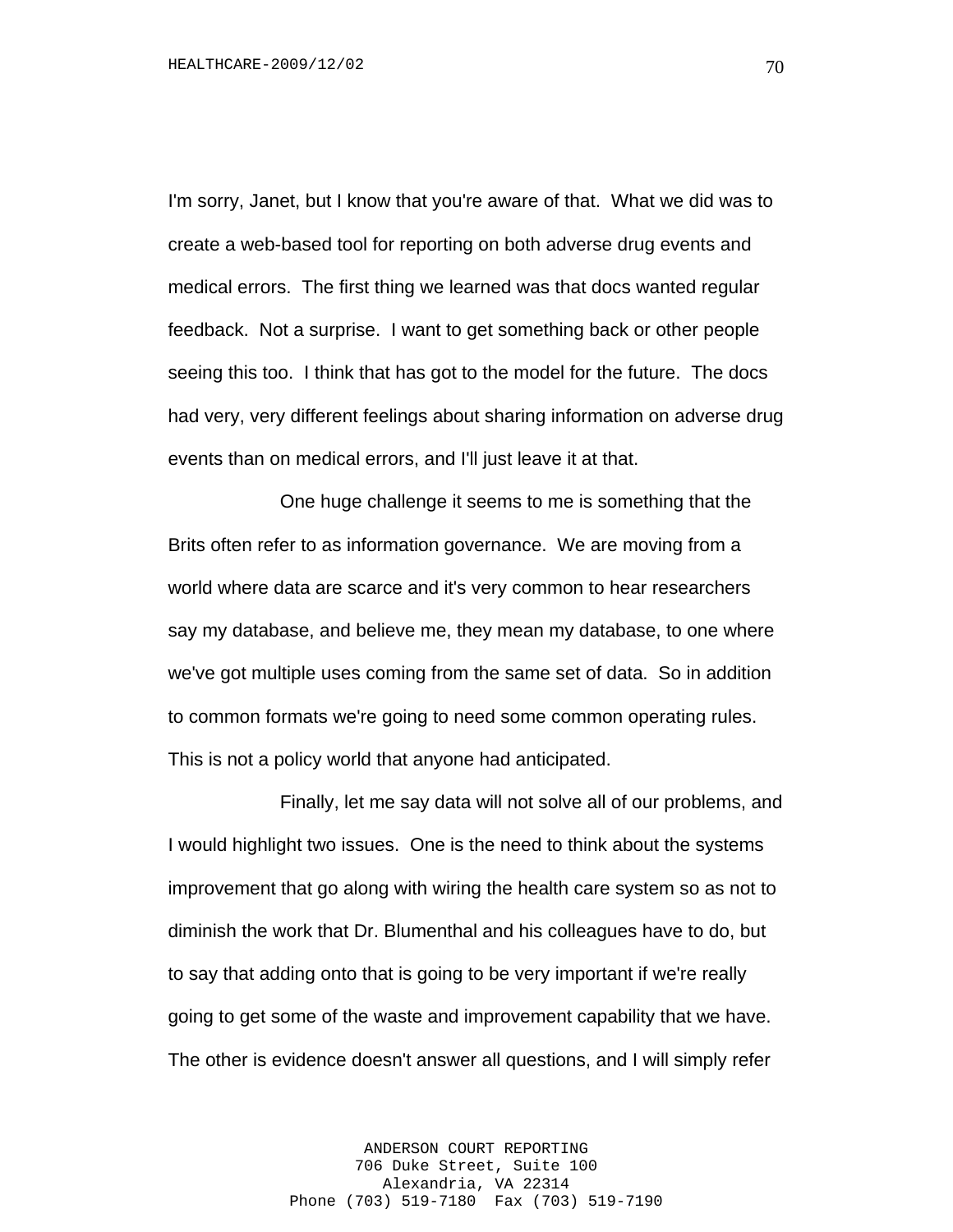I'm sorry, Janet, but I know that you're aware of that. What we did was to create a web-based tool for reporting on both adverse drug events and medical errors. The first thing we learned was that docs wanted regular feedback. Not a surprise. I want to get something back or other people seeing this too. I think that has got to the model for the future. The docs had very, very different feelings about sharing information on adverse drug events than on medical errors, and I'll just leave it at that.

One huge challenge it seems to me is something that the Brits often refer to as information governance. We are moving from a world where data are scarce and it's very common to hear researchers say my database, and believe me, they mean my database, to one where we've got multiple uses coming from the same set of data. So in addition to common formats we're going to need some common operating rules. This is not a policy world that anyone had anticipated.

Finally, let me say data will not solve all of our problems, and I would highlight two issues. One is the need to think about the systems improvement that go along with wiring the health care system so as not to diminish the work that Dr. Blumenthal and his colleagues have to do, but to say that adding onto that is going to be very important if we're really going to get some of the waste and improvement capability that we have. The other is evidence doesn't answer all questions, and I will simply refer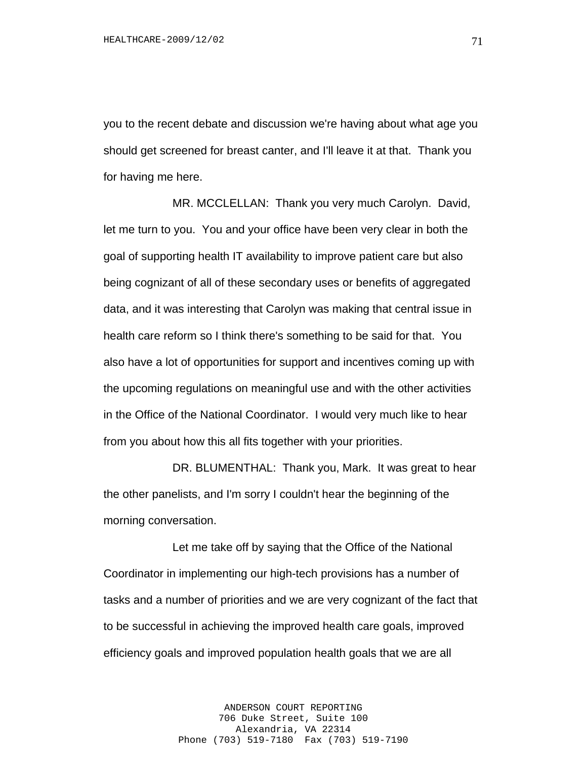you to the recent debate and discussion we're having about what age you should get screened for breast canter, and I'll leave it at that. Thank you for having me here.

MR. MCCLELLAN: Thank you very much Carolyn. David, let me turn to you. You and your office have been very clear in both the goal of supporting health IT availability to improve patient care but also being cognizant of all of these secondary uses or benefits of aggregated data, and it was interesting that Carolyn was making that central issue in health care reform so I think there's something to be said for that. You also have a lot of opportunities for support and incentives coming up with the upcoming regulations on meaningful use and with the other activities in the Office of the National Coordinator. I would very much like to hear from you about how this all fits together with your priorities.

DR. BLUMENTHAL: Thank you, Mark. It was great to hear the other panelists, and I'm sorry I couldn't hear the beginning of the morning conversation.

Let me take off by saying that the Office of the National Coordinator in implementing our high-tech provisions has a number of tasks and a number of priorities and we are very cognizant of the fact that to be successful in achieving the improved health care goals, improved efficiency goals and improved population health goals that we are all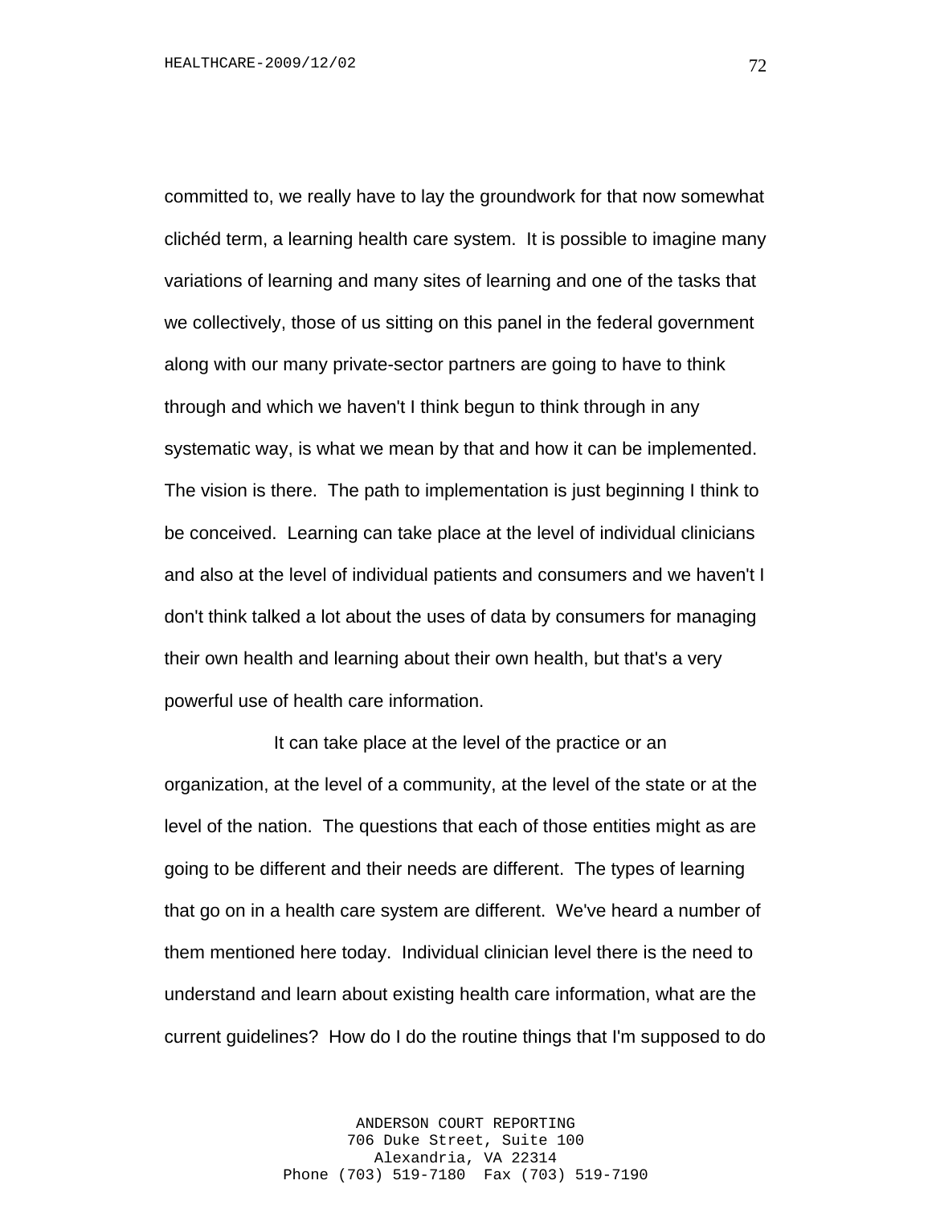committed to, we really have to lay the groundwork for that now somewhat clichéd term, a learning health care system. It is possible to imagine many variations of learning and many sites of learning and one of the tasks that we collectively, those of us sitting on this panel in the federal government along with our many private-sector partners are going to have to think through and which we haven't I think begun to think through in any systematic way, is what we mean by that and how it can be implemented. The vision is there. The path to implementation is just beginning I think to be conceived. Learning can take place at the level of individual clinicians and also at the level of individual patients and consumers and we haven't I don't think talked a lot about the uses of data by consumers for managing their own health and learning about their own health, but that's a very powerful use of health care information.

It can take place at the level of the practice or an organization, at the level of a community, at the level of the state or at the level of the nation. The questions that each of those entities might as are going to be different and their needs are different. The types of learning that go on in a health care system are different. We've heard a number of them mentioned here today. Individual clinician level there is the need to understand and learn about existing health care information, what are the current guidelines? How do I do the routine things that I'm supposed to do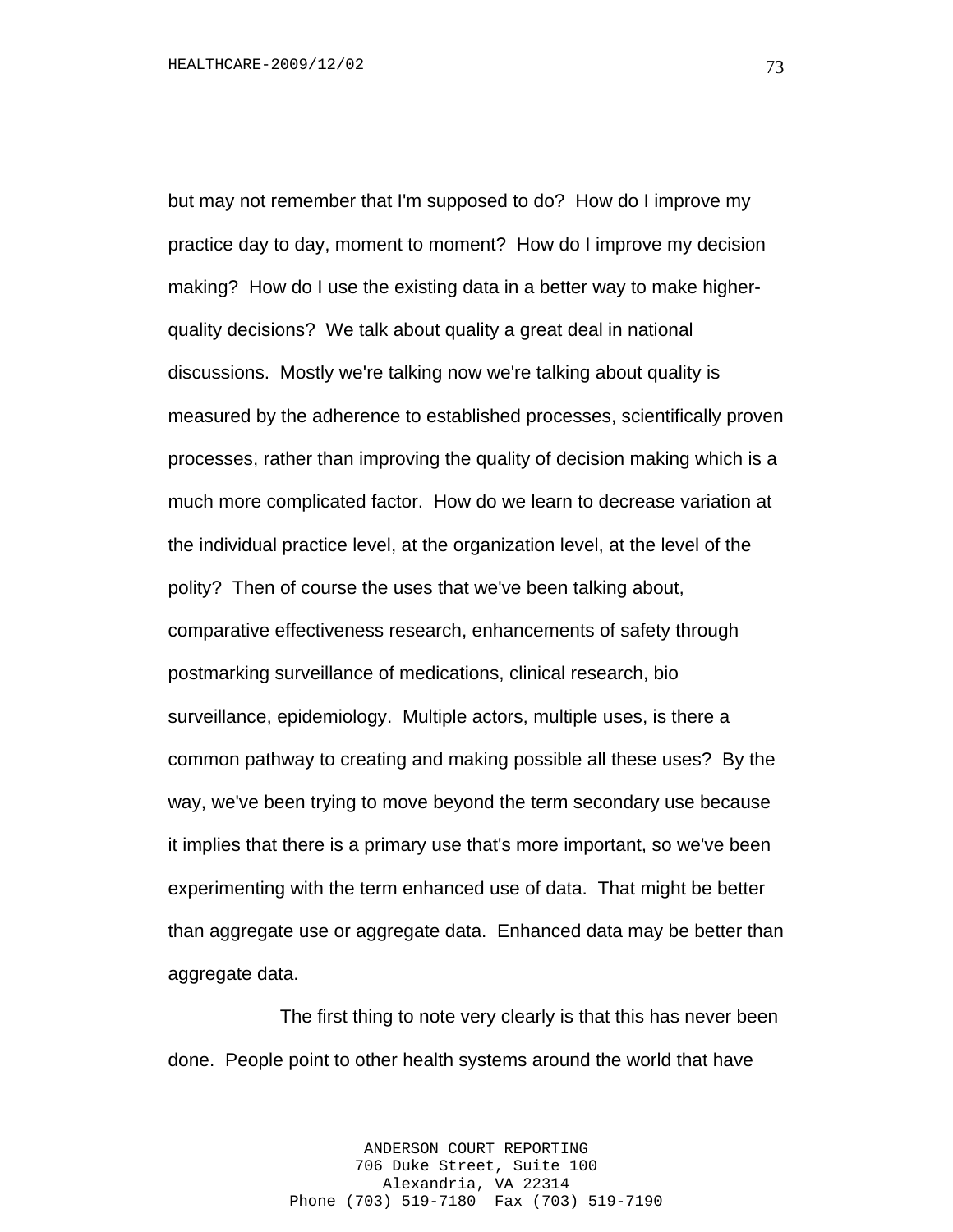but may not remember that I'm supposed to do? How do I improve my practice day to day, moment to moment? How do I improve my decision making? How do I use the existing data in a better way to make higher-quality decisions? We talk about quality a great deal in national discussions. Mostly we're talking now we're talking about quality is measured by the adherence to established processes, scientifically proven processes, rather than improving the quality of decision making which is a much more complicated factor. How do we learn to decrease variation at the individual practice level, at the organization level, at the level of the polity? Then of course the uses that we've been talking about, comparative effectiveness research, enhancements of safety through postmarking surveillance of medications, clinical research, bio surveillance, epidemiology. Multiple actors, multiple uses, is there a common pathway to creating and making possible all these uses? By the way, we've been trying to move beyond the term secondary use because it implies that there is a primary use that's more important, so we've been experimenting with the term enhanced use of data. That might be better than aggregate use or aggregate data. Enhanced data may be better than aggregate data.

The first thing to note very clearly is that this has never been done. People point to other health systems around the world that have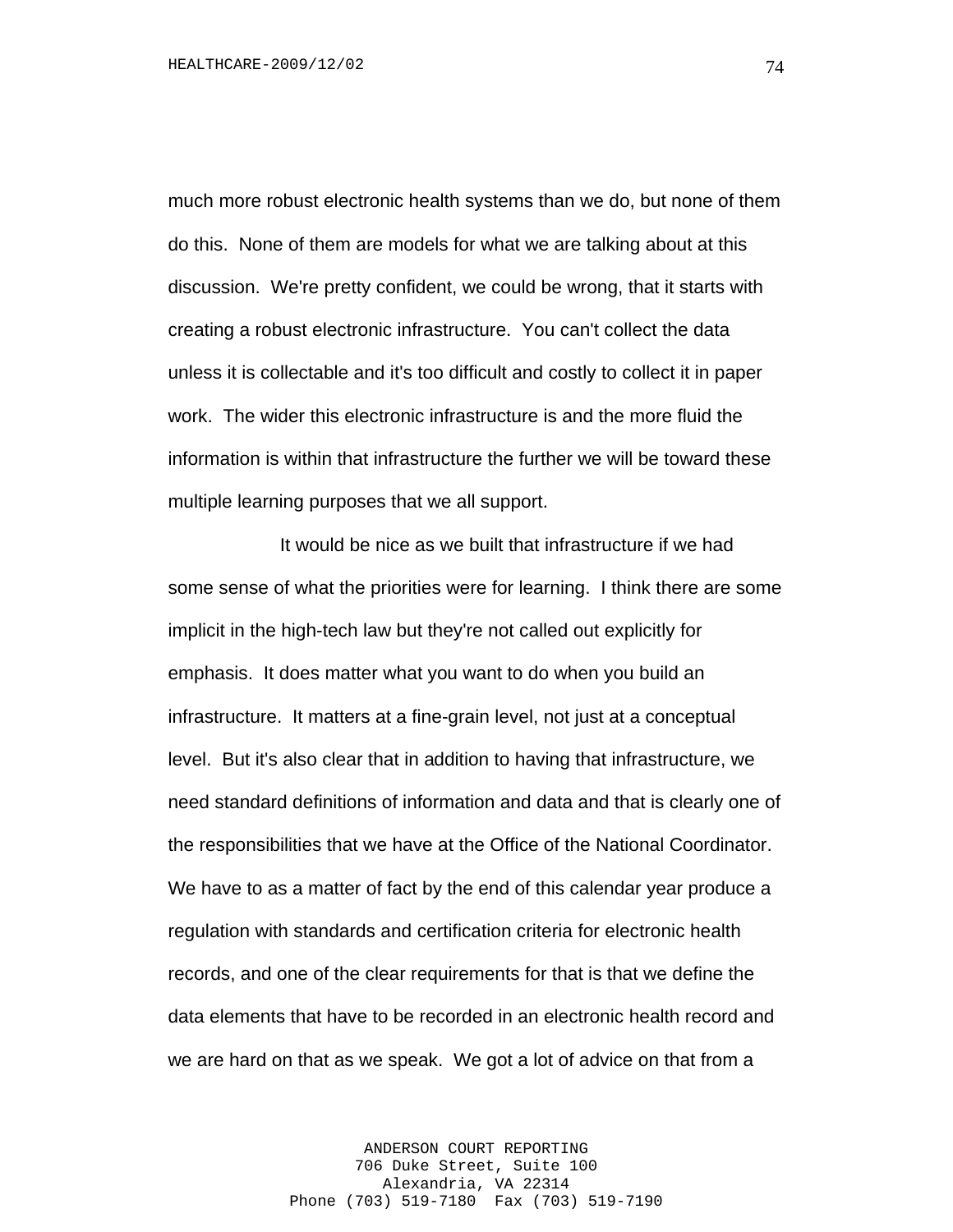much more robust electronic health systems than we do, but none of them do this. None of them are models for what we are talking about at this discussion. We're pretty confident, we could be wrong, that it starts with creating a robust electronic infrastructure. You can't collect the data unless it is collectable and it's too difficult and costly to collect it in paper work. The wider this electronic infrastructure is and the more fluid the information is within that infrastructure the further we will be toward these multiple learning purposes that we all support.

It would be nice as we built that infrastructure if we had some sense of what the priorities were for learning. I think there are some implicit in the high-tech law but they're not called out explicitly for emphasis. It does matter what you want to do when you build an infrastructure. It matters at a fine-grain level, not just at a conceptual level. But it's also clear that in addition to having that infrastructure, we need standard definitions of information and data and that is clearly one of the responsibilities that we have at the Office of the National Coordinator. We have to as a matter of fact by the end of this calendar year produce a regulation with standards and certification criteria for electronic health records, and one of the clear requirements for that is that we define the data elements that have to be recorded in an electronic health record and we are hard on that as we speak. We got a lot of advice on that from a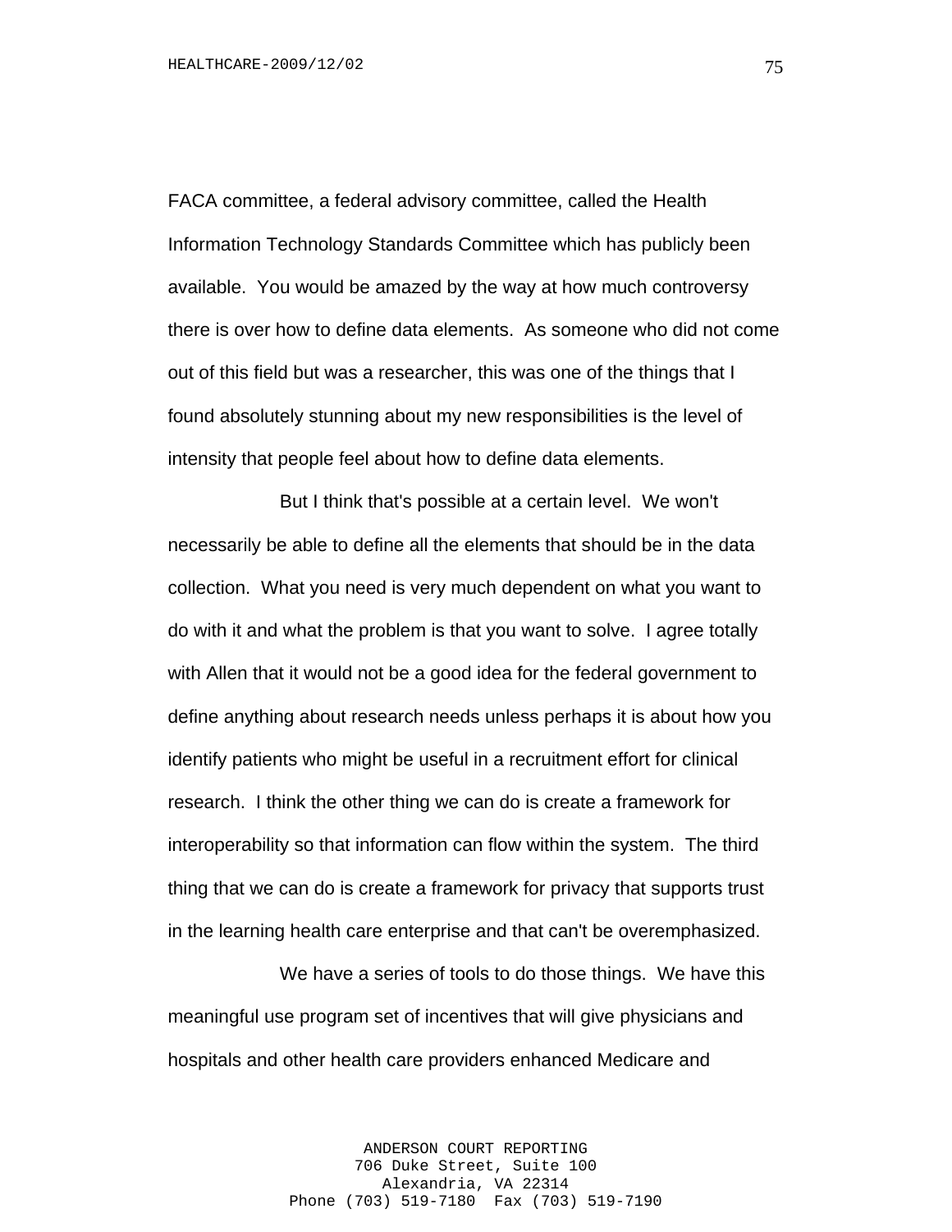FACA committee, a federal advisory committee, called the Health Information Technology Standards Committee which has publicly been available. You would be amazed by the way at how much controversy there is over how to define data elements. As someone who did not come out of this field but was a researcher, this was one of the things that I found absolutely stunning about my new responsibilities is the level of intensity that people feel about how to define data elements.

But I think that's possible at a certain level. We won't necessarily be able to define all the elements that should be in the data collection. What you need is very much dependent on what you want to do with it and what the problem is that you want to solve. I agree totally with Allen that it would not be a good idea for the federal government to define anything about research needs unless perhaps it is about how you identify patients who might be useful in a recruitment effort for clinical research. I think the other thing we can do is create a framework for interoperability so that information can flow within the system. The third thing that we can do is create a framework for privacy that supports trust in the learning health care enterprise and that can't be overemphasized.

We have a series of tools to do those things. We have this meaningful use program set of incentives that will give physicians and hospitals and other health care providers enhanced Medicare and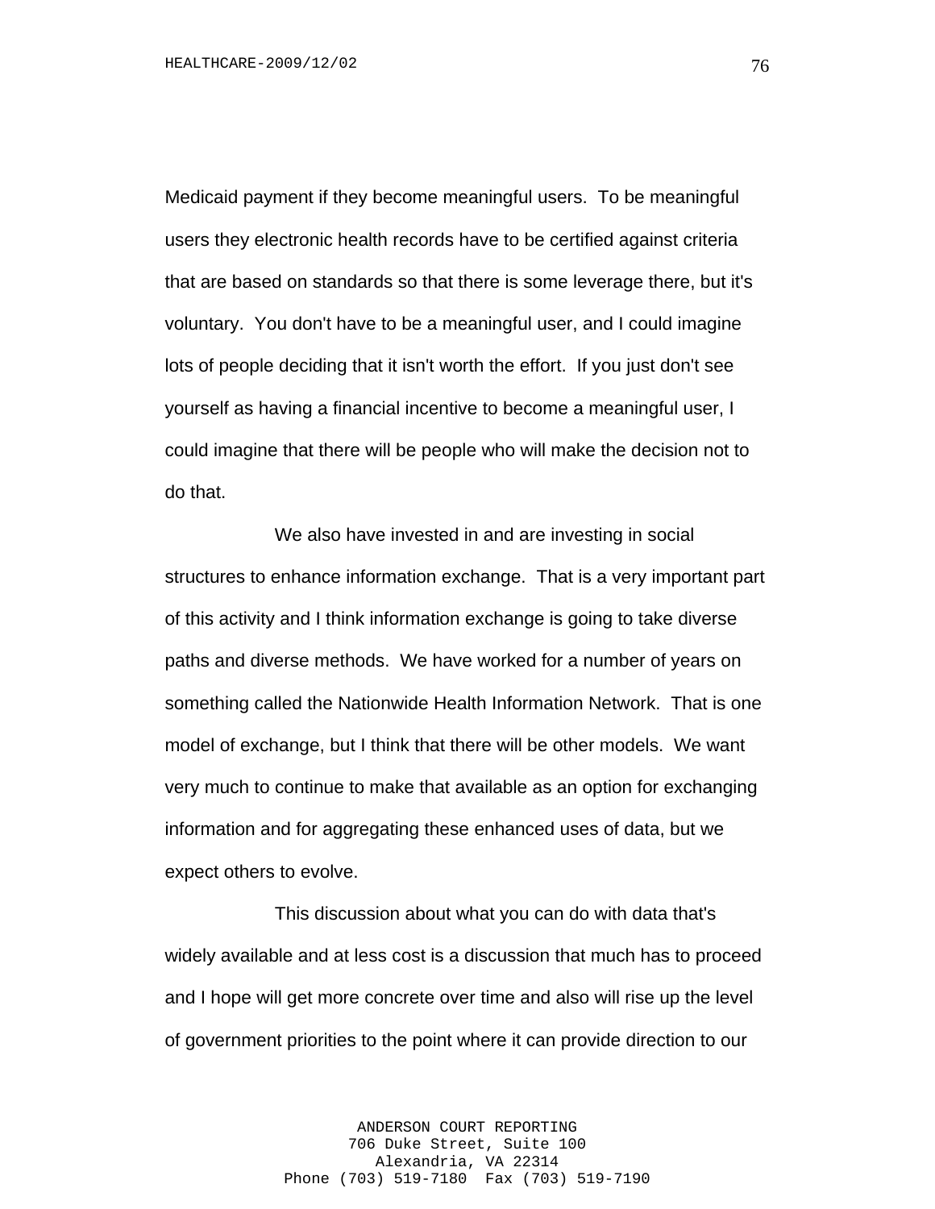Medicaid payment if they become meaningful users. To be meaningful users they electronic health records have to be certified against criteria that are based on standards so that there is some leverage there, but it's voluntary. You don't have to be a meaningful user, and I could imagine lots of people deciding that it isn't worth the effort. If you just don't see yourself as having a financial incentive to become a meaningful user, I could imagine that there will be people who will make the decision not to do that.

We also have invested in and are investing in social structures to enhance information exchange. That is a very important part of this activity and I think information exchange is going to take diverse paths and diverse methods. We have worked for a number of years on something called the Nationwide Health Information Network. That is one model of exchange, but I think that there will be other models. We want very much to continue to make that available as an option for exchanging information and for aggregating these enhanced uses of data, but we expect others to evolve.

This discussion about what you can do with data that's widely available and at less cost is a discussion that much has to proceed and I hope will get more concrete over time and also will rise up the level of government priorities to the point where it can provide direction to our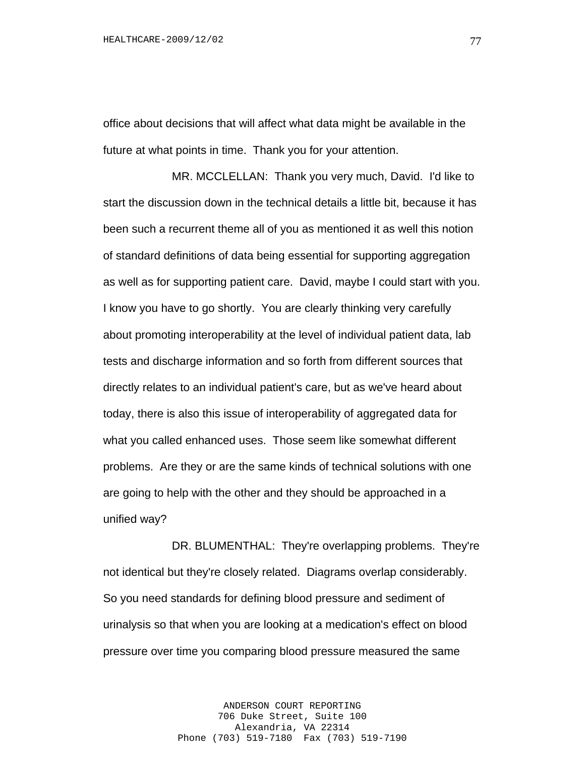office about decisions that will affect what data might be available in the future at what points in time. Thank you for your attention.

MR. MCCLELLAN: Thank you very much, David. I'd like to start the discussion down in the technical details a little bit, because it has been such a recurrent theme all of you as mentioned it as well this notion of standard definitions of data being essential for supporting aggregation as well as for supporting patient care. David, maybe I could start with you. I know you have to go shortly. You are clearly thinking very carefully about promoting interoperability at the level of individual patient data, lab tests and discharge information and so forth from different sources that directly relates to an individual patient's care, but as we've heard about today, there is also this issue of interoperability of aggregated data for what you called enhanced uses. Those seem like somewhat different problems. Are they or are the same kinds of technical solutions with one are going to help with the other and they should be approached in a unified way?

DR. BLUMENTHAL: They're overlapping problems. They're not identical but they're closely related. Diagrams overlap considerably. So you need standards for defining blood pressure and sediment of urinalysis so that when you are looking at a medication's effect on blood pressure over time you comparing blood pressure measured the same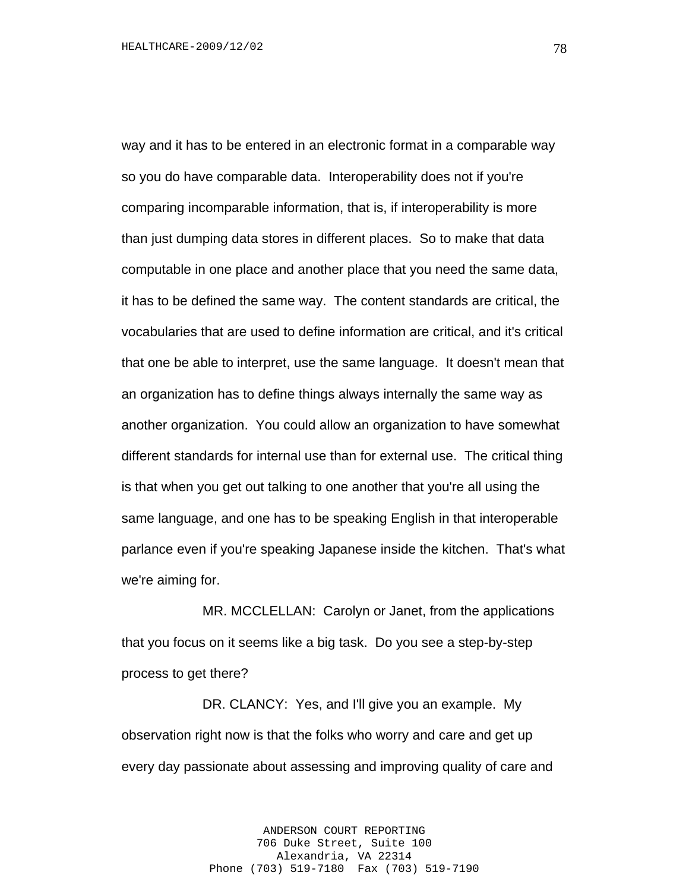way and it has to be entered in an electronic format in a comparable way so you do have comparable data. Interoperability does not if you're comparing incomparable information, that is, if interoperability is more than just dumping data stores in different places. So to make that data computable in one place and another place that you need the same data, it has to be defined the same way. The content standards are critical, the vocabularies that are used to define information are critical, and it's critical that one be able to interpret, use the same language. It doesn't mean that an organization has to define things always internally the same way as another organization. You could allow an organization to have somewhat different standards for internal use than for external use. The critical thing is that when you get out talking to one another that you're all using the same language, and one has to be speaking English in that interoperable parlance even if you're speaking Japanese inside the kitchen. That's what we're aiming for.

MR. MCCLELLAN: Carolyn or Janet, from the applications that you focus on it seems like a big task. Do you see a step-by-step process to get there?

DR. CLANCY: Yes, and I'll give you an example. My observation right now is that the folks who worry and care and get up every day passionate about assessing and improving quality of care and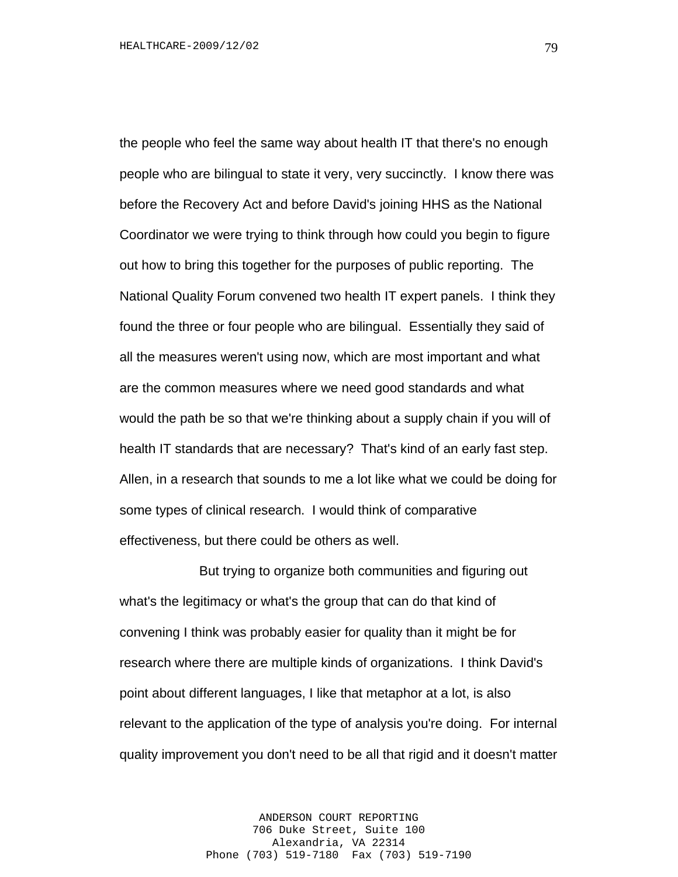the people who feel the same way about health IT that there's no enough people who are bilingual to state it very, very succinctly. I know there was before the Recovery Act and before David's joining HHS as the National Coordinator we were trying to think through how could you begin to figure out how to bring this together for the purposes of public reporting. The National Quality Forum convened two health IT expert panels. I think they found the three or four people who are bilingual. Essentially they said of all the measures weren't using now, which are most important and what are the common measures where we need good standards and what would the path be so that we're thinking about a supply chain if you will of health IT standards that are necessary? That's kind of an early fast step. Allen, in a research that sounds to me a lot like what we could be doing for some types of clinical research. I would think of comparative effectiveness, but there could be others as well.

But trying to organize both communities and figuring out what's the legitimacy or what's the group that can do that kind of convening I think was probably easier for quality than it might be for research where there are multiple kinds of organizations. I think David's point about different languages, I like that metaphor at a lot, is also relevant to the application of the type of analysis you're doing. For internal quality improvement you don't need to be all that rigid and it doesn't matter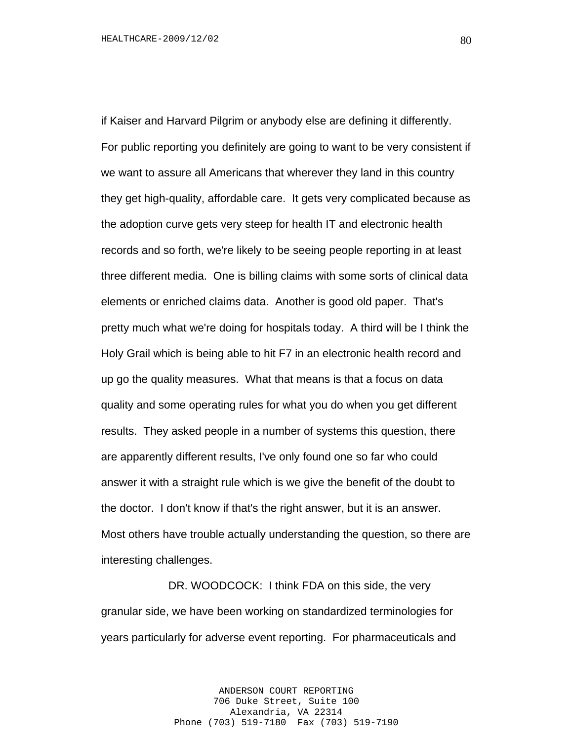if Kaiser and Harvard Pilgrim or anybody else are defining it differently. For public reporting you definitely are going to want to be very consistent if we want to assure all Americans that wherever they land in this country they get high-quality, affordable care. It gets very complicated because as the adoption curve gets very steep for health IT and electronic health records and so forth, we're likely to be seeing people reporting in at least three different media. One is billing claims with some sorts of clinical data elements or enriched claims data. Another is good old paper. That's pretty much what we're doing for hospitals today. A third will be I think the Holy Grail which is being able to hit F7 in an electronic health record and up go the quality measures. What that means is that a focus on data quality and some operating rules for what you do when you get different results. They asked people in a number of systems this question, there are apparently different results, I've only found one so far who could answer it with a straight rule which is we give the benefit of the doubt to the doctor. I don't know if that's the right answer, but it is an answer. Most others have trouble actually understanding the question, so there are interesting challenges.

DR. WOODCOCK: I think FDA on this side, the very granular side, we have been working on standardized terminologies for years particularly for adverse event reporting. For pharmaceuticals and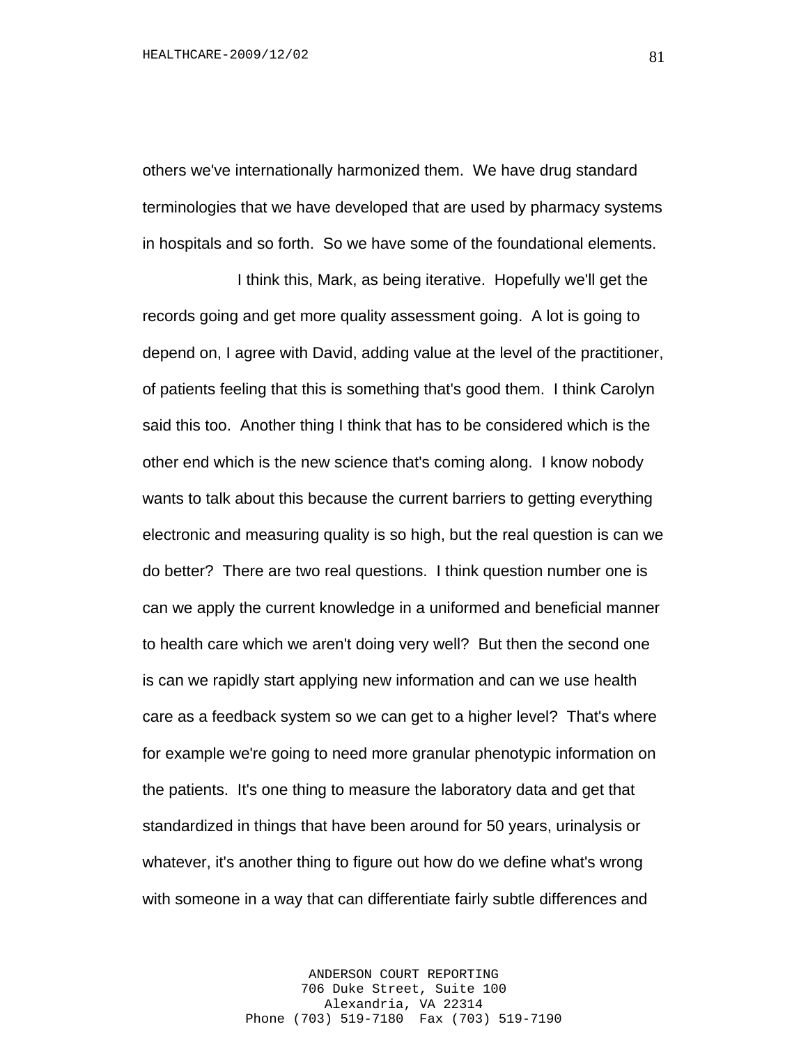others we've internationally harmonized them. We have drug standard terminologies that we have developed that are used by pharmacy systems in hospitals and so forth. So we have some of the foundational elements.

I think this, Mark, as being iterative. Hopefully we'll get the records going and get more quality assessment going. A lot is going to depend on, I agree with David, adding value at the level of the practitioner, of patients feeling that this is something that's good them. I think Carolyn said this too. Another thing I think that has to be considered which is the other end which is the new science that's coming along. I know nobody wants to talk about this because the current barriers to getting everything electronic and measuring quality is so high, but the real question is can we do better? There are two real questions. I think question number one is can we apply the current knowledge in a uniformed and beneficial manner to health care which we aren't doing very well? But then the second one is can we rapidly start applying new information and can we use health care as a feedback system so we can get to a higher level? That's where for example we're going to need more granular phenotypic information on the patients. It's one thing to measure the laboratory data and get that standardized in things that have been around for 50 years, urinalysis or whatever, it's another thing to figure out how do we define what's wrong with someone in a way that can differentiate fairly subtle differences and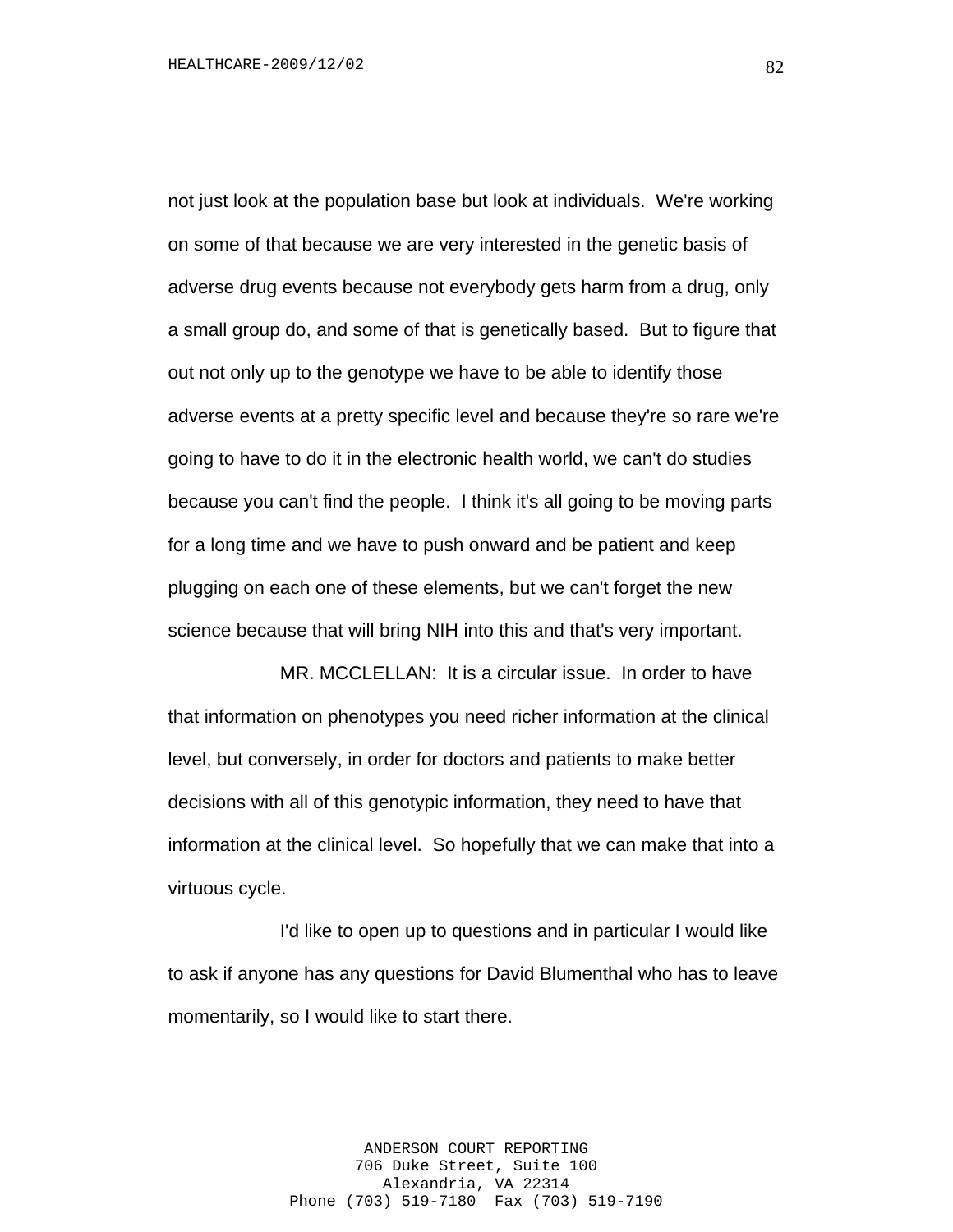not just look at the population base but look at individuals. We're working on some of that because we are very interested in the genetic basis of adverse drug events because not everybody gets harm from a drug, only a small group do, and some of that is genetically based. But to figure that out not only up to the genotype we have to be able to identify those adverse events at a pretty specific level and because they're so rare we're going to have to do it in the electronic health world, we can't do studies because you can't find the people. I think it's all going to be moving parts for a long time and we have to push onward and be patient and keep plugging on each one of these elements, but we can't forget the new science because that will bring NIH into this and that's very important.

MR. MCCLELLAN: It is a circular issue. In order to have that information on phenotypes you need richer information at the clinical level, but conversely, in order for doctors and patients to make better decisions with all of this genotypic information, they need to have that information at the clinical level. So hopefully that we can make that into a virtuous cycle.

I'd like to open up to questions and in particular I would like to ask if anyone has any questions for David Blumenthal who has to leave momentarily, so I would like to start there.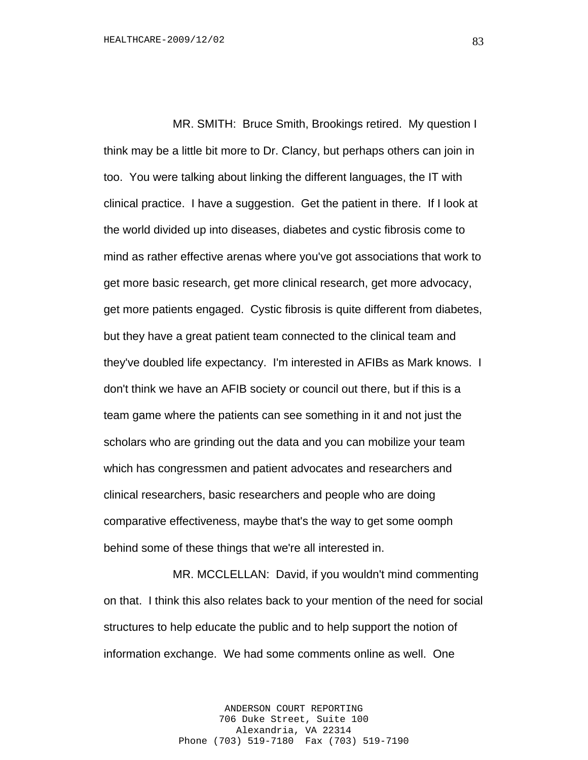MR. SMITH: Bruce Smith, Brookings retired. My question I think may be a little bit more to Dr. Clancy, but perhaps others can join in too. You were talking about linking the different languages, the IT with clinical practice. I have a suggestion. Get the patient in there. If I look at the world divided up into diseases, diabetes and cystic fibrosis come to mind as rather effective arenas where you've got associations that work to get more basic research, get more clinical research, get more advocacy, get more patients engaged. Cystic fibrosis is quite different from diabetes, but they have a great patient team connected to the clinical team and they've doubled life expectancy. I'm interested in AFIBs as Mark knows. I don't think we have an AFIB society or council out there, but if this is a team game where the patients can see something in it and not just the scholars who are grinding out the data and you can mobilize your team which has congressmen and patient advocates and researchers and clinical researchers, basic researchers and people who are doing comparative effectiveness, maybe that's the way to get some oomph behind some of these things that we're all interested in.

MR. MCCLELLAN: David, if you wouldn't mind commenting on that. I think this also relates back to your mention of the need for social structures to help educate the public and to help support the notion of information exchange. We had some comments online as well. One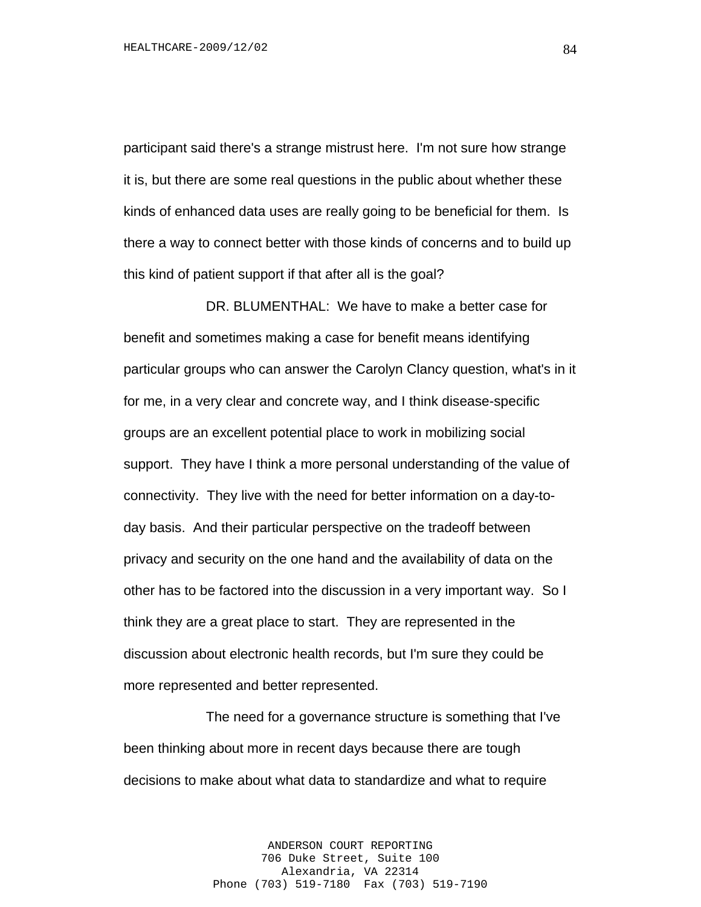participant said there's a strange mistrust here. I'm not sure how strange it is, but there are some real questions in the public about whether these kinds of enhanced data uses are really going to be beneficial for them. Is there a way to connect better with those kinds of concerns and to build up this kind of patient support if that after all is the goal?

DR. BLUMENTHAL: We have to make a better case for benefit and sometimes making a case for benefit means identifying particular groups who can answer the Carolyn Clancy question, what's in it for me, in a very clear and concrete way, and I think disease-specific groups are an excellent potential place to work in mobilizing social support. They have I think a more personal understanding of the value of connectivity. They live with the need for better information on a day-to-day basis. And their particular perspective on the tradeoff between privacy and security on the one hand and the availability of data on the other has to be factored into the discussion in a very important way. So I think they are a great place to start. They are represented in the discussion about electronic health records, but I'm sure they could be more represented and better represented.

The need for a governance structure is something that I've been thinking about more in recent days because there are tough decisions to make about what data to standardize and what to require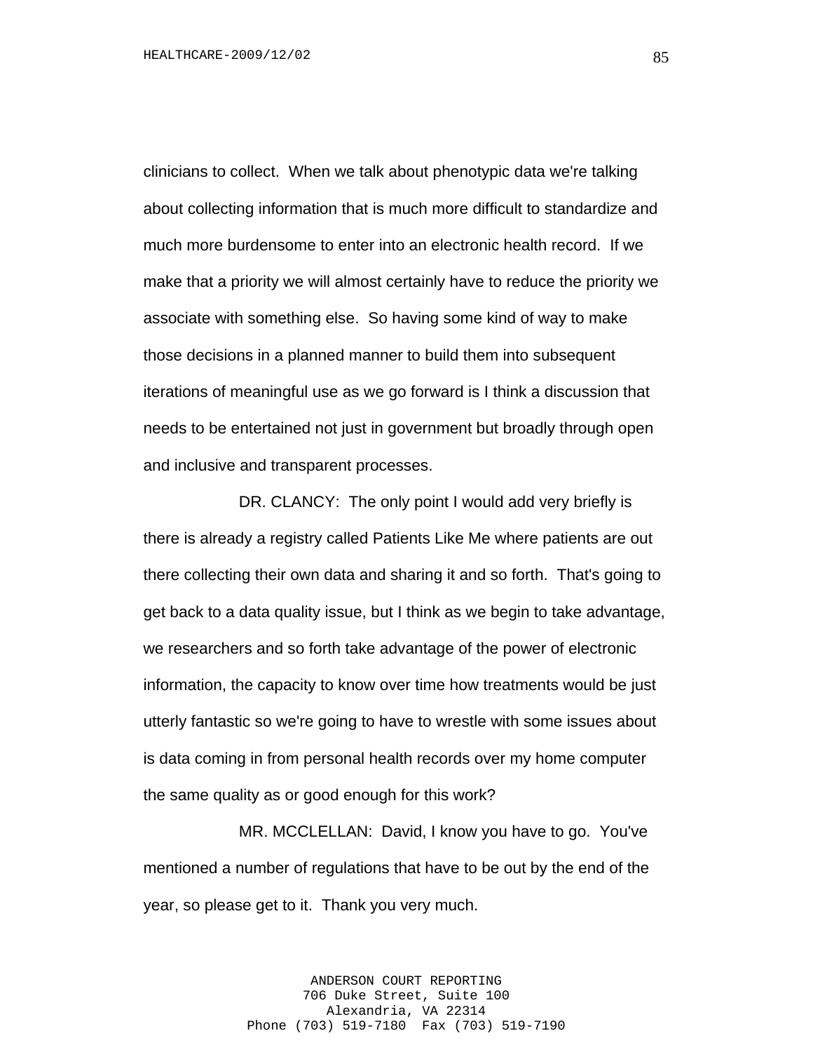clinicians to collect. When we talk about phenotypic data we're talking about collecting information that is much more difficult to standardize and much more burdensome to enter into an electronic health record. If we make that a priority we will almost certainly have to reduce the priority we associate with something else. So having some kind of way to make those decisions in a planned manner to build them into subsequent iterations of meaningful use as we go forward is I think a discussion that needs to be entertained not just in government but broadly through open and inclusive and transparent processes.

DR. CLANCY: The only point I would add very briefly is there is already a registry called Patients Like Me where patients are out there collecting their own data and sharing it and so forth. That's going to get back to a data quality issue, but I think as we begin to take advantage, we researchers and so forth take advantage of the power of electronic information, the capacity to know over time how treatments would be just utterly fantastic so we're going to have to wrestle with some issues about is data coming in from personal health records over my home computer the same quality as or good enough for this work?

MR. MCCLELLAN: David, I know you have to go. You've mentioned a number of regulations that have to be out by the end of the year, so please get to it. Thank you very much.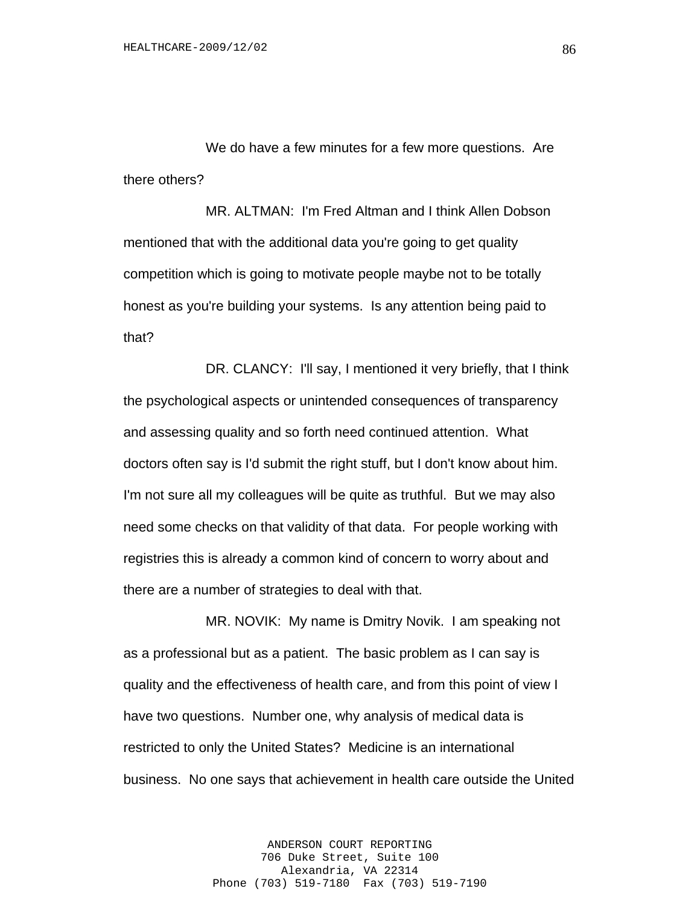We do have a few minutes for a few more questions. Are there others?

MR. ALTMAN: I'm Fred Altman and I think Allen Dobson mentioned that with the additional data you're going to get quality competition which is going to motivate people maybe not to be totally honest as you're building your systems. Is any attention being paid to that?

DR. CLANCY: I'll say, I mentioned it very briefly, that I think the psychological aspects or unintended consequences of transparency and assessing quality and so forth need continued attention. What doctors often say is I'd submit the right stuff, but I don't know about him. I'm not sure all my colleagues will be quite as truthful. But we may also need some checks on that validity of that data. For people working with registries this is already a common kind of concern to worry about and there are a number of strategies to deal with that.

MR. NOVIK: My name is Dmitry Novik. I am speaking not as a professional but as a patient. The basic problem as I can say is quality and the effectiveness of health care, and from this point of view I have two questions. Number one, why analysis of medical data is restricted to only the United States? Medicine is an international business. No one says that achievement in health care outside the United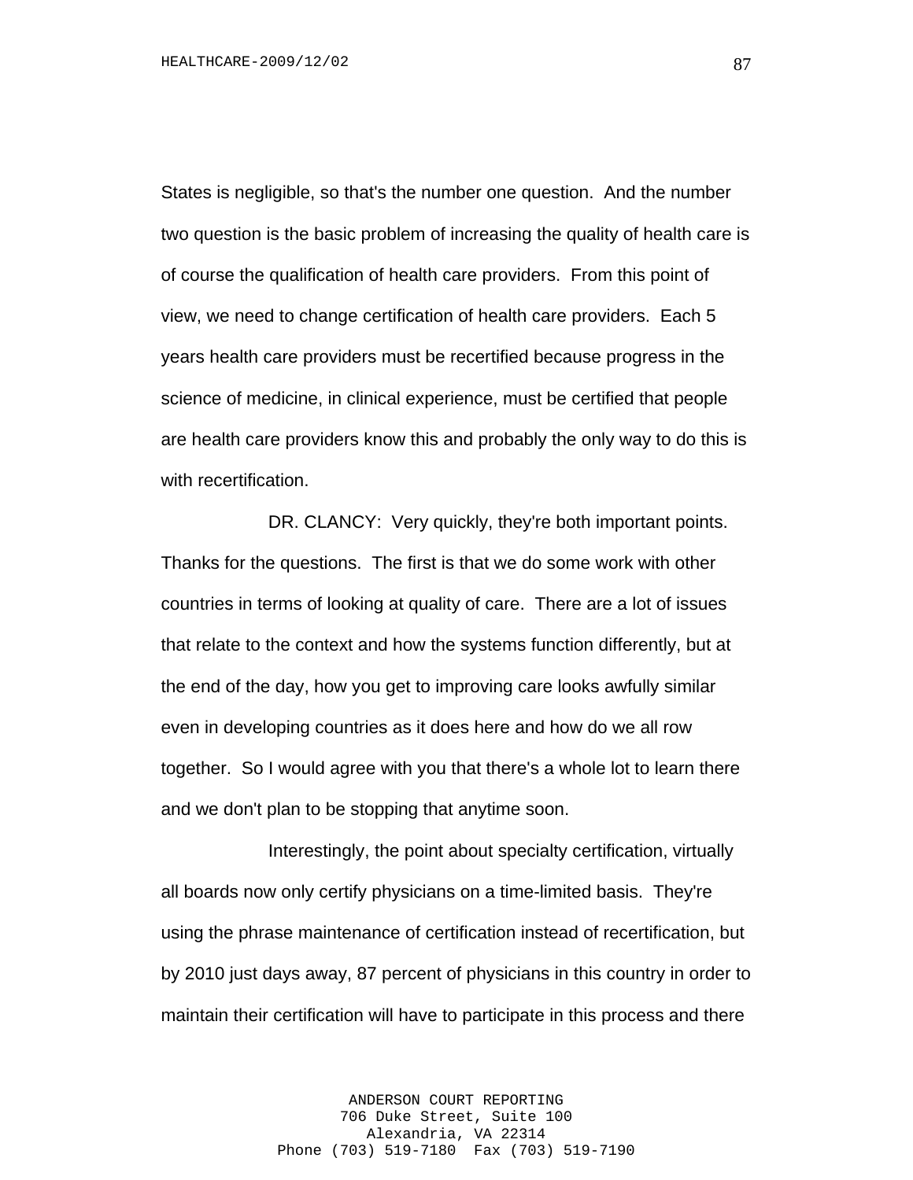States is negligible, so that's the number one question. And the number two question is the basic problem of increasing the quality of health care is of course the qualification of health care providers. From this point of view, we need to change certification of health care providers. Each 5 years health care providers must be recertified because progress in the science of medicine, in clinical experience, must be certified that people are health care providers know this and probably the only way to do this is with recertification.

DR. CLANCY: Very quickly, they're both important points. Thanks for the questions. The first is that we do some work with other countries in terms of looking at quality of care. There are a lot of issues that relate to the context and how the systems function differently, but at the end of the day, how you get to improving care looks awfully similar even in developing countries as it does here and how do we all row together. So I would agree with you that there's a whole lot to learn there and we don't plan to be stopping that anytime soon.

Interestingly, the point about specialty certification, virtually all boards now only certify physicians on a time-limited basis. They're using the phrase maintenance of certification instead of recertification, but by 2010 just days away, 87 percent of physicians in this country in order to maintain their certification will have to participate in this process and there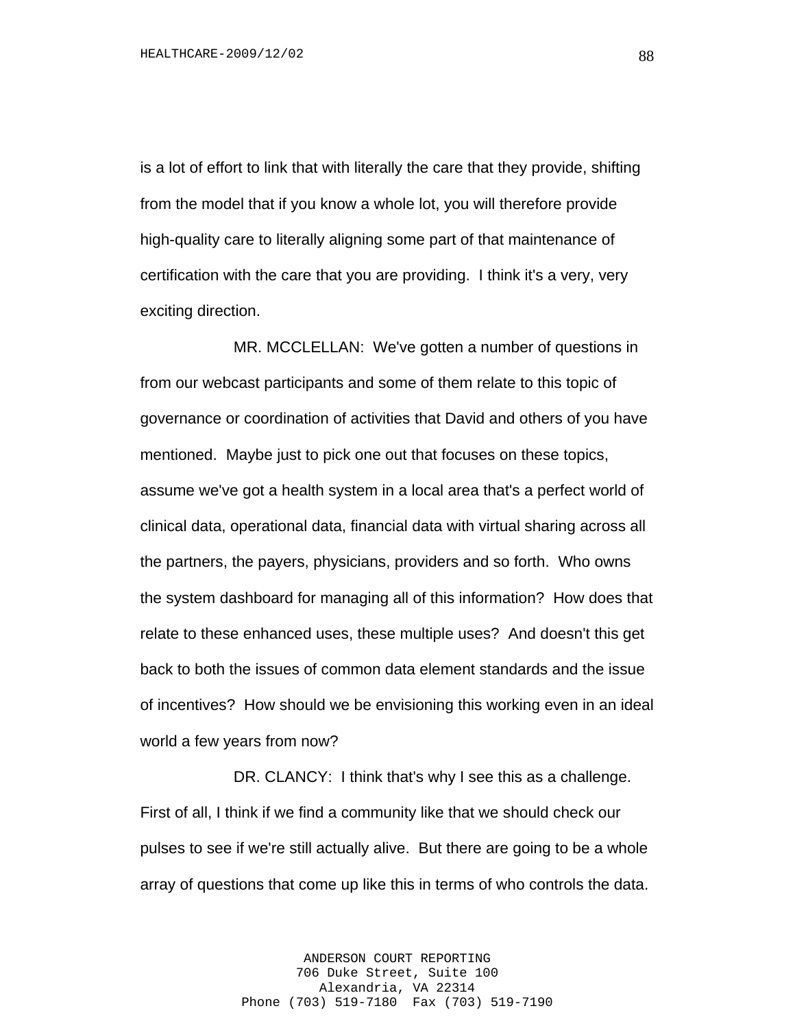is a lot of effort to link that with literally the care that they provide, shifting from the model that if you know a whole lot, you will therefore provide high-quality care to literally aligning some part of that maintenance of certification with the care that you are providing. I think it's a very, very exciting direction.

MR. MCCLELLAN: We've gotten a number of questions in from our webcast participants and some of them relate to this topic of governance or coordination of activities that David and others of you have mentioned. Maybe just to pick one out that focuses on these topics, assume we've got a health system in a local area that's a perfect world of clinical data, operational data, financial data with virtual sharing across all the partners, the payers, physicians, providers and so forth. Who owns the system dashboard for managing all of this information? How does that relate to these enhanced uses, these multiple uses? And doesn't this get back to both the issues of common data element standards and the issue of incentives? How should we be envisioning this working even in an ideal world a few years from now?

DR. CLANCY: I think that's why I see this as a challenge. First of all, I think if we find a community like that we should check our pulses to see if we're still actually alive. But there are going to be a whole array of questions that come up like this in terms of who controls the data.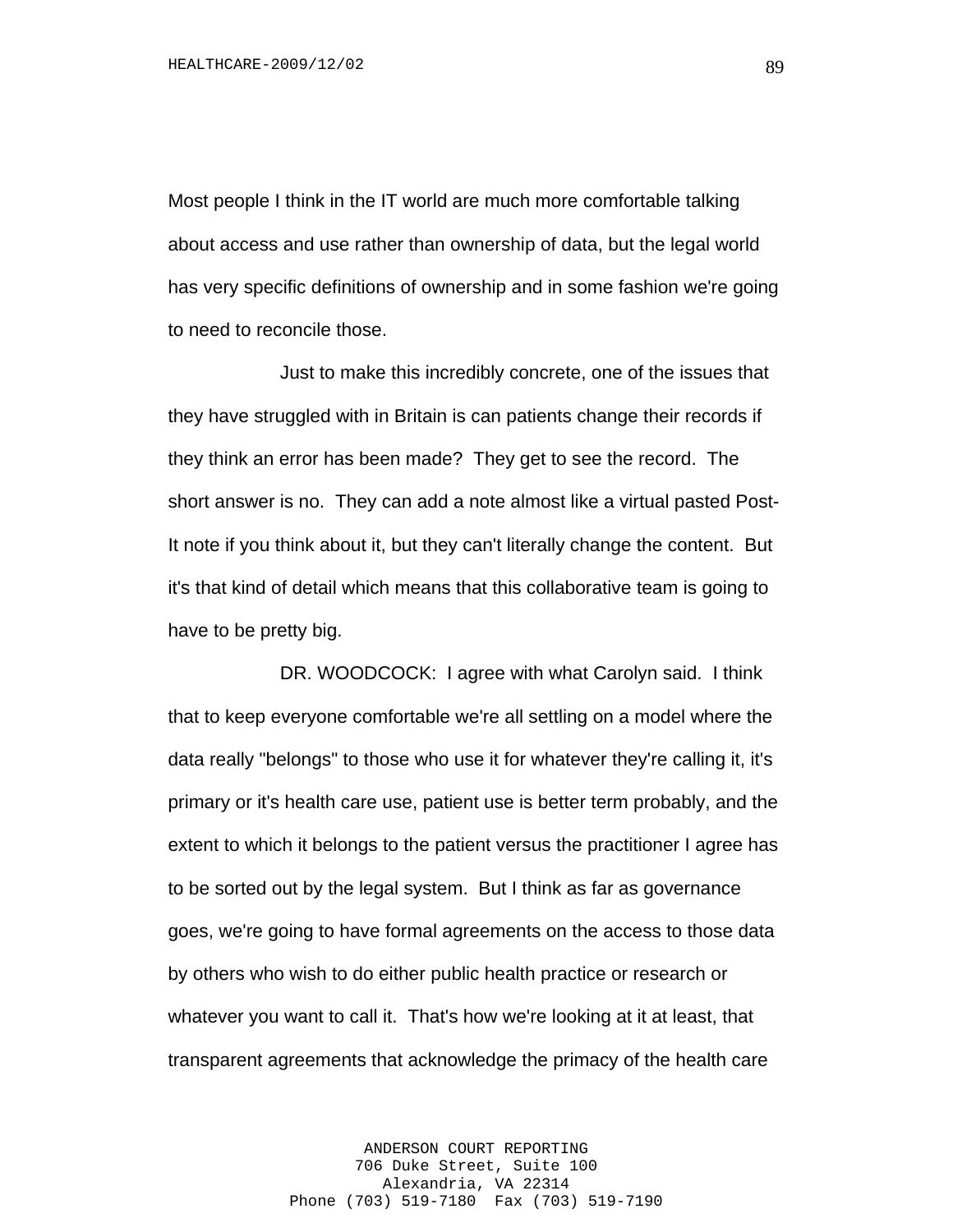Most people I think in the IT world are much more comfortable talking about access and use rather than ownership of data, but the legal world has very specific definitions of ownership and in some fashion we're going to need to reconcile those.

Just to make this incredibly concrete, one of the issues that they have struggled with in Britain is can patients change their records if they think an error has been made? They get to see the record. The short answer is no. They can add a note almost like a virtual pasted Post-It note if you think about it, but they can't literally change the content. But it's that kind of detail which means that this collaborative team is going to have to be pretty big.

DR. WOODCOCK: I agree with what Carolyn said. I think that to keep everyone comfortable we're all settling on a model where the data really "belongs" to those who use it for whatever they're calling it, it's primary or it's health care use, patient use is better term probably, and the extent to which it belongs to the patient versus the practitioner I agree has to be sorted out by the legal system. But I think as far as governance goes, we're going to have formal agreements on the access to those data by others who wish to do either public health practice or research or whatever you want to call it. That's how we're looking at it at least, that transparent agreements that acknowledge the primacy of the health care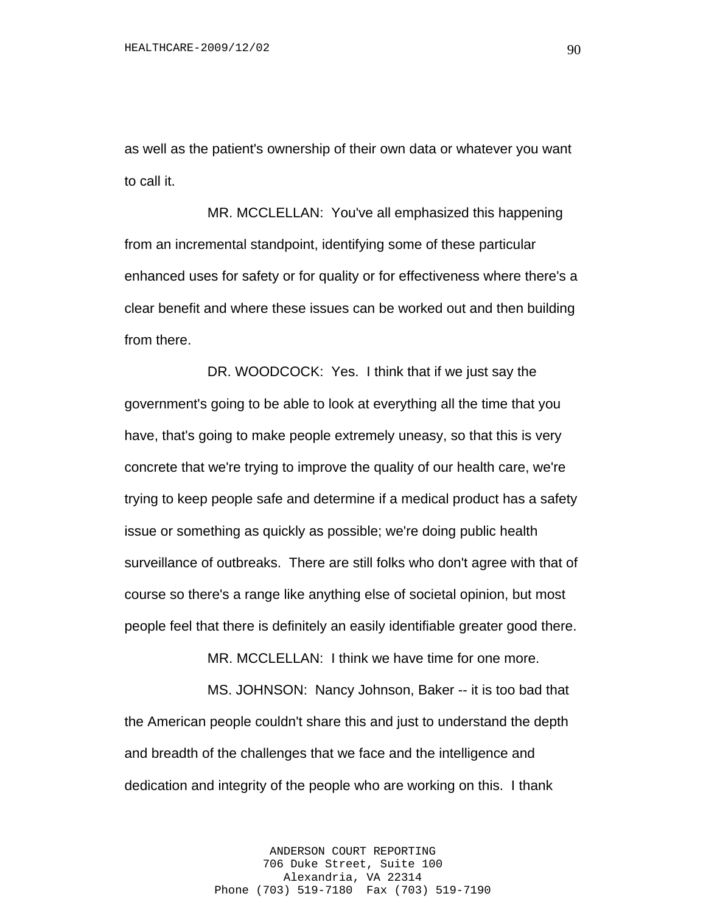as well as the patient's ownership of their own data or whatever you want to call it.

MR. MCCLELLAN: You've all emphasized this happening from an incremental standpoint, identifying some of these particular enhanced uses for safety or for quality or for effectiveness where there's a clear benefit and where these issues can be worked out and then building from there.

DR. WOODCOCK: Yes. I think that if we just say the government's going to be able to look at everything all the time that you have, that's going to make people extremely uneasy, so that this is very concrete that we're trying to improve the quality of our health care, we're trying to keep people safe and determine if a medical product has a safety issue or something as quickly as possible; we're doing public health surveillance of outbreaks. There are still folks who don't agree with that of course so there's a range like anything else of societal opinion, but most people feel that there is definitely an easily identifiable greater good there.

MR. MCCLELLAN: I think we have time for one more.

MS. JOHNSON: Nancy Johnson, Baker -- it is too bad that the American people couldn't share this and just to understand the depth and breadth of the challenges that we face and the intelligence and dedication and integrity of the people who are working on this. I thank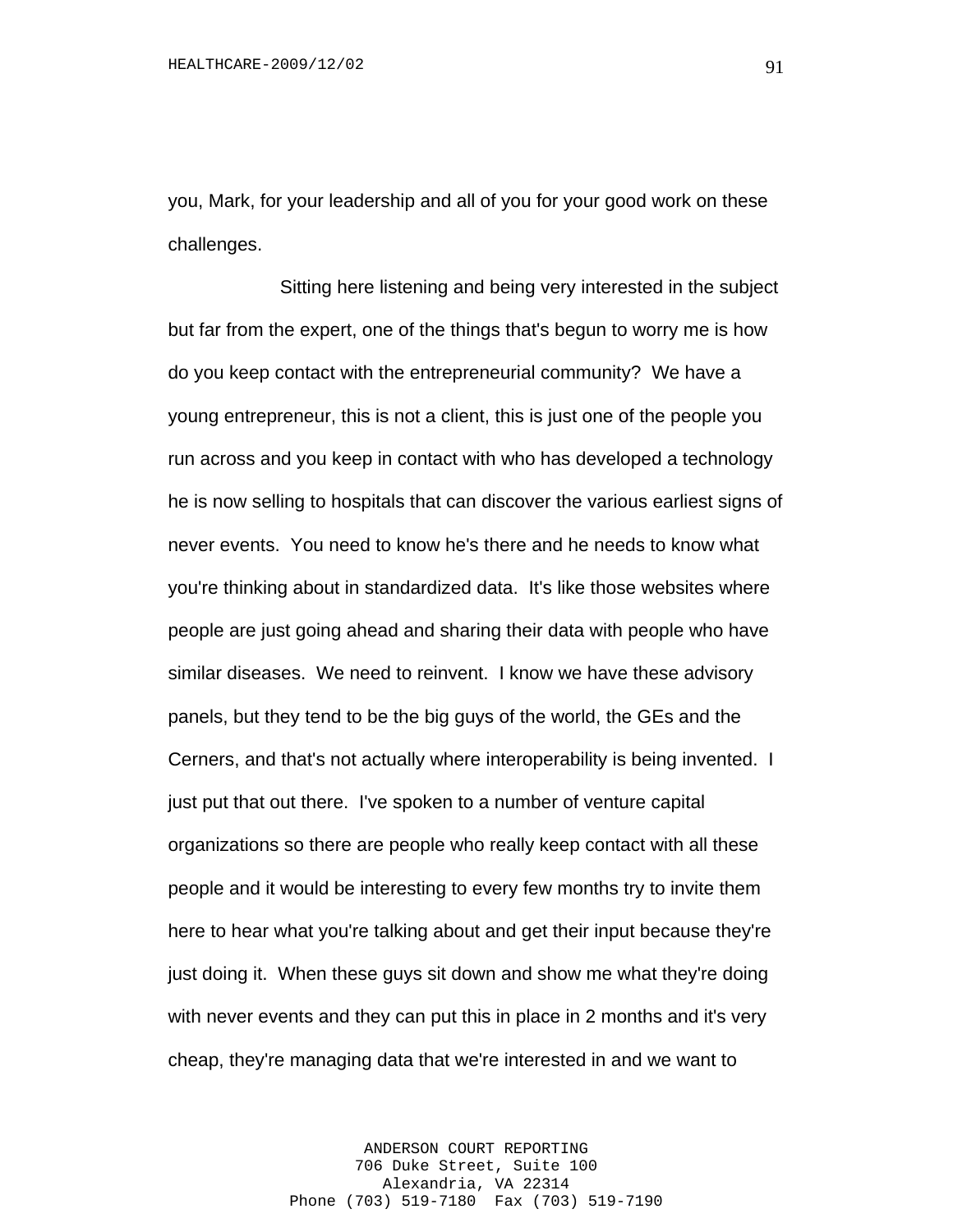you, Mark, for your leadership and all of you for your good work on these challenges.

Sitting here listening and being very interested in the subject but far from the expert, one of the things that's begun to worry me is how do you keep contact with the entrepreneurial community? We have a young entrepreneur, this is not a client, this is just one of the people you run across and you keep in contact with who has developed a technology he is now selling to hospitals that can discover the various earliest signs of never events. You need to know he's there and he needs to know what you're thinking about in standardized data. It's like those websites where people are just going ahead and sharing their data with people who have similar diseases. We need to reinvent. I know we have these advisory panels, but they tend to be the big guys of the world, the GEs and the Cerners, and that's not actually where interoperability is being invented. I just put that out there. I've spoken to a number of venture capital organizations so there are people who really keep contact with all these people and it would be interesting to every few months try to invite them here to hear what you're talking about and get their input because they're just doing it. When these guys sit down and show me what they're doing with never events and they can put this in place in 2 months and it's very cheap, they're managing data that we're interested in and we want to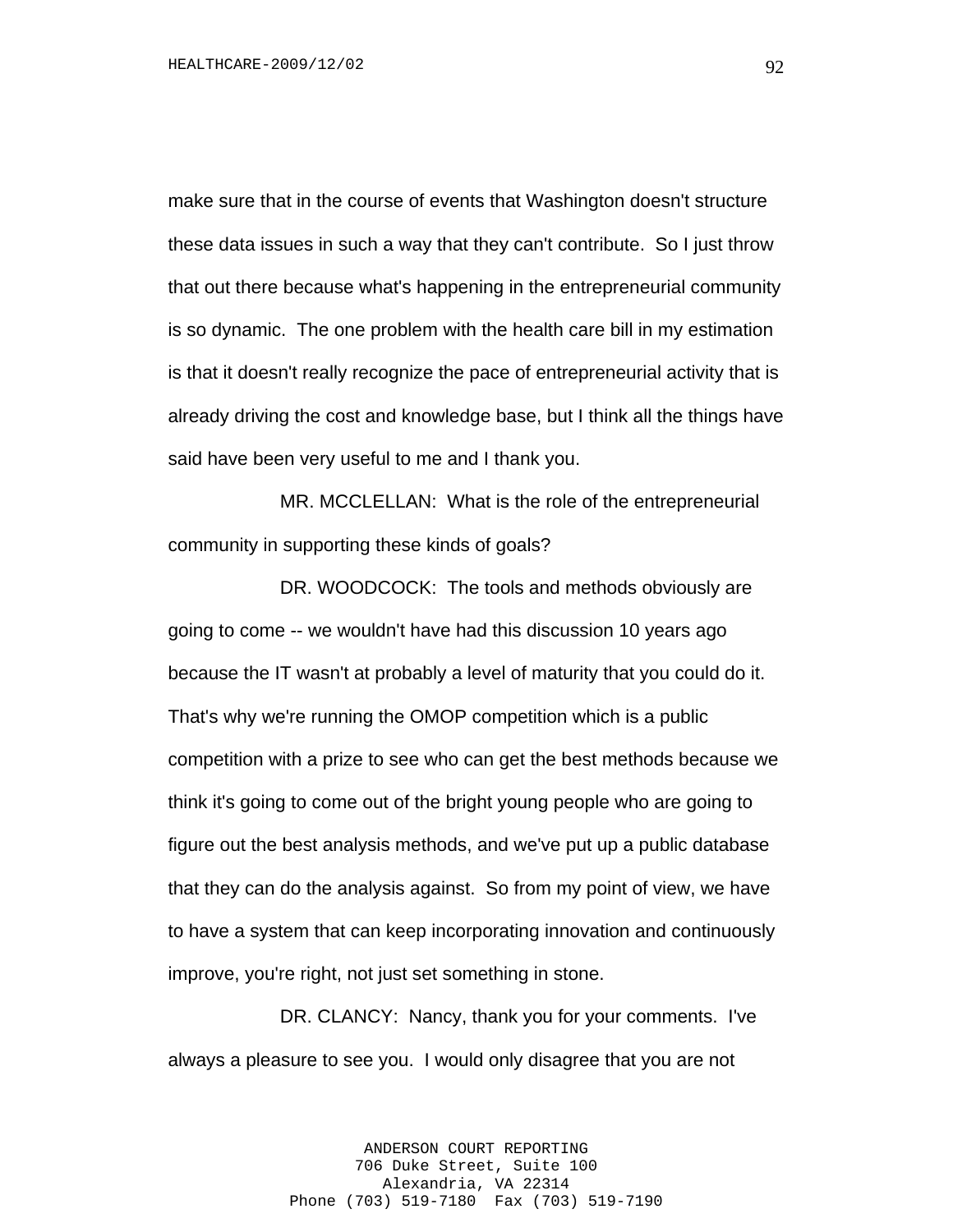make sure that in the course of events that Washington doesn't structure these data issues in such a way that they can't contribute. So I just throw that out there because what's happening in the entrepreneurial community is so dynamic. The one problem with the health care bill in my estimation is that it doesn't really recognize the pace of entrepreneurial activity that is already driving the cost and knowledge base, but I think all the things have said have been very useful to me and I thank you.

MR. MCCLELLAN: What is the role of the entrepreneurial community in supporting these kinds of goals?

DR. WOODCOCK: The tools and methods obviously are going to come -- we wouldn't have had this discussion 10 years ago because the IT wasn't at probably a level of maturity that you could do it. That's why we're running the OMOP competition which is a public competition with a prize to see who can get the best methods because we think it's going to come out of the bright young people who are going to figure out the best analysis methods, and we've put up a public database that they can do the analysis against. So from my point of view, we have to have a system that can keep incorporating innovation and continuously improve, you're right, not just set something in stone.

DR. CLANCY: Nancy, thank you for your comments. I've always a pleasure to see you. I would only disagree that you are not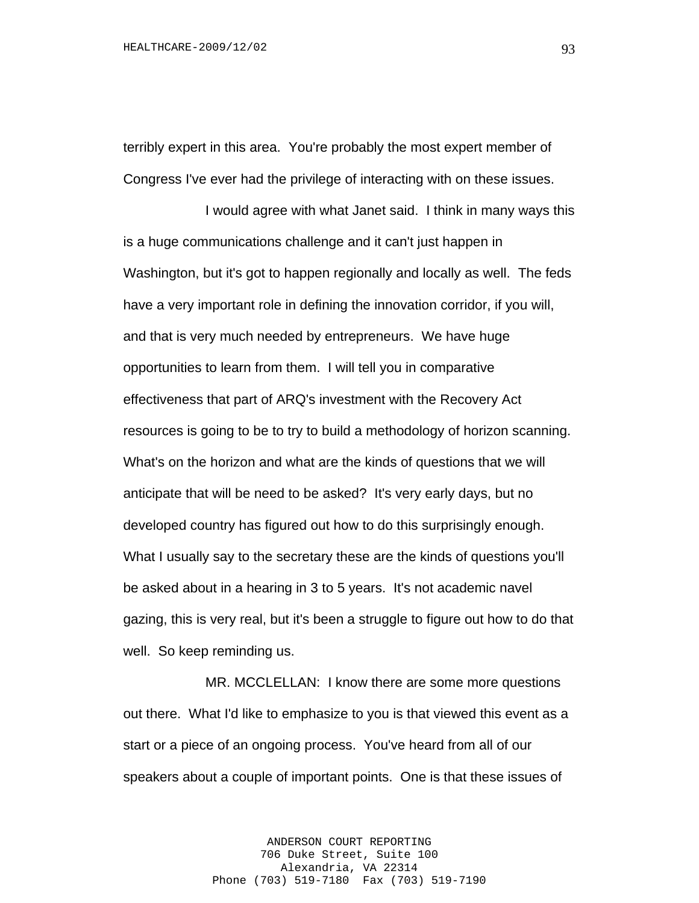terribly expert in this area. You're probably the most expert member of Congress I've ever had the privilege of interacting with on these issues.

I would agree with what Janet said. I think in many ways this is a huge communications challenge and it can't just happen in Washington, but it's got to happen regionally and locally as well. The feds have a very important role in defining the innovation corridor, if you will, and that is very much needed by entrepreneurs. We have huge opportunities to learn from them. I will tell you in comparative effectiveness that part of ARQ's investment with the Recovery Act resources is going to be to try to build a methodology of horizon scanning. What's on the horizon and what are the kinds of questions that we will anticipate that will be need to be asked? It's very early days, but no developed country has figured out how to do this surprisingly enough. What I usually say to the secretary these are the kinds of questions you'll be asked about in a hearing in 3 to 5 years. It's not academic navel gazing, this is very real, but it's been a struggle to figure out how to do that well. So keep reminding us.

MR. MCCLELLAN: I know there are some more questions out there. What I'd like to emphasize to you is that viewed this event as a start or a piece of an ongoing process. You've heard from all of our speakers about a couple of important points. One is that these issues of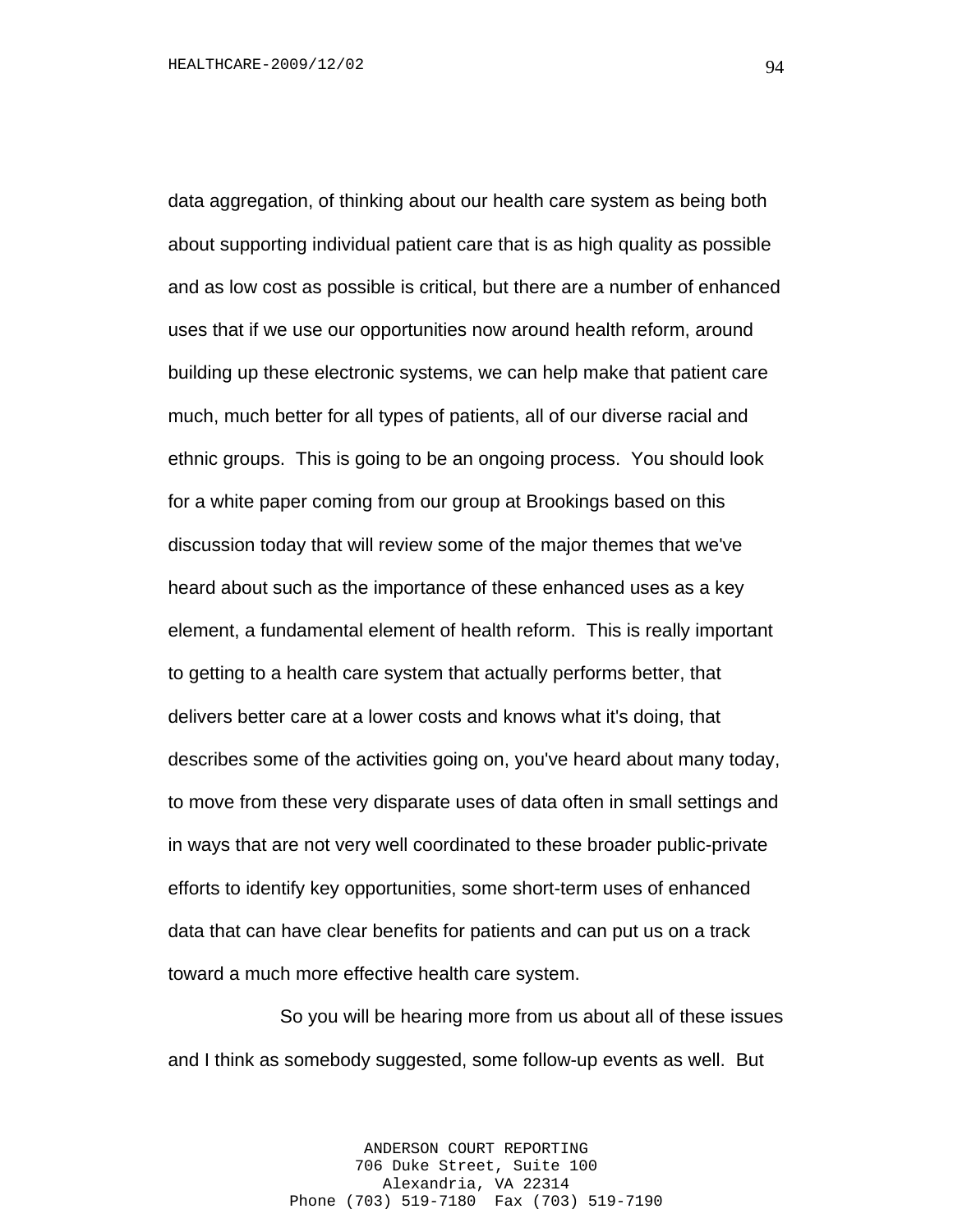data aggregation, of thinking about our health care system as being both about supporting individual patient care that is as high quality as possible and as low cost as possible is critical, but there are a number of enhanced uses that if we use our opportunities now around health reform, around building up these electronic systems, we can help make that patient care much, much better for all types of patients, all of our diverse racial and ethnic groups. This is going to be an ongoing process. You should look for a white paper coming from our group at Brookings based on this discussion today that will review some of the major themes that we've heard about such as the importance of these enhanced uses as a key element, a fundamental element of health reform. This is really important to getting to a health care system that actually performs better, that delivers better care at a lower costs and knows what it's doing, that describes some of the activities going on, you've heard about many today, to move from these very disparate uses of data often in small settings and in ways that are not very well coordinated to these broader public-private efforts to identify key opportunities, some short-term uses of enhanced data that can have clear benefits for patients and can put us on a track toward a much more effective health care system.

So you will be hearing more from us about all of these issues and I think as somebody suggested, some follow-up events as well. But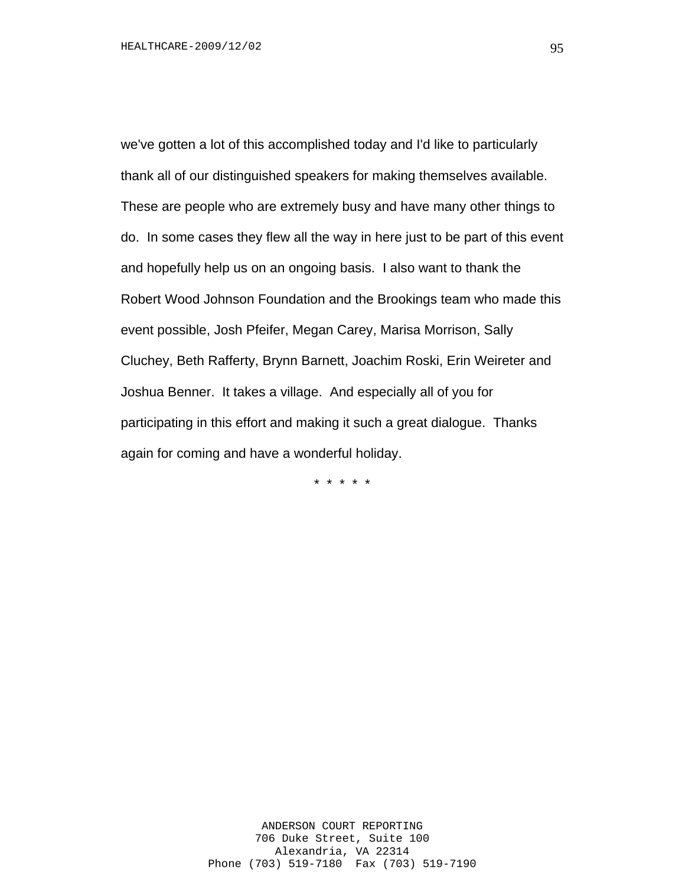we've gotten a lot of this accomplished today and I'd like to particularly thank all of our distinguished speakers for making themselves available. These are people who are extremely busy and have many other things to do. In some cases they flew all the way in here just to be part of this event and hopefully help us on an ongoing basis. I also want to thank the Robert Wood Johnson Foundation and the Brookings team who made this event possible, Josh Pfeifer, Megan Carey, Marisa Morrison, Sally Cluchey, Beth Rafferty, Brynn Barnett, Joachim Roski, Erin Weireter and Joshua Benner. It takes a village. And especially all of you for participating in this effort and making it such a great dialogue. Thanks again for coming and have a wonderful holiday.

* * * * *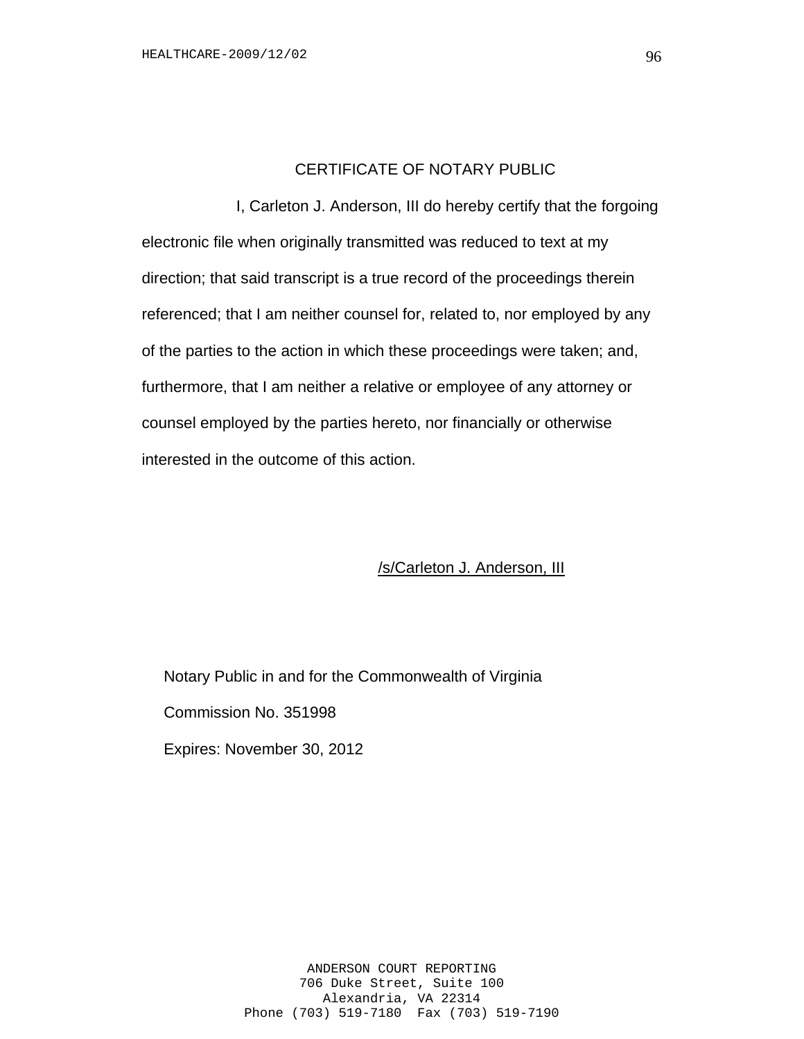# CERTIFICATE OF NOTARY PUBLIC

I, Carleton J. Anderson, III do hereby certify that the forgoing electronic file when originally transmitted was reduced to text at my direction; that said transcript is a true record of the proceedings therein referenced; that I am neither counsel for, related to, nor employed by any of the parties to the action in which these proceedings were taken; and, furthermore, that I am neither a relative or employee of any attorney or counsel employed by the parties hereto, nor financially or otherwise interested in the outcome of this action.

/s/Carleton J. Anderson, III

Notary Public in and for the Commonwealth of Virginia

Commission No. 351998

Expires: November 30, 2012